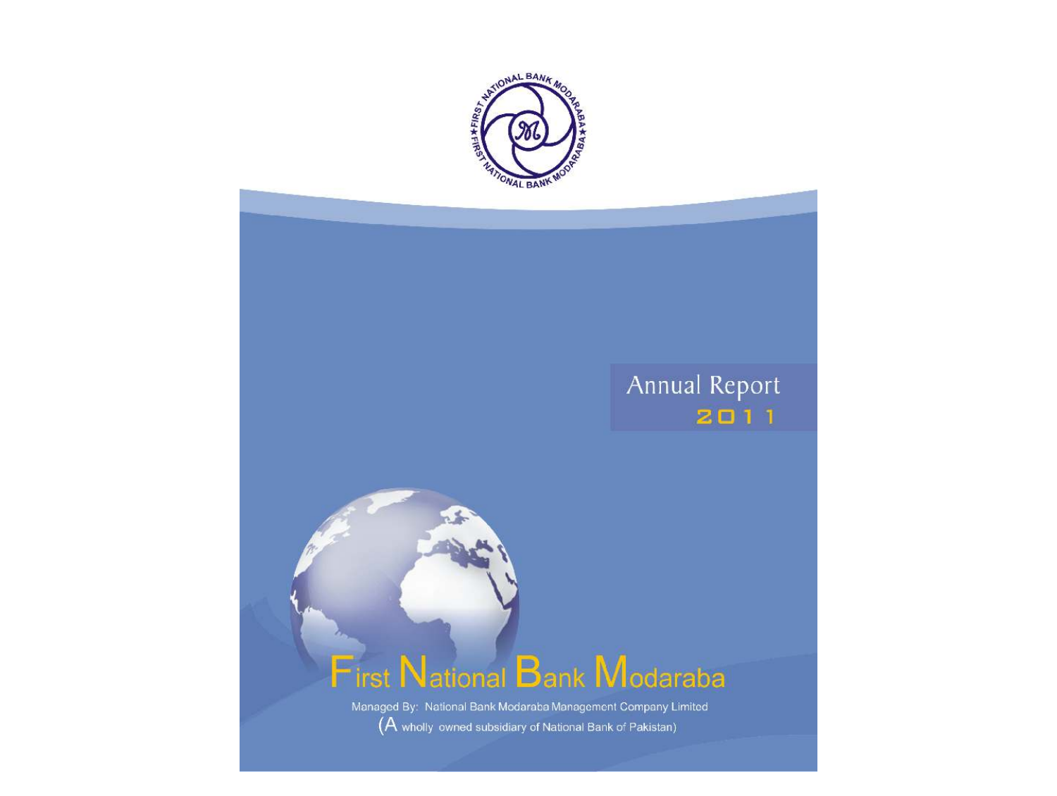# Annual Report 2011

# First National Bank Modaraba

Managed By: National Bank Modaraba Management Company Limited

(A wholly owned subsidiary of National Bank of Pakistan)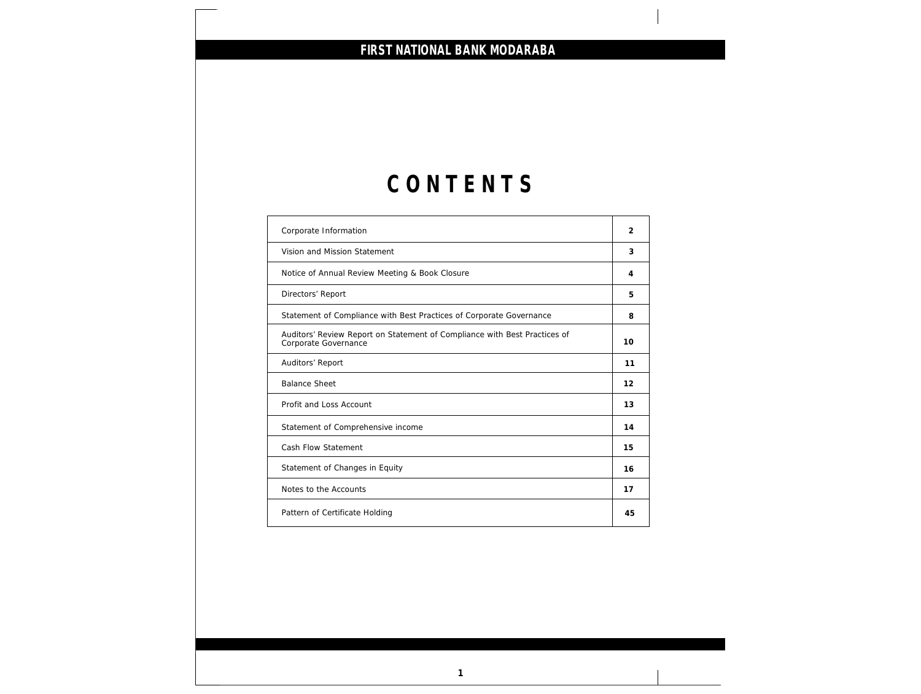# CONTENTS

| | |
|---|---|
| Corporate Information | 2 |
| Vision and Mission Statement | 3 |
| Notice of Annual Review Meeting & Book Closure | 4 |
| Directors' Report | 5 |
| Statement of Compliance with Best Practices of Corporate Governance | 8 |
| Auditors' Review Report on Statement of Compliance with Best Practices of Corporate Governance | 10 |
| Auditors' Report | 11 |
| Balance Sheet | 12 |
| Profit and Loss Account | 13 |
| Statement of Comprehensive income | 14 |
| Cash Flow Statement | 15 |
| Statement of Changes in Equity | 16 |
| Notes to the Accounts | 17 |
| Pattern of Certificate Holding | 45 |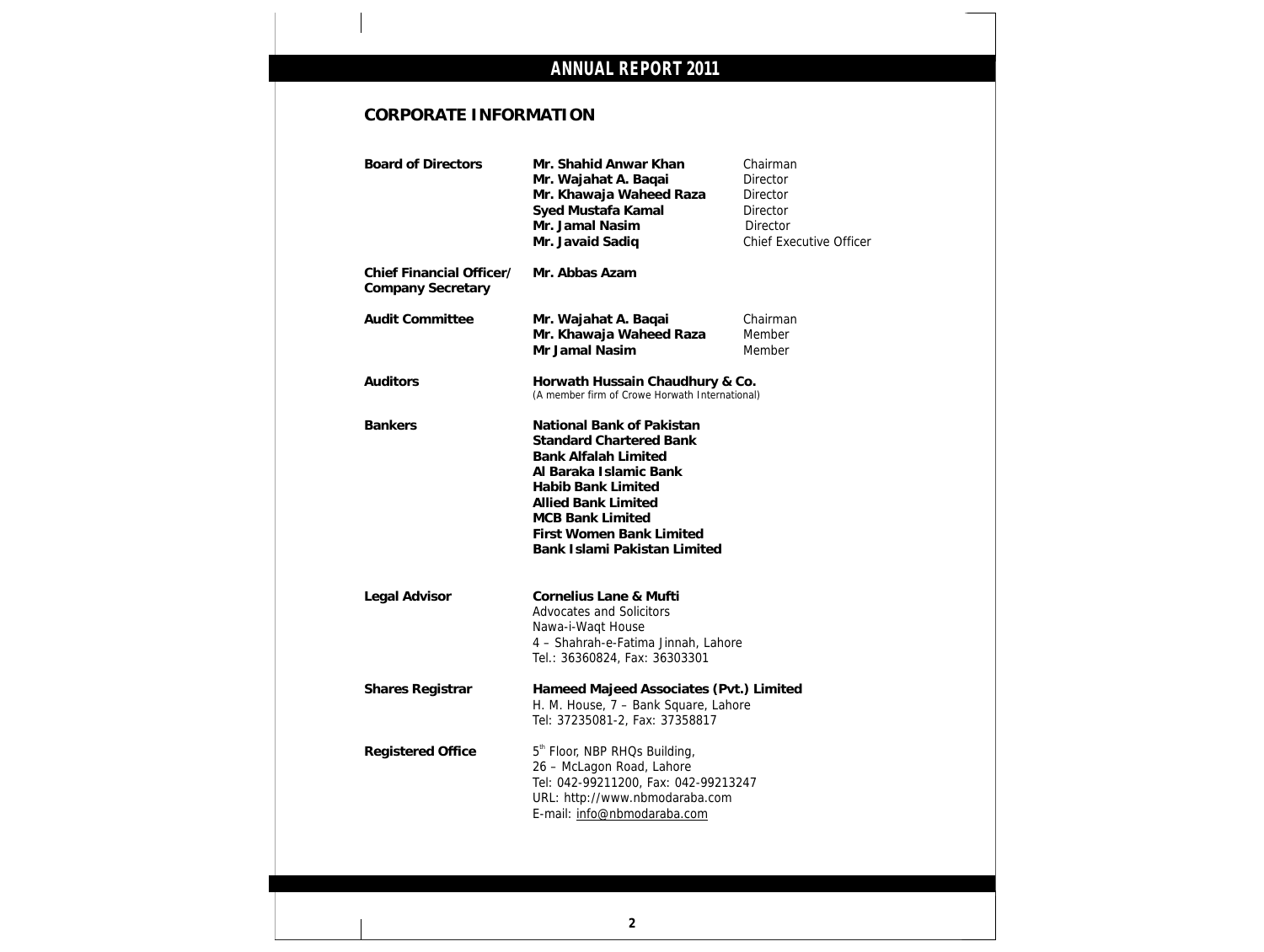## CORPORATE INFORMATION

| | | |
|---|---|---|
| **Board of Directors** | **Mr. Shahid Anwar Khan** | Chairman |
| | **Mr. Wajahat A. Baqai** | Director |
| | **Mr. Khawaja Waheed Raza** | Director |
| | **Syed Mustafa Kamal** | Director |
| | **Mr. Jamal Nasim** | Director |
| | **Mr. Javaid Sadiq** | Chief Executive Officer |
| **Chief Financial Officer/ Company Secretary** | **Mr. Abbas Azam** | |
| **Audit Committee** | **Mr. Wajahat A. Baqai** | Chairman |
| | **Mr. Khawaja Waheed Raza** | Member |
| | **Mr Jamal Nasim** | Member |
| **Auditors** | **Horwath Hussain Chaudhury & Co.** (A member firm of Crowe Horwath International) | |
| **Bankers** | **National Bank of Pakistan**<br>**Standard Chartered Bank**<br>**Bank Alfalah Limited**<br>**Al Baraka Islamic Bank**<br>**Habib Bank Limited**<br>**Allied Bank Limited**<br>**MCB Bank Limited**<br>**First Women Bank Limited**<br>**Bank Islami Pakistan Limited** | |
| **Legal Advisor** | **Cornelius Lane & Mufti**<br>Advocates and Solicitors<br>Nawa-i-Waqt House<br>4 – Shahrah-e-Fatima Jinnah, Lahore<br>Tel.: 36360824, Fax: 36303301 | |
| **Shares Registrar** | **Hameed Majeed Associates (Pvt.) Limited**<br>H. M. House, 7 – Bank Square, Lahore<br>Tel: 37235081-2, Fax: 37358817 | |
| **Registered Office** | 5th Floor, NBP RHQs Building,<br>26 – McLagon Road, Lahore<br>Tel: 042-99211200, Fax: 042-99213247<br>URL: http://www.nbmodaraba.com<br>E-mail: info@nbmodaraba.com | |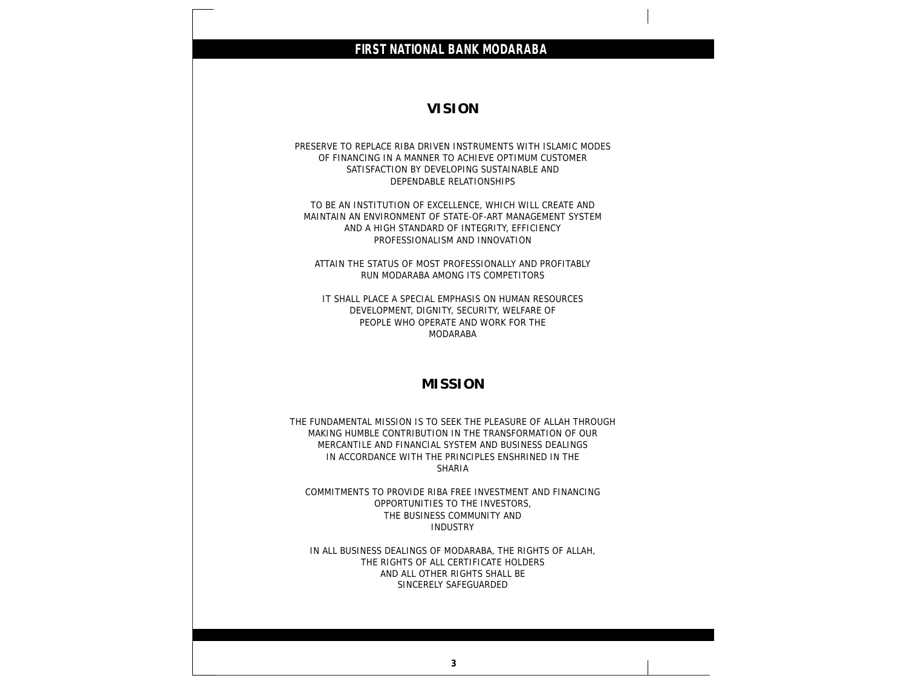## VISION

PRESERVE TO REPLACE RIBA DRIVEN INSTRUMENTS WITH ISLAMIC MODES OF FINANCING IN A MANNER TO ACHIEVE OPTIMUM CUSTOMER SATISFACTION BY DEVELOPING SUSTAINABLE AND DEPENDABLE RELATIONSHIPS

TO BE AN INSTITUTION OF EXCELLENCE, WHICH WILL CREATE AND MAINTAIN AN ENVIRONMENT OF STATE-OF-ART MANAGEMENT SYSTEM AND A HIGH STANDARD OF INTEGRITY, EFFICIENCY PROFESSIONALISM AND INNOVATION

ATTAIN THE STATUS OF MOST PROFESSIONALLY AND PROFITABLY RUN MODARABA AMONG ITS COMPETITORS

IT SHALL PLACE A SPECIAL EMPHASIS ON HUMAN RESOURCES DEVELOPMENT, DIGNITY, SECURITY, WELFARE OF PEOPLE WHO OPERATE AND WORK FOR THE MODARABA

## MISSION

THE FUNDAMENTAL MISSION IS TO SEEK THE PLEASURE OF ALLAH THROUGH MAKING HUMBLE CONTRIBUTION IN THE TRANSFORMATION OF OUR MERCANTILE AND FINANCIAL SYSTEM AND BUSINESS DEALINGS IN ACCORDANCE WITH THE PRINCIPLES ENSHRINED IN THE SHARIA

COMMITMENTS TO PROVIDE RIBA FREE INVESTMENT AND FINANCING OPPORTUNITIES TO THE INVESTORS, THE BUSINESS COMMUNITY AND INDUSTRY

IN ALL BUSINESS DEALINGS OF MODARABA, THE RIGHTS OF ALLAH, THE RIGHTS OF ALL CERTIFICATE HOLDERS AND ALL OTHER RIGHTS SHALL BE SINCERELY SAFEGUARDED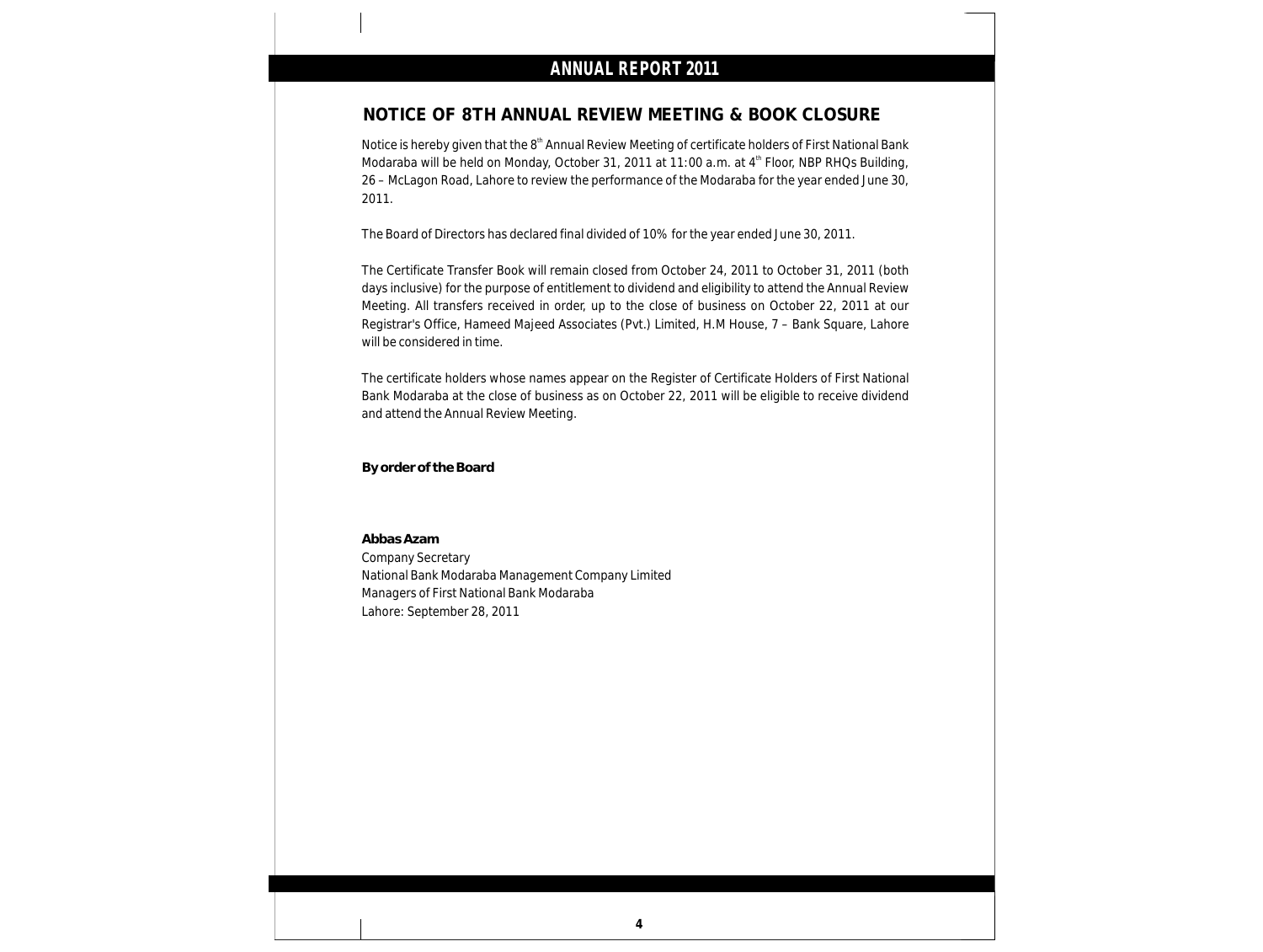# NOTICE OF 8TH ANNUAL REVIEW MEETING & BOOK CLOSURE

Notice is hereby given that the 8th Annual Review Meeting of certificate holders of First National Bank Modaraba will be held on Monday, October 31, 2011 at 11:00 a.m. at 4th Floor, NBP RHQs Building, 26 – McLagon Road, Lahore to review the performance of the Modaraba for the year ended June 30, 2011.

The Board of Directors has declared final divided of 10% for the year ended June 30, 2011.

The Certificate Transfer Book will remain closed from October 24, 2011 to October 31, 2011 (both days inclusive) for the purpose of entitlement to dividend and eligibility to attend the Annual Review Meeting. All transfers received in order, up to the close of business on October 22, 2011 at our Registrar's Office, Hameed Majeed Associates (Pvt.) Limited, H.M House, 7 – Bank Square, Lahore will be considered in time.

The certificate holders whose names appear on the Register of Certificate Holders of First National Bank Modaraba at the close of business as on October 22, 2011 will be eligible to receive dividend and attend the Annual Review Meeting.

**By order of the Board**

**Abbas Azam**
Company Secretary
National Bank Modaraba Management Company Limited
Managers of First National Bank Modaraba
Lahore: September 28, 2011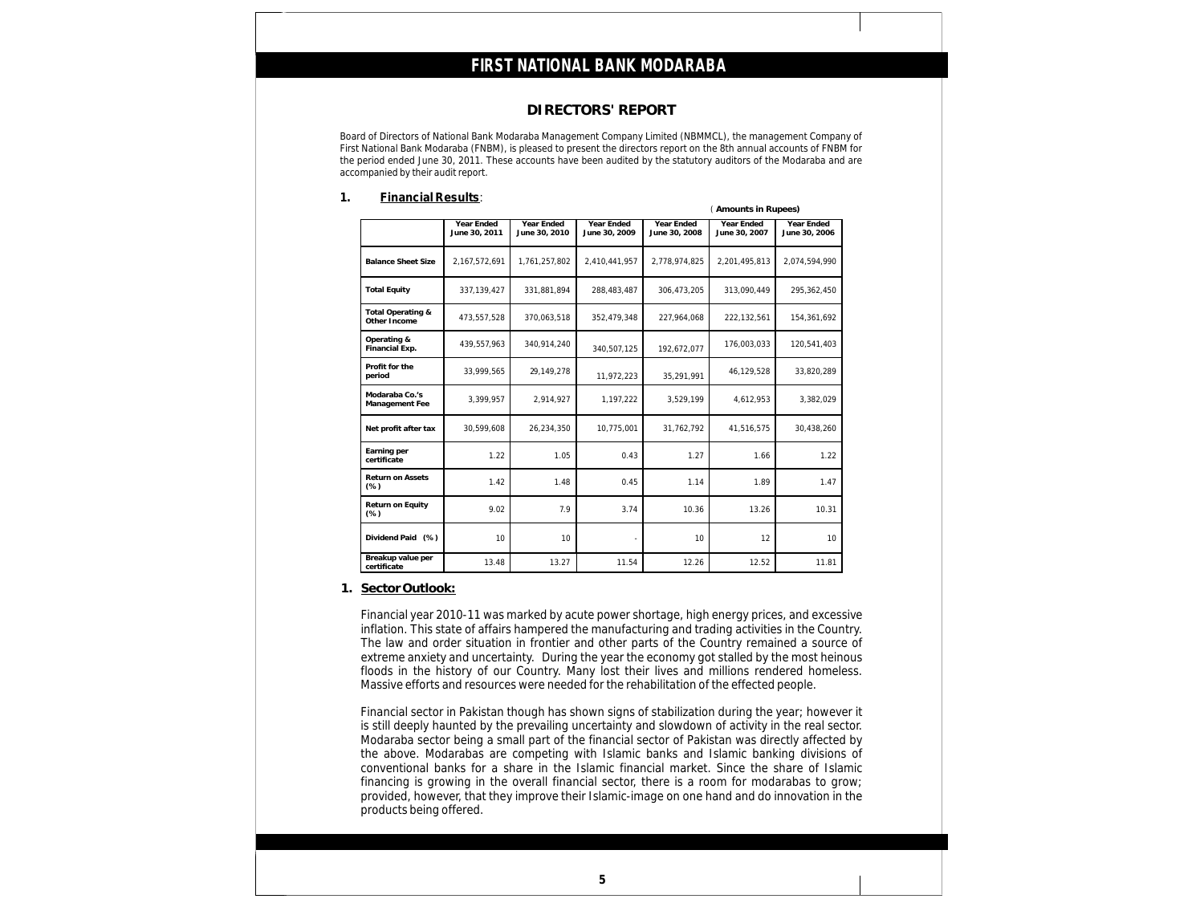# FIRST NATIONAL BANK MODARABA

## DIRECTORS' REPORT

Board of Directors of National Bank Modaraba Management Company Limited (NBMMCL), the management Company of First National Bank Modaraba (FNBM), is pleased to present the directors report on the 8th annual accounts of FNBM for the period ended June 30, 2011. These accounts have been audited by the statutory auditors of the Modaraba and are accompanied by their audit report.

### 1. Financial Results:

(**Amounts in Rupees**)

| | Year Ended June 30, 2011 | Year Ended June 30, 2010 | Year Ended June 30, 2009 | Year Ended June 30, 2008 | Year Ended June 30, 2007 | Year Ended June 30, 2006 |
|---|---|---|---|---|---|---|
| **Balance Sheet Size** | 2,167,572,691 | 1,761,257,802 | 2,410,441,957 | 2,778,974,825 | 2,201,495,813 | 2,074,594,990 |
| **Total Equity** | 337,139,427 | 331,881,894 | 288,483,487 | 306,473,205 | 313,090,449 | 295,362,450 |
| **Total Operating & Other Income** | 473,557,528 | 370,063,518 | 352,479,348 | 227,964,068 | 222,132,561 | 154,361,692 |
| **Operating & Financial Exp.** | 439,557,963 | 340,914,240 | 340,507,125 | 192,672,077 | 176,003,033 | 120,541,403 |
| **Profit for the period** | 33,999,565 | 29,149,278 | 11,972,223 | 35,291,991 | 46,129,528 | 33,820,289 |
| **Modaraba Co.'s Management Fee** | 3,399,957 | 2,914,927 | 1,197,222 | 3,529,199 | 4,612,953 | 3,382,029 |
| **Net profit after tax** | 30,599,608 | 26,234,350 | 10,775,001 | 31,762,792 | 41,516,575 | 30,438,260 |
| **Earning per certificate** | 1.22 | 1.05 | 0.43 | 1.27 | 1.66 | 1.22 |
| **Return on Assets (%)** | 1.42 | 1.48 | 0.45 | 1.14 | 1.89 | 1.47 |
| **Return on Equity (%)** | 9.02 | 7.9 | 3.74 | 10.36 | 13.26 | 10.31 |
| **Dividend Paid (%)** | 10 | 10 | - | 10 | 12 | 10 |
| **Breakup value per certificate** | 13.48 | 13.27 | 11.54 | 12.26 | 12.52 | 11.81 |

### 1. Sector Outlook:

Financial year 2010-11 was marked by acute power shortage, high energy prices, and excessive inflation. This state of affairs hampered the manufacturing and trading activities in the Country. The law and order situation in frontier and other parts of the Country remained a source of extreme anxiety and uncertainty. During the year the economy got stalled by the most heinous floods in the history of our Country. Many lost their lives and millions rendered homeless. Massive efforts and resources were needed for the rehabilitation of the effected people.

Financial sector in Pakistan though has shown signs of stabilization during the year; however it is still deeply haunted by the prevailing uncertainty and slowdown of activity in the real sector. Modaraba sector being a small part of the financial sector of Pakistan was directly affected by the above. Modarabas are competing with Islamic banks and Islamic banking divisions of conventional banks for a share in the Islamic financial market. Since the share of Islamic financing is growing in the overall financial sector, there is a room for modarabas to grow; provided, however, that they improve their Islamic-image on one hand and do innovation in the products being offered.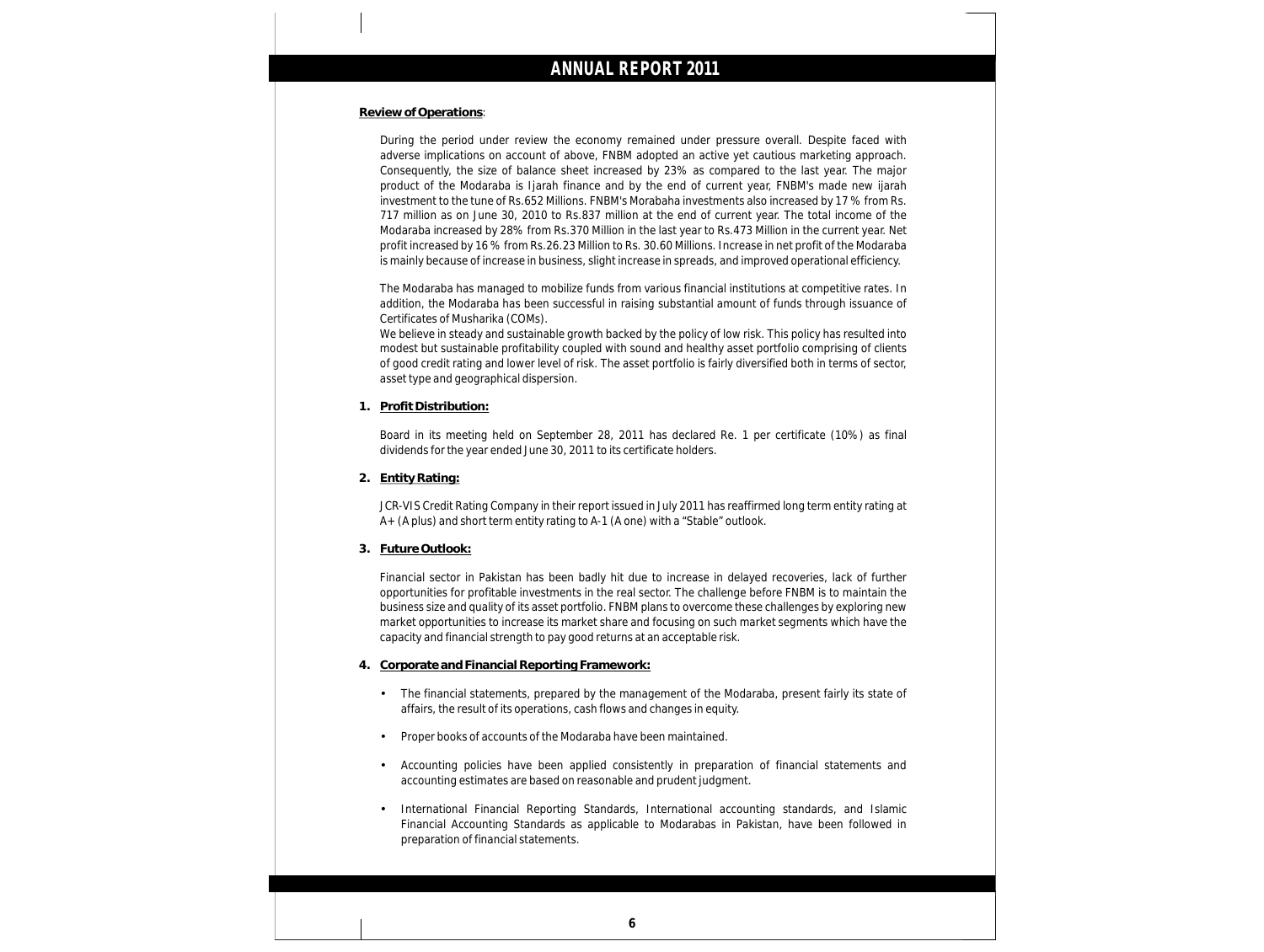**Review of Operations**:

During the period under review the economy remained under pressure overall. Despite faced with adverse implications on account of above, FNBM adopted an active yet cautious marketing approach. Consequently, the size of balance sheet increased by 23% as compared to the last year. The major product of the Modaraba is Ijarah finance and by the end of current year, FNBM's made new ijarah investment to the tune of Rs.652 Millions. FNBM's Morabaha investments also increased by 17 % from Rs. 717 million as on June 30, 2010 to Rs.837 million at the end of current year. The total income of the Modaraba increased by 28% from Rs.370 Million in the last year to Rs.473 Million in the current year. Net profit increased by 16 % from Rs.26.23 Million to Rs. 30.60 Millions. Increase in net profit of the Modaraba is mainly because of increase in business, slight increase in spreads, and improved operational efficiency.

The Modaraba has managed to mobilize funds from various financial institutions at competitive rates. In addition, the Modaraba has been successful in raising substantial amount of funds through issuance of Certificates of Musharika (COMs).

We believe in steady and sustainable growth backed by the policy of low risk. This policy has resulted into modest but sustainable profitability coupled with sound and healthy asset portfolio comprising of clients of good credit rating and lower level of risk. The asset portfolio is fairly diversified both in terms of sector, asset type and geographical dispersion.

**1. Profit Distribution:**

Board in its meeting held on September 28, 2011 has declared Re. 1 per certificate (10%) as final dividends for the year ended June 30, 2011 to its certificate holders.

**2. Entity Rating:**

JCR-VIS Credit Rating Company in their report issued in July 2011 has reaffirmed long term entity rating at A+ (A plus) and short term entity rating to A-1 (A one) with a "Stable" outlook.

**3. Future Outlook:**

Financial sector in Pakistan has been badly hit due to increase in delayed recoveries, lack of further opportunities for profitable investments in the real sector. The challenge before FNBM is to maintain the business size and quality of its asset portfolio. FNBM plans to overcome these challenges by exploring new market opportunities to increase its market share and focusing on such market segments which have the capacity and financial strength to pay good returns at an acceptable risk.

**4. Corporate and Financial Reporting Framework:**

- The financial statements, prepared by the management of the Modaraba, present fairly its state of affairs, the result of its operations, cash flows and changes in equity.
- Proper books of accounts of the Modaraba have been maintained.
- Accounting policies have been applied consistently in preparation of financial statements and accounting estimates are based on reasonable and prudent judgment.
- International Financial Reporting Standards, International accounting standards, and Islamic Financial Accounting Standards as applicable to Modarabas in Pakistan, have been followed in preparation of financial statements.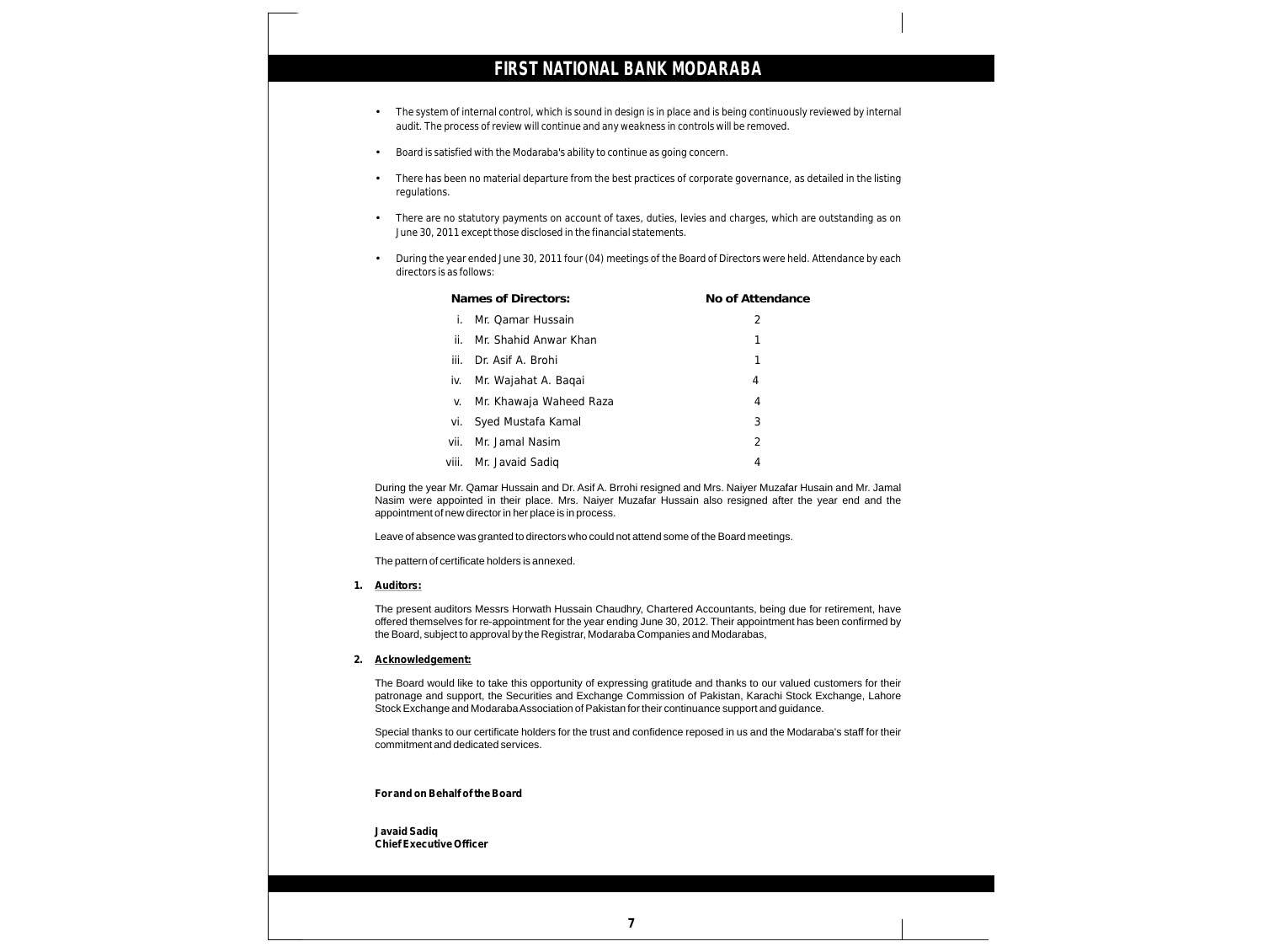- The system of internal control, which is sound in design is in place and is being continuously reviewed by internal audit. The process of review will continue and any weakness in controls will be removed.
- Board is satisfied with the Modaraba's ability to continue as going concern.
- There has been no material departure from the best practices of corporate governance, as detailed in the listing regulations.
- There are no statutory payments on account of taxes, duties, levies and charges, which are outstanding as on June 30, 2011 except those disclosed in the financial statements.
- During the year ended June 30, 2011 four (04) meetings of the Board of Directors were held. Attendance by each directors is as follows:

| Names of Directors: | No of Attendance |
|---|---|
| i. Mr. Qamar Hussain | 2 |
| ii. Mr. Shahid Anwar Khan | 1 |
| iii. Dr. Asif A. Brohi | 1 |
| iv. Mr. Wajahat A. Baqai | 4 |
| v. Mr. Khawaja Waheed Raza | 4 |
| vi. Syed Mustafa Kamal | 3 |
| vii. Mr. Jamal Nasim | 2 |
| viii. Mr. Javaid Sadiq | 4 |

During the year Mr. Qamar Hussain and Dr. Asif A. Brrohi resigned and Mrs. Naiyer Muzafar Husain and Mr. Jamal Nasim were appointed in their place. Mrs. Naiyer Muzafar Hussain also resigned after the year end and the appointment of new director in her place is in process.

Leave of absence was granted to directors who could not attend some of the Board meetings.

The pattern of certificate holders is annexed.

**1. Auditors:**

The present auditors Messrs Horwath Hussain Chaudhry, Chartered Accountants, being due for retirement, have offered themselves for re-appointment for the year ending June 30, 2012. Their appointment has been confirmed by the Board, subject to approval by the Registrar, Modaraba Companies and Modarabas,

**2. Acknowledgement:**

The Board would like to take this opportunity of expressing gratitude and thanks to our valued customers for their patronage and support, the Securities and Exchange Commission of Pakistan, Karachi Stock Exchange, Lahore Stock Exchange and Modaraba Association of Pakistan for their continuance support and guidance.

Special thanks to our certificate holders for the trust and confidence reposed in us and the Modaraba's staff for their commitment and dedicated services.

**For and on Behalf of the Board**

**Javaid Sadiq**
**Chief Executive Officer**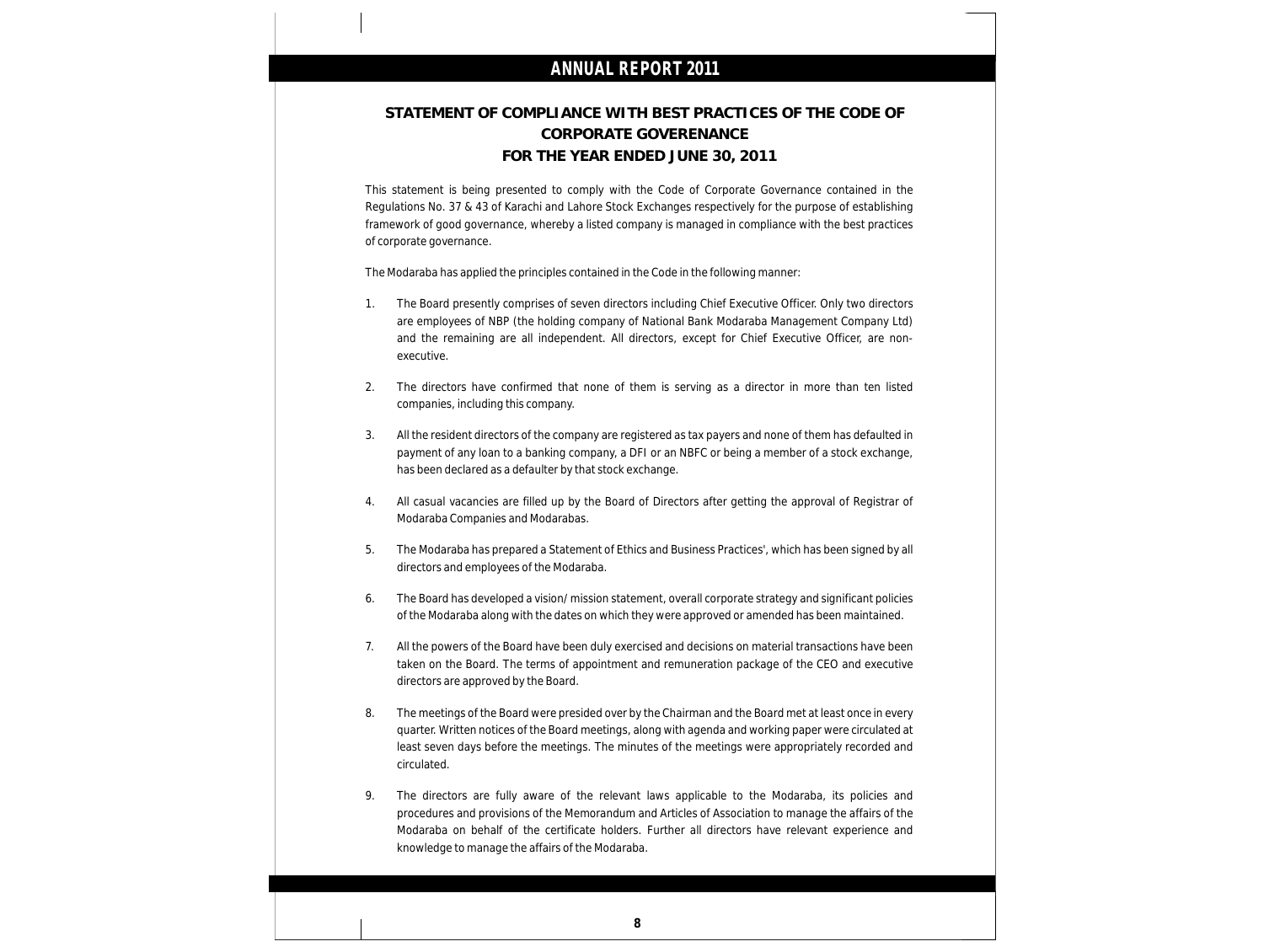## STATEMENT OF COMPLIANCE WITH BEST PRACTICES OF THE CODE OF CORPORATE GOVERENANCE FOR THE YEAR ENDED JUNE 30, 2011

This statement is being presented to comply with the Code of Corporate Governance contained in the Regulations No. 37 & 43 of Karachi and Lahore Stock Exchanges respectively for the purpose of establishing framework of good governance, whereby a listed company is managed in compliance with the best practices of corporate governance.

The Modaraba has applied the principles contained in the Code in the following manner:

1. The Board presently comprises of seven directors including Chief Executive Officer. Only two directors are employees of NBP (the holding company of National Bank Modaraba Management Company Ltd) and the remaining are all independent. All directors, except for Chief Executive Officer, are non-executive.

2. The directors have confirmed that none of them is serving as a director in more than ten listed companies, including this company.

3. All the resident directors of the company are registered as tax payers and none of them has defaulted in payment of any loan to a banking company, a DFI or an NBFC or being a member of a stock exchange, has been declared as a defaulter by that stock exchange.

4. All casual vacancies are filled up by the Board of Directors after getting the approval of Registrar of Modaraba Companies and Modarabas.

5. The Modaraba has prepared a Statement of Ethics and Business Practices', which has been signed by all directors and employees of the Modaraba.

6. The Board has developed a vision/ mission statement, overall corporate strategy and significant policies of the Modaraba along with the dates on which they were approved or amended has been maintained.

7. All the powers of the Board have been duly exercised and decisions on material transactions have been taken on the Board. The terms of appointment and remuneration package of the CEO and executive directors are approved by the Board.

8. The meetings of the Board were presided over by the Chairman and the Board met at least once in every quarter. Written notices of the Board meetings, along with agenda and working paper were circulated at least seven days before the meetings. The minutes of the meetings were appropriately recorded and circulated.

9. The directors are fully aware of the relevant laws applicable to the Modaraba, its policies and procedures and provisions of the Memorandum and Articles of Association to manage the affairs of the Modaraba on behalf of the certificate holders. Further all directors have relevant experience and knowledge to manage the affairs of the Modaraba.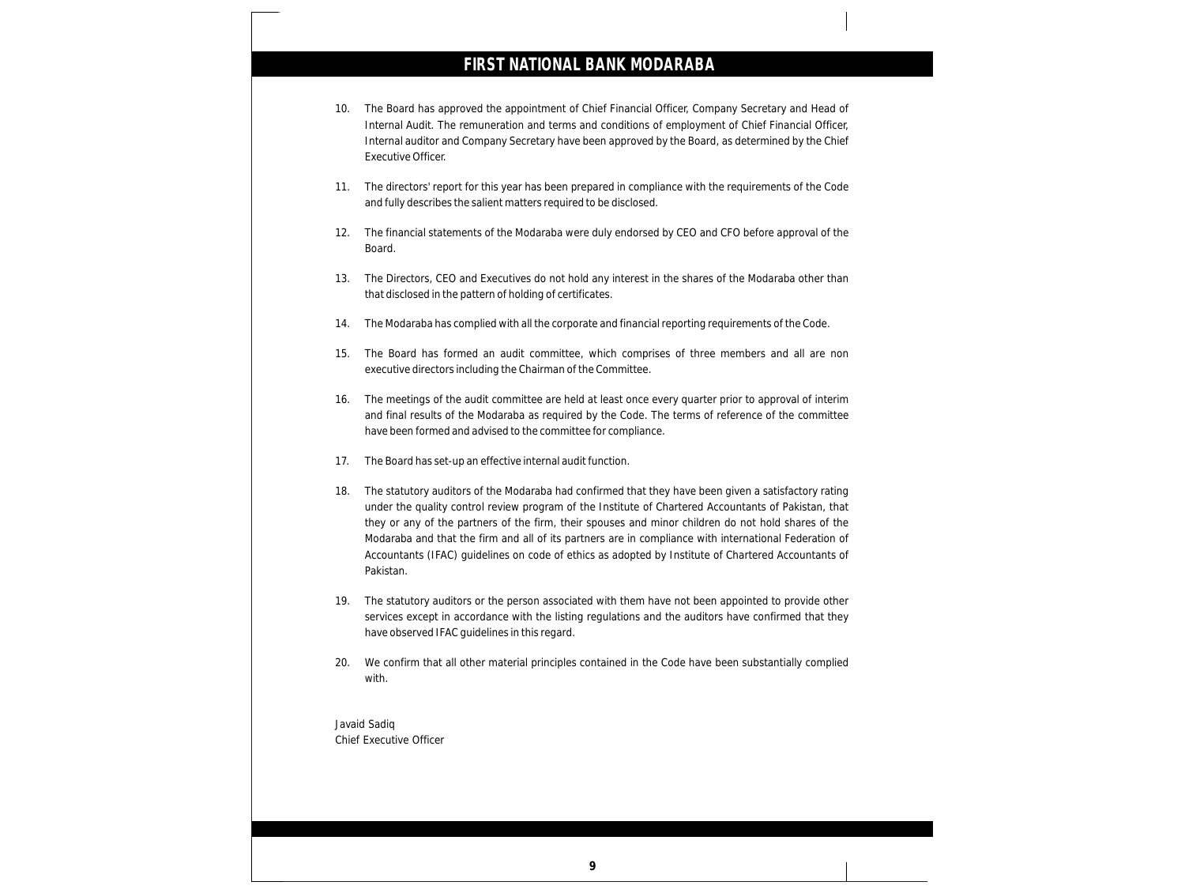10. The Board has approved the appointment of Chief Financial Officer, Company Secretary and Head of Internal Audit. The remuneration and terms and conditions of employment of Chief Financial Officer, Internal auditor and Company Secretary have been approved by the Board, as determined by the Chief Executive Officer.

11. The directors' report for this year has been prepared in compliance with the requirements of the Code and fully describes the salient matters required to be disclosed.

12. The financial statements of the Modaraba were duly endorsed by CEO and CFO before approval of the Board.

13. The Directors, CEO and Executives do not hold any interest in the shares of the Modaraba other than that disclosed in the pattern of holding of certificates.

14. The Modaraba has complied with all the corporate and financial reporting requirements of the Code.

15. The Board has formed an audit committee, which comprises of three members and all are non executive directors including the Chairman of the Committee.

16. The meetings of the audit committee are held at least once every quarter prior to approval of interim and final results of the Modaraba as required by the Code. The terms of reference of the committee have been formed and advised to the committee for compliance.

17. The Board has set-up an effective internal audit function.

18. The statutory auditors of the Modaraba had confirmed that they have been given a satisfactory rating under the quality control review program of the Institute of Chartered Accountants of Pakistan, that they or any of the partners of the firm, their spouses and minor children do not hold shares of the Modaraba and that the firm and all of its partners are in compliance with international Federation of Accountants (IFAC) guidelines on code of ethics as adopted by Institute of Chartered Accountants of Pakistan.

19. The statutory auditors or the person associated with them have not been appointed to provide other services except in accordance with the listing regulations and the auditors have confirmed that they have observed IFAC guidelines in this regard.

20. We confirm that all other material principles contained in the Code have been substantially complied with.

Javaid Sadiq
Chief Executive Officer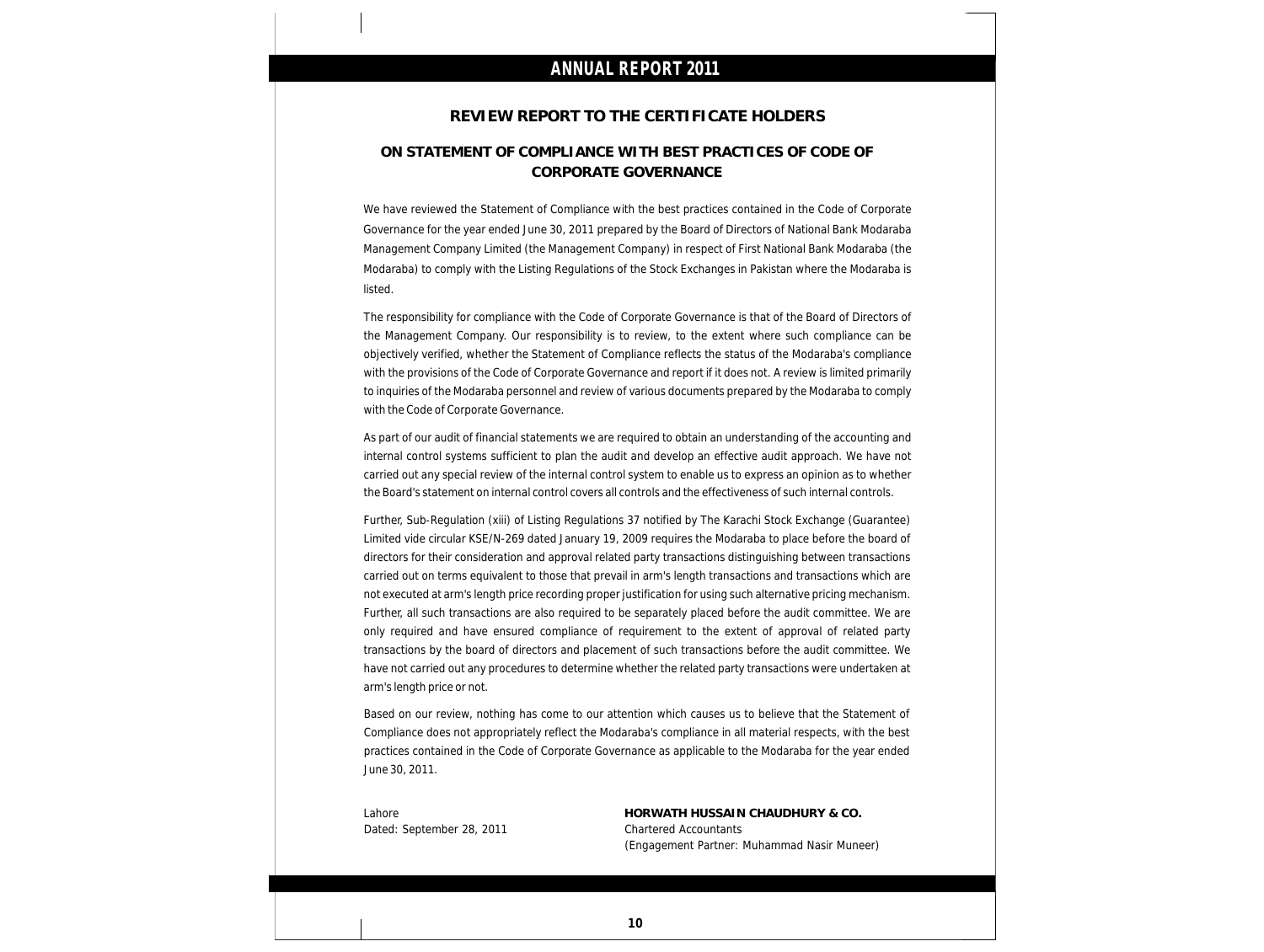## REVIEW REPORT TO THE CERTIFICATE HOLDERS

## ON STATEMENT OF COMPLIANCE WITH BEST PRACTICES OF CODE OF CORPORATE GOVERNANCE

We have reviewed the Statement of Compliance with the best practices contained in the Code of Corporate Governance for the year ended June 30, 2011 prepared by the Board of Directors of National Bank Modaraba Management Company Limited (the Management Company) in respect of First National Bank Modaraba (the Modaraba) to comply with the Listing Regulations of the Stock Exchanges in Pakistan where the Modaraba is listed.

The responsibility for compliance with the Code of Corporate Governance is that of the Board of Directors of the Management Company. Our responsibility is to review, to the extent where such compliance can be objectively verified, whether the Statement of Compliance reflects the status of the Modaraba's compliance with the provisions of the Code of Corporate Governance and report if it does not. A review is limited primarily to inquiries of the Modaraba personnel and review of various documents prepared by the Modaraba to comply with the Code of Corporate Governance.

As part of our audit of financial statements we are required to obtain an understanding of the accounting and internal control systems sufficient to plan the audit and develop an effective audit approach. We have not carried out any special review of the internal control system to enable us to express an opinion as to whether the Board's statement on internal control covers all controls and the effectiveness of such internal controls.

Further, Sub-Regulation (xiii) of Listing Regulations 37 notified by The Karachi Stock Exchange (Guarantee) Limited vide circular KSE/N-269 dated January 19, 2009 requires the Modaraba to place before the board of directors for their consideration and approval related party transactions distinguishing between transactions carried out on terms equivalent to those that prevail in arm's length transactions and transactions which are not executed at arm's length price recording proper justification for using such alternative pricing mechanism. Further, all such transactions are also required to be separately placed before the audit committee. We are only required and have ensured compliance of requirement to the extent of approval of related party transactions by the board of directors and placement of such transactions before the audit committee. We have not carried out any procedures to determine whether the related party transactions were undertaken at arm's length price or not.

Based on our review, nothing has come to our attention which causes us to believe that the Statement of Compliance does not appropriately reflect the Modaraba's compliance in all material respects, with the best practices contained in the Code of Corporate Governance as applicable to the Modaraba for the year ended June 30, 2011.

Lahore
Dated: September 28, 2011

**HORWATH HUSSAIN CHAUDHURY & CO.**
Chartered Accountants
(Engagement Partner: Muhammad Nasir Muneer)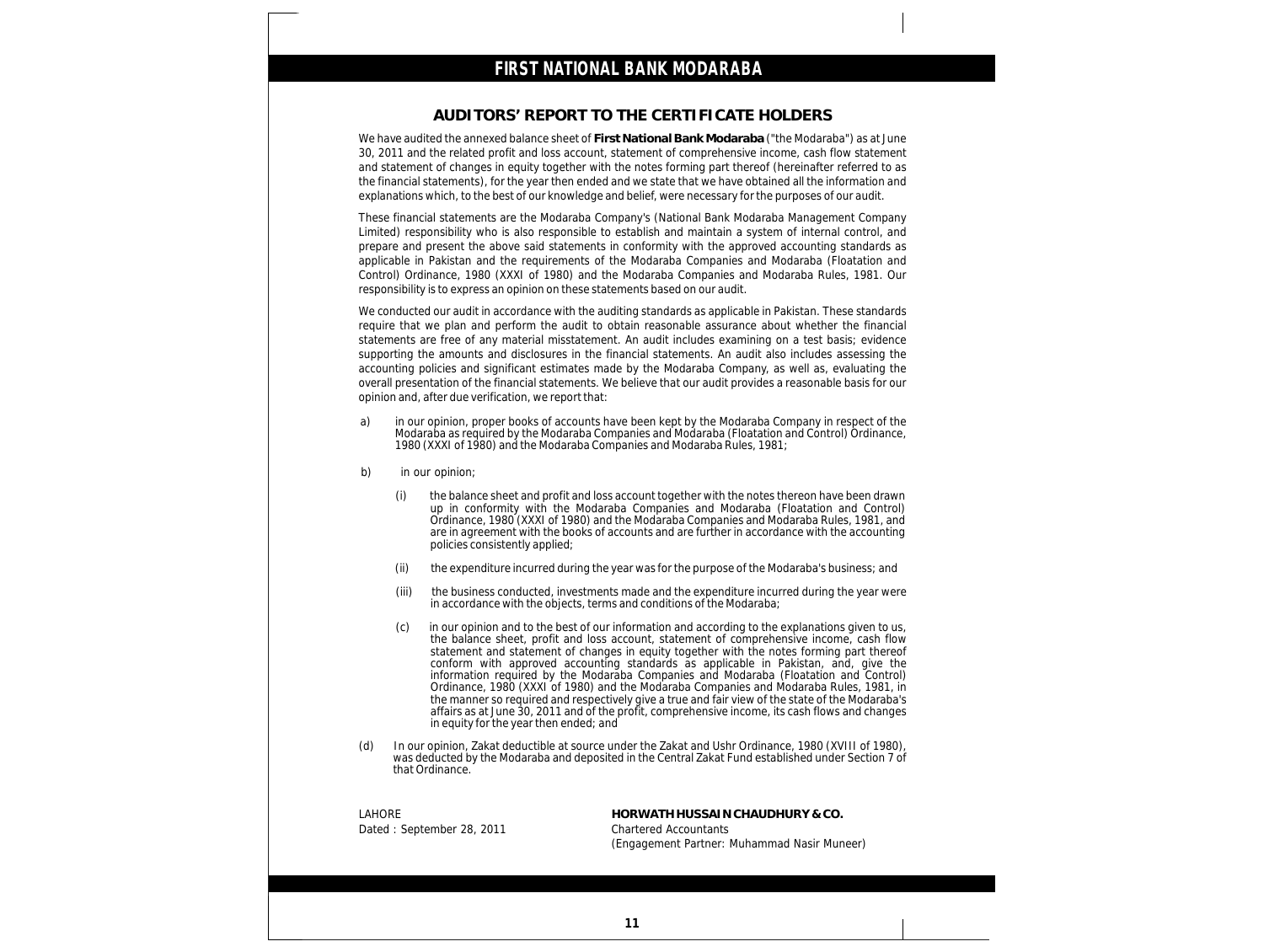# FIRST NATIONAL BANK MODARABA

## AUDITORS' REPORT TO THE CERTIFICATE HOLDERS

We have audited the annexed balance sheet of **First National Bank Modaraba** ("the Modaraba") as at June 30, 2011 and the related profit and loss account, statement of comprehensive income, cash flow statement and statement of changes in equity together with the notes forming part thereof (hereinafter referred to as the financial statements), for the year then ended and we state that we have obtained all the information and explanations which, to the best of our knowledge and belief, were necessary for the purposes of our audit.

These financial statements are the Modaraba Company's (National Bank Modaraba Management Company Limited) responsibility who is also responsible to establish and maintain a system of internal control, and prepare and present the above said statements in conformity with the approved accounting standards as applicable in Pakistan and the requirements of the Modaraba Companies and Modaraba (Floatation and Control) Ordinance, 1980 (XXXI of 1980) and the Modaraba Companies and Modaraba Rules, 1981. Our responsibility is to express an opinion on these statements based on our audit.

We conducted our audit in accordance with the auditing standards as applicable in Pakistan. These standards require that we plan and perform the audit to obtain reasonable assurance about whether the financial statements are free of any material misstatement. An audit includes examining on a test basis; evidence supporting the amounts and disclosures in the financial statements. An audit also includes assessing the accounting policies and significant estimates made by the Modaraba Company, as well as, evaluating the overall presentation of the financial statements. We believe that our audit provides a reasonable basis for our opinion and, after due verification, we report that:

a) in our opinion, proper books of accounts have been kept by the Modaraba Company in respect of the Modaraba as required by the Modaraba Companies and Modaraba (Floatation and Control) Ordinance, 1980 (XXXI of 1980) and the Modaraba Companies and Modaraba Rules, 1981;

b) in our opinion;

   (i) the balance sheet and profit and loss account together with the notes thereon have been drawn up in conformity with the Modaraba Companies and Modaraba (Floatation and Control) Ordinance, 1980 (XXXI of 1980) and the Modaraba Companies and Modaraba Rules, 1981, and are in agreement with the books of accounts and are further in accordance with the accounting policies consistently applied;

   (ii) the expenditure incurred during the year was for the purpose of the Modaraba's business; and

   (iii) the business conducted, investments made and the expenditure incurred during the year were in accordance with the objects, terms and conditions of the Modaraba;

   (c) in our opinion and to the best of our information and according to the explanations given to us, the balance sheet, profit and loss account, statement of comprehensive income, cash flow statement and statement of changes in equity together with the notes forming part thereof conform with approved accounting standards as applicable in Pakistan, and, give the information required by the Modaraba Companies and Modaraba (Floatation and Control) Ordinance, 1980 (XXXI of 1980) and the Modaraba Companies and Modaraba Rules, 1981, in the manner so required and respectively give a true and fair view of the state of the Modaraba's affairs as at June 30, 2011 and of the profit, comprehensive income, its cash flows and changes in equity for the year then ended; and

(d) In our opinion, Zakat deductible at source under the Zakat and Ushr Ordinance, 1980 (XVIII of 1980), was deducted by the Modaraba and deposited in the Central Zakat Fund established under Section 7 of that Ordinance.

LAHORE
Dated : September 28, 2011

**HORWATH HUSSAIN CHAUDHURY & CO.**
Chartered Accountants
(Engagement Partner: Muhammad Nasir Muneer)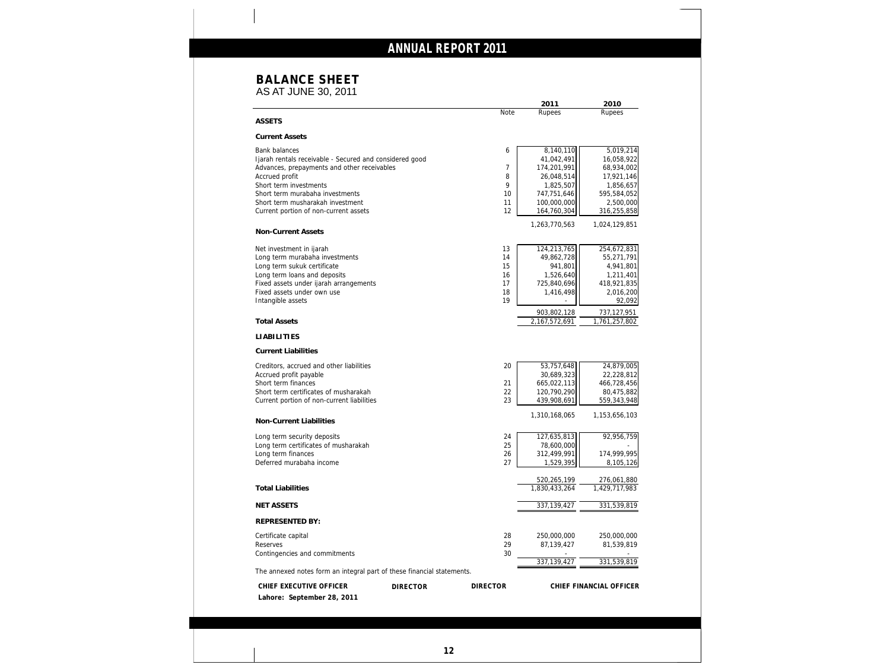# BALANCE SHEET

AS AT JUNE 30, 2011

| | Note | 2011 Rupees | 2010 Rupees |
|---|---|---|---|
| **ASSETS** | | | |
| **Current Assets** | | | |
| Bank balances | 6 | 8,140,110 | 5,019,214 |
| Ijarah rentals receivable - Secured and considered good | | 41,042,491 | 16,058,922 |
| Advances, prepayments and other receivables | 7 | 174,201,991 | 68,934,002 |
| Accrued profit | 8 | 26,048,514 | 17,921,146 |
| Short term investments | 9 | 1,825,507 | 1,856,657 |
| Short term murabaha investments | 10 | 747,751,646 | 595,584,052 |
| Short term musharakah investment | 11 | 100,000,000 | 2,500,000 |
| Current portion of non-current assets | 12 | 164,760,304 | 316,255,858 |
| | | 1,263,770,563 | 1,024,129,851 |
| **Non-Current Assets** | | | |
| Net investment in ijarah | 13 | 124,213,765 | 254,672,831 |
| Long term murabaha investments | 14 | 49,862,728 | 55,271,791 |
| Long term sukuk certificate | 15 | 941,801 | 4,941,801 |
| Long term loans and deposits | 16 | 1,526,640 | 1,211,401 |
| Fixed assets under ijarah arrangements | 17 | 725,840,696 | 418,921,835 |
| Fixed assets under own use | 18 | 1,416,498 | 2,016,200 |
| Intangible assets | 19 | - | 92,092 |
| | | 903,802,128 | 737,127,951 |
| **Total Assets** | | 2,167,572,691 | 1,761,257,802 |
| **LIABILITIES** | | | |
| **Current Liabilities** | | | |
| Creditors, accrued and other liabilities | 20 | 53,757,648 | 24,879,005 |
| Accrued profit payable | | 30,689,323 | 22,228,812 |
| Short term finances | 21 | 665,022,113 | 466,728,456 |
| Short term certificates of musharakah | 22 | 120,790,290 | 80,475,882 |
| Current portion of non-current liabilities | 23 | 439,908,691 | 559,343,948 |
| | | 1,310,168,065 | 1,153,656,103 |
| **Non-Current Liabilities** | | | |
| Long term security deposits | 24 | 127,635,813 | 92,956,759 |
| Long term certificates of musharakah | 25 | 78,600,000 | - |
| Long term finances | 26 | 312,499,991 | 174,999,995 |
| Deferred murabaha income | 27 | 1,529,395 | 8,105,126 |
| | | 520,265,199 | 276,061,880 |
| **Total Liabilities** | | 1,830,433,264 | 1,429,717,983 |
| **NET ASSETS** | | 337,139,427 | 331,539,819 |
| **REPRESENTED BY:** | | | |
| Certificate capital | 28 | 250,000,000 | 250,000,000 |
| Reserves | 29 | 87,139,427 | 81,539,819 |
| Contingencies and commitments | 30 | - | - |
| | | 337,139,427 | 331,539,819 |

The annexed notes form an integral part of these financial statements.

**CHIEF EXECUTIVE OFFICER** **DIRECTOR** **DIRECTOR** **CHIEF FINANCIAL OFFICER**

**Lahore: September 28, 2011**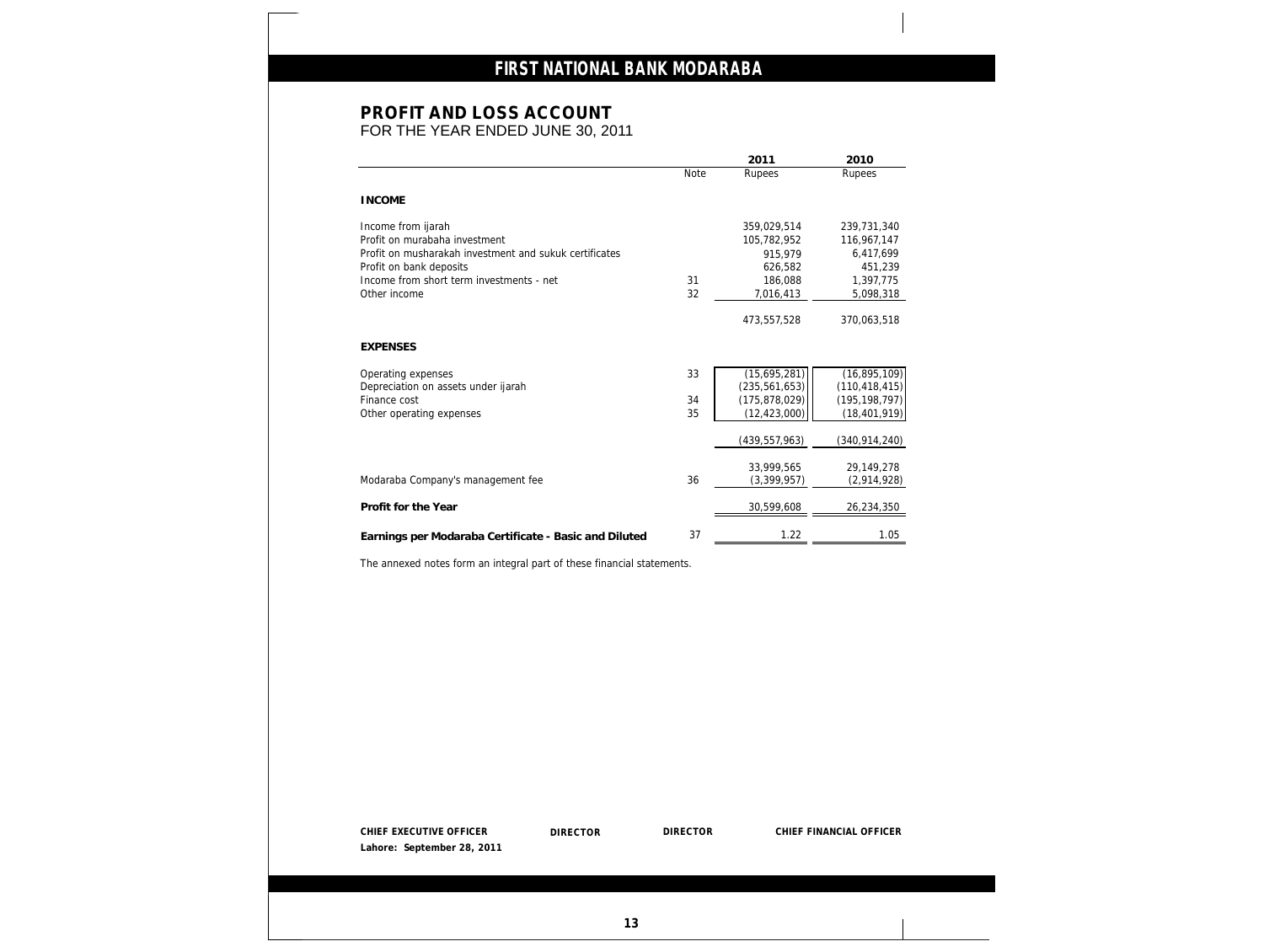# FIRST NATIONAL BANK MODARABA

## PROFIT AND LOSS ACCOUNT
FOR THE YEAR ENDED JUNE 30, 2011

| | Note | 2011<br>Rupees | 2010<br>Rupees |
|---|---|---|---|
| **INCOME** | | | |
| Income from ijarah | | 359,029,514 | 239,731,340 |
| Profit on murabaha investment | | 105,782,952 | 116,967,147 |
| Profit on musharakah investment and sukuk certificates | | 915,979 | 6,417,699 |
| Profit on bank deposits | | 626,582 | 451,239 |
| Income from short term investments - net | 31 | 186,088 | 1,397,775 |
| Other income | 32 | 7,016,413 | 5,098,318 |
| | | 473,557,528 | 370,063,518 |
| **EXPENSES** | | | |
| Operating expenses | 33 | (15,695,281) | (16,895,109) |
| Depreciation on assets under ijarah | | (235,561,653) | (110,418,415) |
| Finance cost | 34 | (175,878,029) | (195,198,797) |
| Other operating expenses | 35 | (12,423,000) | (18,401,919) |
| | | (439,557,963) | (340,914,240) |
| | | 33,999,565 | 29,149,278 |
| Modaraba Company's management fee | 36 | (3,399,957) | (2,914,928) |
| **Profit for the Year** | | 30,599,608 | 26,234,350 |
| **Earnings per Modaraba Certificate - Basic and Diluted** | 37 | 1.22 | 1.05 |

The annexed notes form an integral part of these financial statements.

**CHIEF EXECUTIVE OFFICER** **DIRECTOR** **DIRECTOR** **CHIEF FINANCIAL OFFICER**

**Lahore: September 28, 2011**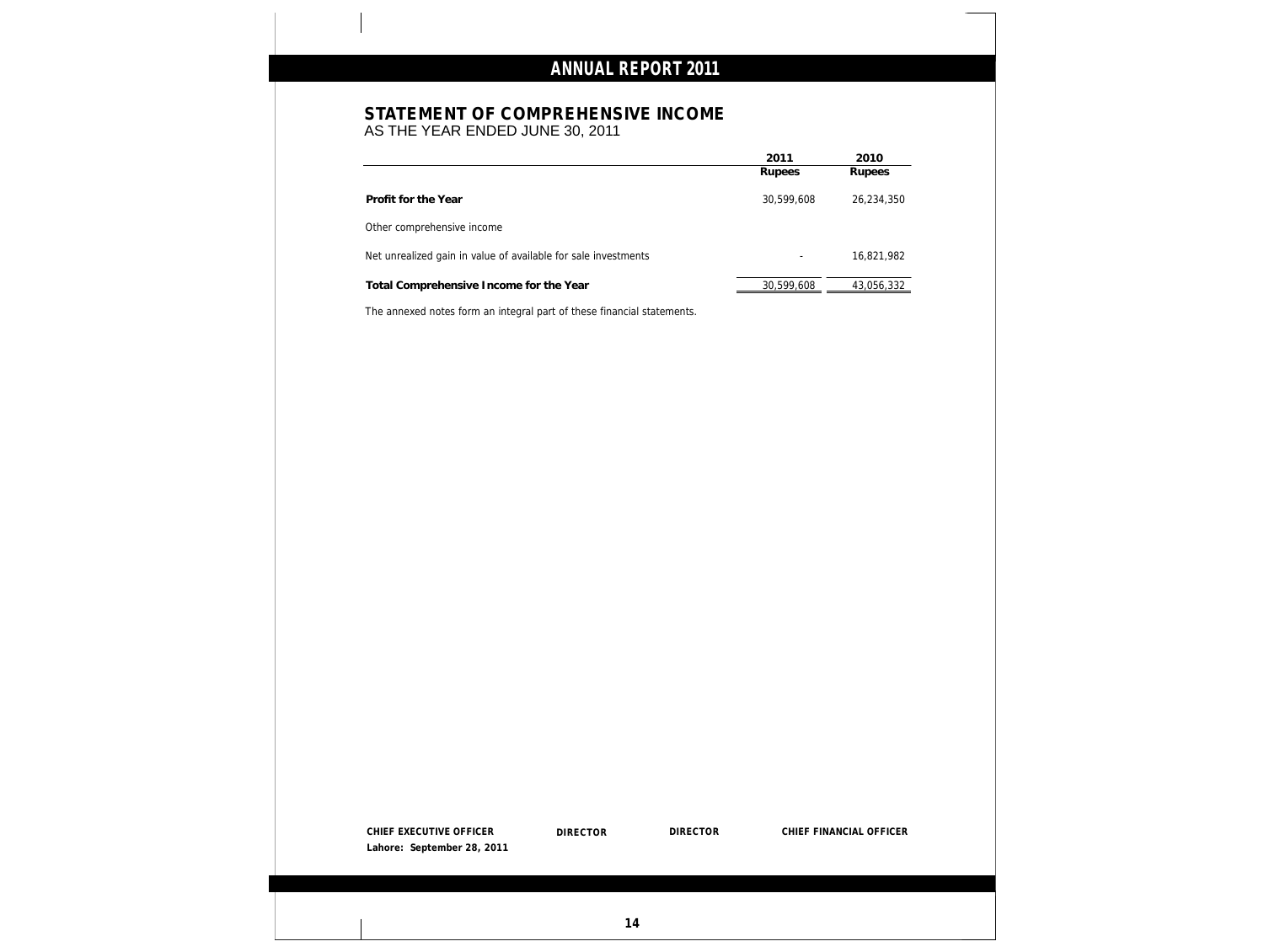## STATEMENT OF COMPREHENSIVE INCOME

AS THE YEAR ENDED JUNE 30, 2011

| | 2011<br>Rupees | 2010<br>Rupees |
|---|---|---|
| **Profit for the Year** | 30,599,608 | 26,234,350 |
| Other comprehensive income | | |
| Net unrealized gain in value of available for sale investments | - | 16,821,982 |
| **Total Comprehensive Income for the Year** | 30,599,608 | 43,056,332 |

The annexed notes form an integral part of these financial statements.

**CHIEF EXECUTIVE OFFICER** **DIRECTOR** **DIRECTOR** **CHIEF FINANCIAL OFFICER**

**Lahore: September 28, 2011**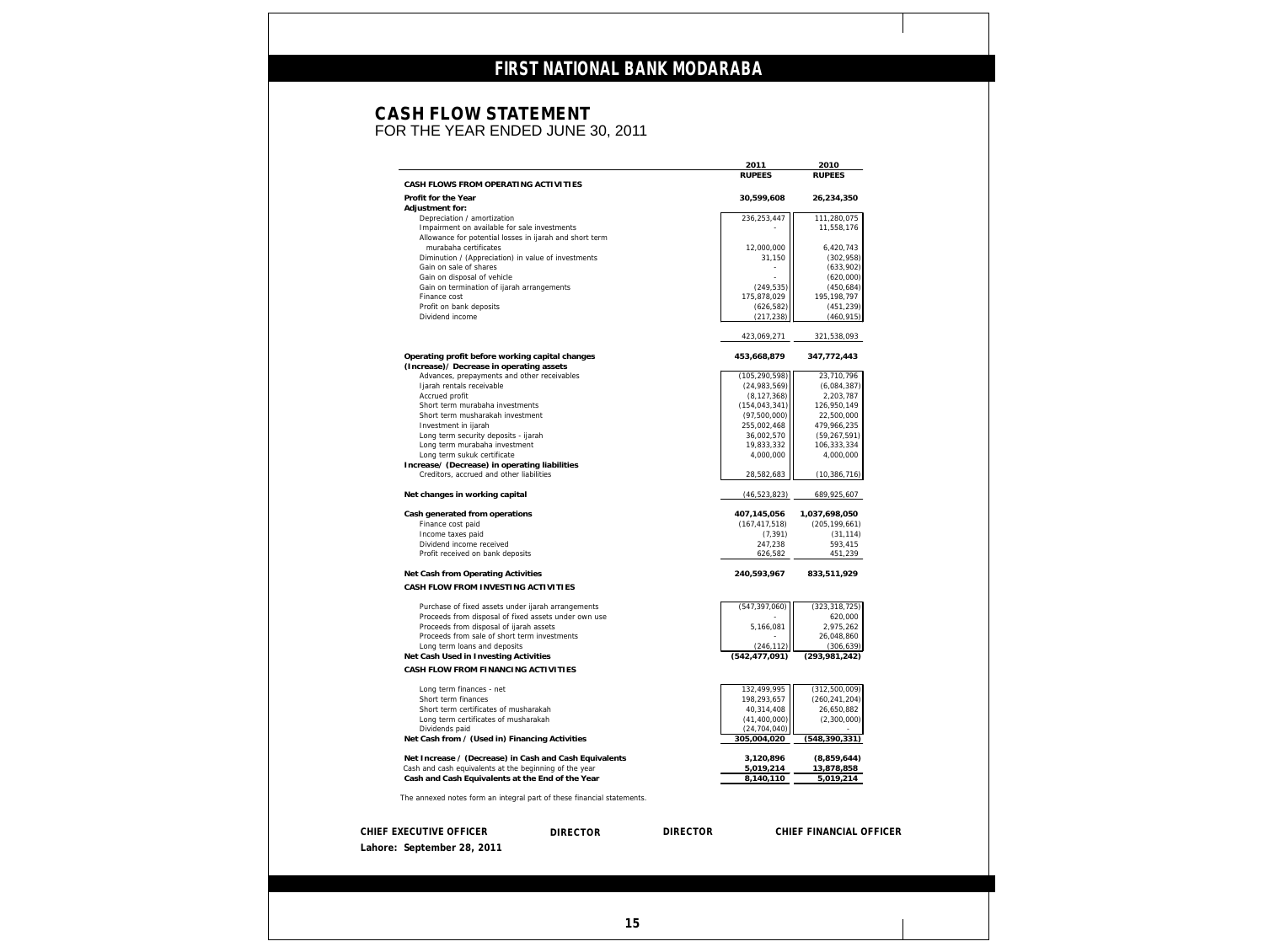# FIRST NATIONAL BANK MODARABA

## CASH FLOW STATEMENT
FOR THE YEAR ENDED JUNE 30, 2011

| | 2011 | 2010 |
|---|---|---|
| | RUPEES | RUPEES |
| **CASH FLOWS FROM OPERATING ACTIVITIES** | | |
| **Profit for the Year** | **30,599,608** | **26,234,350** |
| **Adjustment for:** | | |
| Depreciation / amortization | 236,253,447 | 111,280,075 |
| Impairment on available for sale investments | - | 11,558,176 |
| Allowance for potential losses in ijarah and short term murabaha certificates | 12,000,000 | 6,420,743 |
| Diminution / (Appreciation) in value of investments | 31,150 | (302,958) |
| Gain on sale of shares | - | (633,902) |
| Gain on disposal of vehicle | - | (620,000) |
| Gain on termination of ijarah arrangements | (249,535) | (450,684) |
| Finance cost | 175,878,029 | 195,198,797 |
| Profit on bank deposits | (626,582) | (451,239) |
| Dividend income | (217,238) | (460,915) |
| | 423,069,271 | 321,538,093 |
| **Operating profit before working capital changes** | **453,668,879** | **347,772,443** |
| **(Increase)/ Decrease in operating assets** | | |
| Advances, prepayments and other receivables | (105,290,598) | 23,710,796 |
| Ijarah rentals receivable | (24,983,569) | (6,084,387) |
| Accrued profit | (8,127,368) | 2,203,787 |
| Short term murabaha investments | (154,043,341) | 126,950,149 |
| Short term musharakah investment | (97,500,000) | 22,500,000 |
| Investment in ijarah | 255,002,468 | 479,966,235 |
| Long term security deposits - ijarah | 36,002,570 | (59,267,591) |
| Long term murabaha investment | 19,833,332 | 106,333,334 |
| Long term sukuk certificate | 4,000,000 | 4,000,000 |
| **Increase/ (Decrease) in operating liabilities** | | |
| Creditors, accrued and other liabilities | 28,582,683 | (10,386,716) |
| **Net changes in working capital** | (46,523,823) | 689,925,607 |
| **Cash generated from operations** | **407,145,056** | **1,037,698,050** |
| Finance cost paid | (167,417,518) | (205,199,661) |
| Income taxes paid | (7,391) | (31,114) |
| Dividend income received | 247,238 | 593,415 |
| Profit received on bank deposits | 626,582 | 451,239 |
| **Net Cash from Operating Activities** | **240,593,967** | **833,511,929** |
| **CASH FLOW FROM INVESTING ACTIVITIES** | | |
| Purchase of fixed assets under ijarah arrangements | (547,397,060) | (323,318,725) |
| Proceeds from disposal of fixed assets under own use | - | 620,000 |
| Proceeds from disposal of ijarah assets | 5,166,081 | 2,975,262 |
| Proceeds from sale of short term investments | - | 26,048,860 |
| Long term loans and deposits | (246,112) | (306,639) |
| **Net Cash Used in Investing Activities** | **(542,477,091)** | **(293,981,242)** |
| **CASH FLOW FROM FINANCING ACTIVITIES** | | |
| Long term finances - net | 132,499,995 | (312,500,009) |
| Short term finances | 198,293,657 | (260,241,204) |
| Short term certificates of musharakah | 40,314,408 | 26,650,882 |
| Long term certificates of musharakah | (41,400,000) | (2,300,000) |
| Dividends paid | (24,704,040) | - |
| **Net Cash from / (Used in) Financing Activities** | **305,004,020** | **(548,390,331)** |
| **Net Increase / (Decrease) in Cash and Cash Equivalents** | **3,120,896** | **(8,859,644)** |
| Cash and cash equivalents at the beginning of the year | 5,019,214 | 13,878,858 |
| **Cash and Cash Equivalents at the End of the Year** | **8,140,110** | **5,019,214** |

The annexed notes form an integral part of these financial statements.

**CHIEF EXECUTIVE OFFICER** **DIRECTOR** **DIRECTOR** **CHIEF FINANCIAL OFFICER**

**Lahore: September 28, 2011**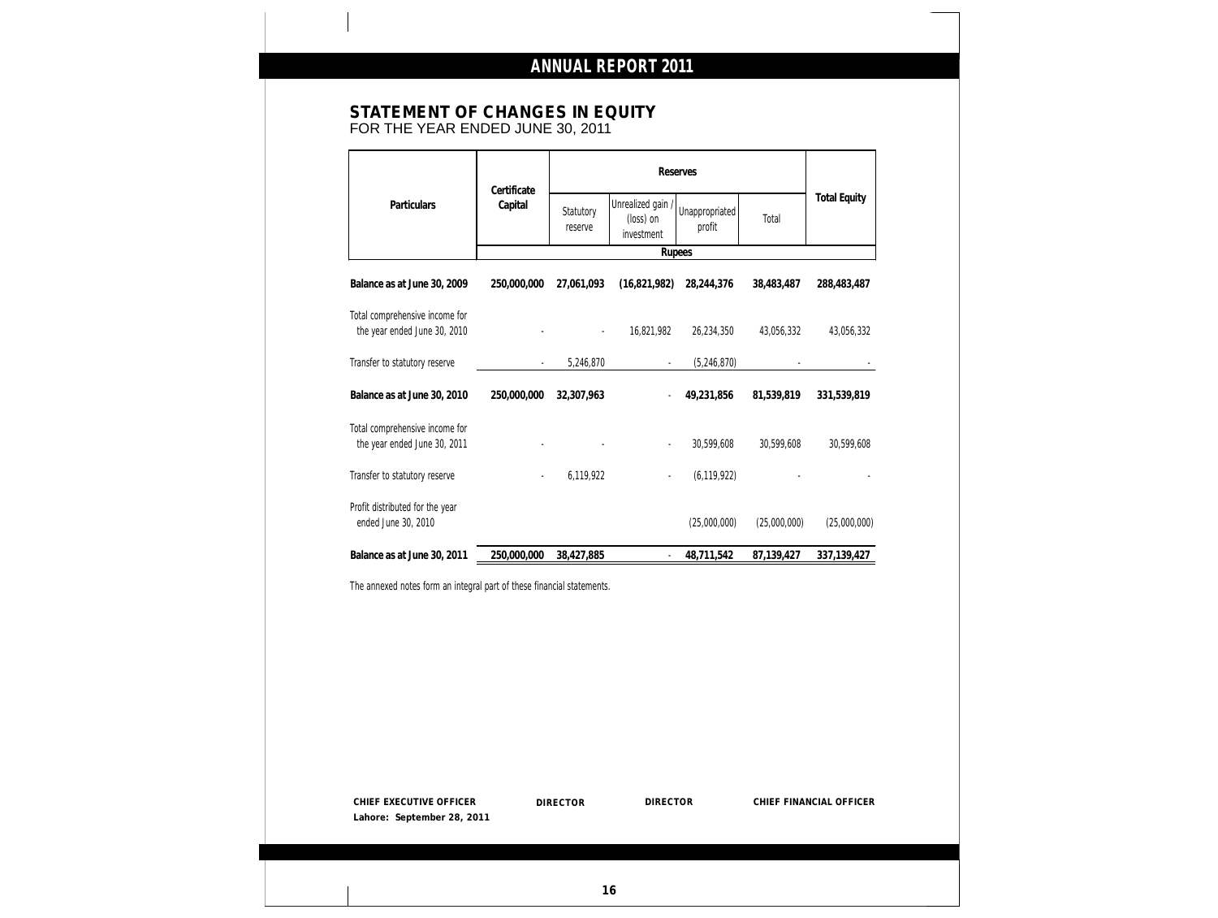## STATEMENT OF CHANGES IN EQUITY

FOR THE YEAR ENDED JUNE 30, 2011

| Particulars | Certificate Capital | Reserves | | | | Total Equity |
|---|---|---|---|---|---|---|
| | | Statutory reserve | Unrealized gain / (loss) on investment | Unappropriated profit | Total | |
| | Rupees | | | | | |
| **Balance as at June 30, 2009** | **250,000,000** | **27,061,093** | **(16,821,982)** | **28,244,376** | **38,483,487** | **288,483,487** |
| Total comprehensive income for the year ended June 30, 2010 | - | - | 16,821,982 | 26,234,350 | 43,056,332 | 43,056,332 |
| Transfer to statutory reserve | - | 5,246,870 | - | (5,246,870) | - | - |
| **Balance as at June 30, 2010** | **250,000,000** | **32,307,963** | - | **49,231,856** | **81,539,819** | **331,539,819** |
| Total comprehensive income for the year ended June 30, 2011 | - | - | - | 30,599,608 | 30,599,608 | 30,599,608 |
| Transfer to statutory reserve | - | 6,119,922 | - | (6,119,922) | - | - |
| Profit distributed for the year ended June 30, 2010 | | | | (25,000,000) | (25,000,000) | (25,000,000) |
| **Balance as at June 30, 2011** | **250,000,000** | **38,427,885** | - | **48,711,542** | **87,139,427** | **337,139,427** |

The annexed notes form an integral part of these financial statements.

**CHIEF EXECUTIVE OFFICER** **DIRECTOR** **DIRECTOR** **CHIEF FINANCIAL OFFICER**

**Lahore: September 28, 2011**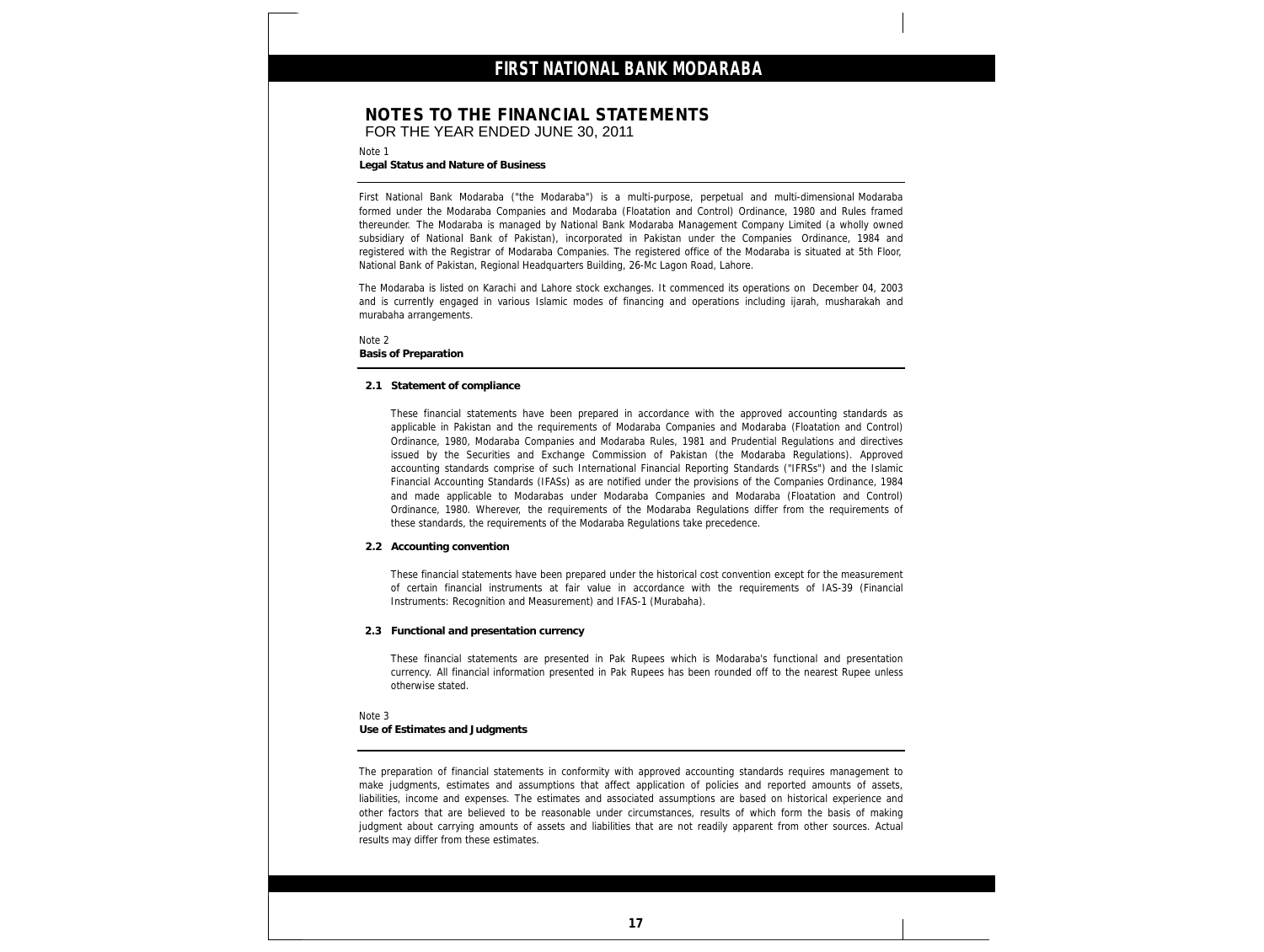# NOTES TO THE FINANCIAL STATEMENTS
FOR THE YEAR ENDED JUNE 30, 2011

Note 1
**Legal Status and Nature of Business**

First National Bank Modaraba ("the Modaraba") is a multi-purpose, perpetual and multi-dimensional Modaraba formed under the Modaraba Companies and Modaraba (Floatation and Control) Ordinance, 1980 and Rules framed thereunder. The Modaraba is managed by National Bank Modaraba Management Company Limited (a wholly owned subsidiary of National Bank of Pakistan), incorporated in Pakistan under the Companies Ordinance, 1984 and registered with the Registrar of Modaraba Companies. The registered office of the Modaraba is situated at 5th Floor, National Bank of Pakistan, Regional Headquarters Building, 26-Mc Lagon Road, Lahore.

The Modaraba is listed on Karachi and Lahore stock exchanges. It commenced its operations on December 04, 2003 and is currently engaged in various Islamic modes of financing and operations including ijarah, musharakah and murabaha arrangements.

Note 2
**Basis of Preparation**

**2.1 Statement of compliance**

These financial statements have been prepared in accordance with the approved accounting standards as applicable in Pakistan and the requirements of Modaraba Companies and Modaraba (Floatation and Control) Ordinance, 1980, Modaraba Companies and Modaraba Rules, 1981 and Prudential Regulations and directives issued by the Securities and Exchange Commission of Pakistan (the Modaraba Regulations). Approved accounting standards comprise of such International Financial Reporting Standards ("IFRSs") and the Islamic Financial Accounting Standards (IFASs) as are notified under the provisions of the Companies Ordinance, 1984 and made applicable to Modarabas under Modaraba Companies and Modaraba (Floatation and Control) Ordinance, 1980. Wherever, the requirements of the Modaraba Regulations differ from the requirements of these standards, the requirements of the Modaraba Regulations take precedence.

**2.2 Accounting convention**

These financial statements have been prepared under the historical cost convention except for the measurement of certain financial instruments at fair value in accordance with the requirements of IAS-39 (Financial Instruments: Recognition and Measurement) and IFAS-1 (Murabaha).

**2.3 Functional and presentation currency**

These financial statements are presented in Pak Rupees which is Modaraba's functional and presentation currency. All financial information presented in Pak Rupees has been rounded off to the nearest Rupee unless otherwise stated.

Note 3
**Use of Estimates and Judgments**

The preparation of financial statements in conformity with approved accounting standards requires management to make judgments, estimates and assumptions that affect application of policies and reported amounts of assets, liabilities, income and expenses. The estimates and associated assumptions are based on historical experience and other factors that are believed to be reasonable under circumstances, results of which form the basis of making judgment about carrying amounts of assets and liabilities that are not readily apparent from other sources. Actual results may differ from these estimates.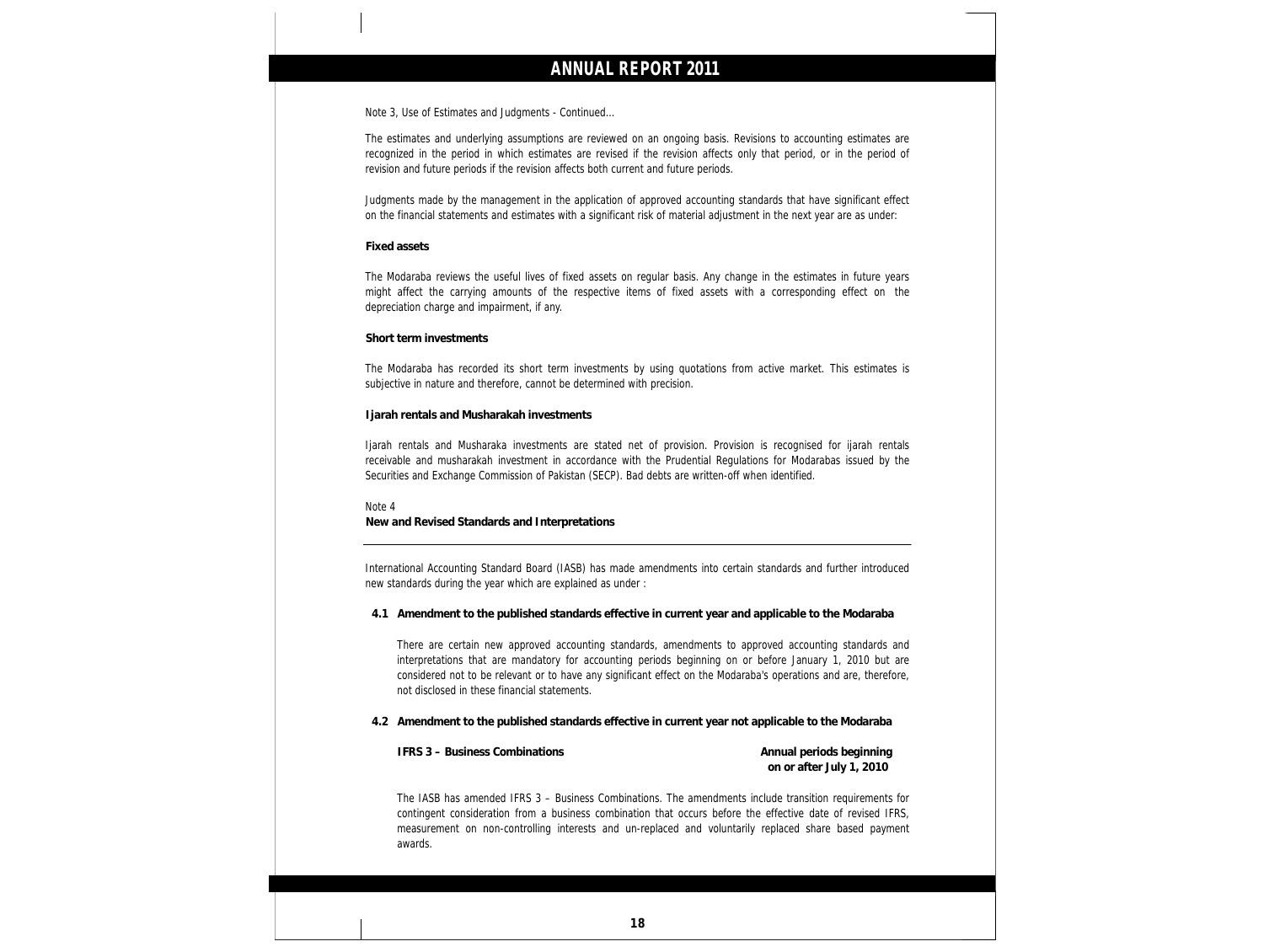Note 3, Use of Estimates and Judgments - Continued...

The estimates and underlying assumptions are reviewed on an ongoing basis. Revisions to accounting estimates are recognized in the period in which estimates are revised if the revision affects only that period, or in the period of revision and future periods if the revision affects both current and future periods.

Judgments made by the management in the application of approved accounting standards that have significant effect on the financial statements and estimates with a significant risk of material adjustment in the next year are as under:

**Fixed assets**

The Modaraba reviews the useful lives of fixed assets on regular basis. Any change in the estimates in future years might affect the carrying amounts of the respective items of fixed assets with a corresponding effect on the depreciation charge and impairment, if any.

**Short term investments**

The Modaraba has recorded its short term investments by using quotations from active market. This estimates is subjective in nature and therefore, cannot be determined with precision.

**Ijarah rentals and Musharakah investments**

Ijarah rentals and Musharaka investments are stated net of provision. Provision is recognised for ijarah rentals receivable and musharakah investment in accordance with the Prudential Regulations for Modarabas issued by the Securities and Exchange Commission of Pakistan (SECP). Bad debts are written-off when identified.

Note 4

## New and Revised Standards and Interpretations

International Accounting Standard Board (IASB) has made amendments into certain standards and further introduced new standards during the year which are explained as under :

### 4.1 Amendment to the published standards effective in current year and applicable to the Modaraba

There are certain new approved accounting standards, amendments to approved accounting standards and interpretations that are mandatory for accounting periods beginning on or before January 1, 2010 but are considered not to be relevant or to have any significant effect on the Modaraba's operations and are, therefore, not disclosed in these financial statements.

### 4.2 Amendment to the published standards effective in current year not applicable to the Modaraba

**IFRS 3 – Business Combinations** — **Annual periods beginning on or after July 1, 2010**

The IASB has amended IFRS 3 – Business Combinations. The amendments include transition requirements for contingent consideration from a business combination that occurs before the effective date of revised IFRS, measurement on non-controlling interests and un-replaced and voluntarily replaced share based payment awards.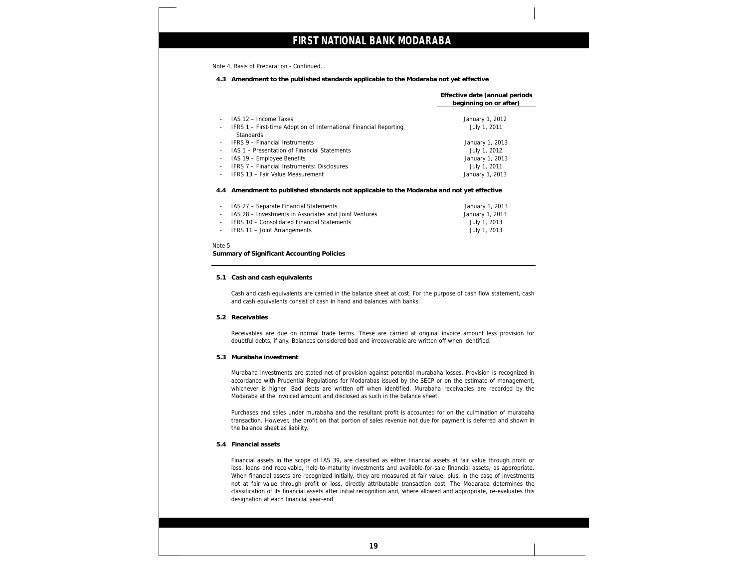Note 4, Basis of Preparation - Continued...

### 4.3 Amendment to the published standards applicable to the Modaraba not yet effective

| | Effective date (annual periods beginning on or after) |
|---|---|
| - IAS 12 – Income Taxes | January 1, 2012 |
| - IFRS 1 – First-time Adoption of International Financial Reporting Standards | July 1, 2011 |
| - IFRS 9 – Financial Instruments | January 1, 2013 |
| - IAS 1 – Presentation of Financial Statements | July 1, 2012 |
| - IAS 19 – Employee Benefits | January 1, 2013 |
| - IFRS 7 – Financial Instruments: Disclosures | July 1, 2011 |
| - IFRS 13 – Fair Value Measurement | January 1, 2013 |

### 4.4 Amendment to published standards not applicable to the Modaraba and not yet effective

| | |
|---|---|
| - IAS 27 – Separate Financial Statements | January 1, 2013 |
| - IAS 28 – Investments in Associates and Joint Ventures | January 1, 2013 |
| - IFRS 10 – Consolidated Financial Statements | July 1, 2013 |
| - IFRS 11 – Joint Arrangements | July 1, 2013 |

Note 5

## Summary of Significant Accounting Policies

### 5.1 Cash and cash equivalents

Cash and cash equivalents are carried in the balance sheet at cost. For the purpose of cash flow statement, cash and cash equivalents consist of cash in hand and balances with banks.

### 5.2 Receivables

Receivables are due on normal trade terms. These are carried at original invoice amount less provision for doubtful debts, if any. Balances considered bad and irrecoverable are written off when identified.

### 5.3 Murabaha investment

Murabaha investments are stated net of provision against potential murabaha losses. Provision is recognized in accordance with Prudential Regulations for Modarabas issued by the SECP or on the estimate of management, whichever is higher. Bad debts are written off when identified. Murabaha receivables are recorded by the Modaraba at the invoiced amount and disclosed as such in the balance sheet.

Purchases and sales under murabaha and the resultant profit is accounted for on the culmination of murabaha transaction. However, the profit on that portion of sales revenue not due for payment is deferred and shown in the balance sheet as liability.

### 5.4 Financial assets

Financial assets in the scope of IAS 39, are classified as either financial assets at fair value through profit or loss, loans and receivable, held-to-maturity investments and available-for-sale financial assets, as appropriate. When financial assets are recognized initially, they are measured at fair value, plus, in the case of investments not at fair value through profit or loss, directly attributable transaction cost. The Modaraba determines the classification of its financial assets after initial recognition and, where allowed and appropriate, re-evaluates this designation at each financial year-end.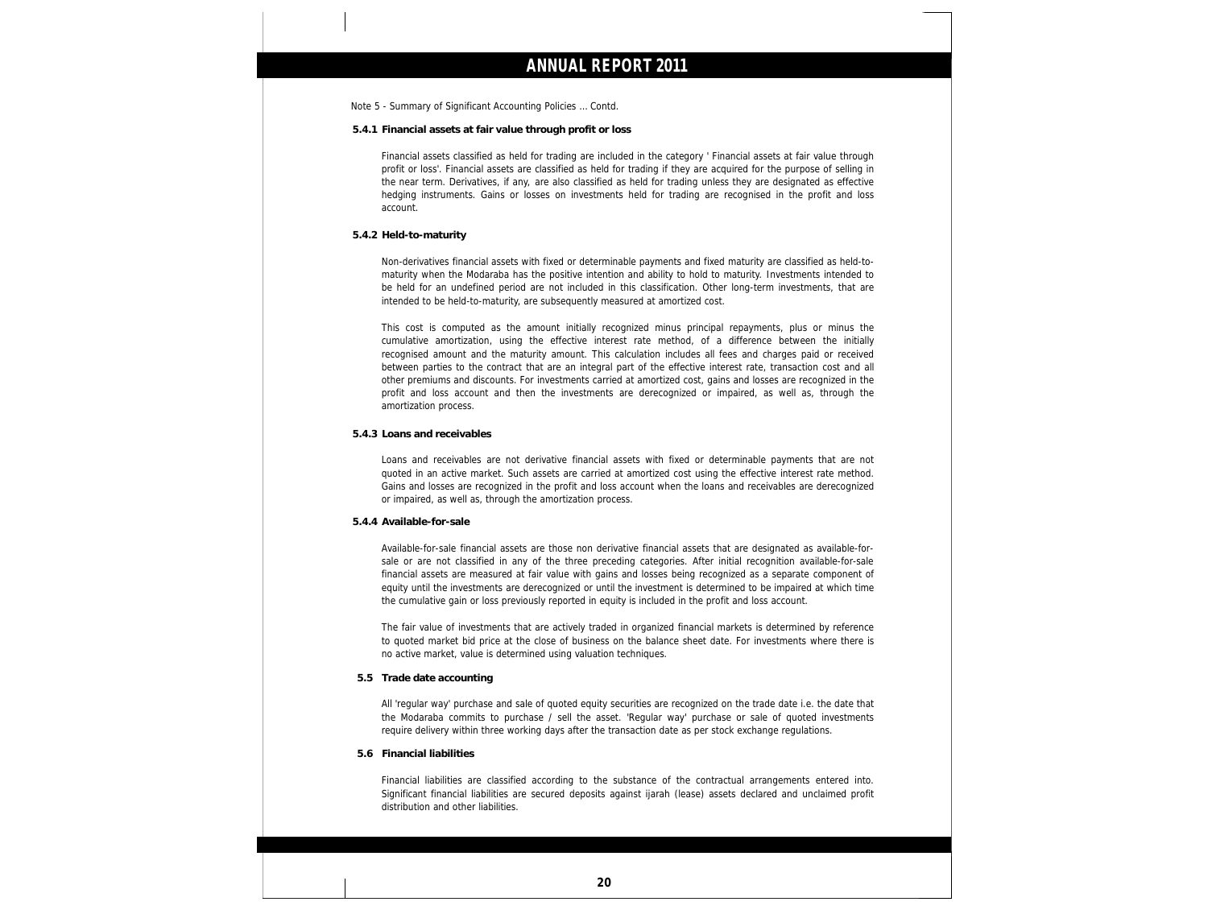Note 5 - Summary of Significant Accounting Policies ... Contd.

### 5.4.1 Financial assets at fair value through profit or loss

Financial assets classified as held for trading are included in the category ' Financial assets at fair value through profit or loss'. Financial assets are classified as held for trading if they are acquired for the purpose of selling in the near term. Derivatives, if any, are also classified as held for trading unless they are designated as effective hedging instruments. Gains or losses on investments held for trading are recognised in the profit and loss account.

### 5.4.2 Held-to-maturity

Non-derivatives financial assets with fixed or determinable payments and fixed maturity are classified as held-to-maturity when the Modaraba has the positive intention and ability to hold to maturity. Investments intended to be held for an undefined period are not included in this classification. Other long-term investments, that are intended to be held-to-maturity, are subsequently measured at amortized cost.

This cost is computed as the amount initially recognized minus principal repayments, plus or minus the cumulative amortization, using the effective interest rate method, of a difference between the initially recognised amount and the maturity amount. This calculation includes all fees and charges paid or received between parties to the contract that are an integral part of the effective interest rate, transaction cost and all other premiums and discounts. For investments carried at amortized cost, gains and losses are recognized in the profit and loss account and then the investments are derecognized or impaired, as well as, through the amortization process.

### 5.4.3 Loans and receivables

Loans and receivables are not derivative financial assets with fixed or determinable payments that are not quoted in an active market. Such assets are carried at amortized cost using the effective interest rate method. Gains and losses are recognized in the profit and loss account when the loans and receivables are derecognized or impaired, as well as, through the amortization process.

### 5.4.4 Available-for-sale

Available-for-sale financial assets are those non derivative financial assets that are designated as available-for-sale or are not classified in any of the three preceding categories. After initial recognition available-for-sale financial assets are measured at fair value with gains and losses being recognized as a separate component of equity until the investments are derecognized or until the investment is determined to be impaired at which time the cumulative gain or loss previously reported in equity is included in the profit and loss account.

The fair value of investments that are actively traded in organized financial markets is determined by reference to quoted market bid price at the close of business on the balance sheet date. For investments where there is no active market, value is determined using valuation techniques.

### 5.5 Trade date accounting

All 'regular way' purchase and sale of quoted equity securities are recognized on the trade date i.e. the date that the Modaraba commits to purchase / sell the asset. 'Regular way' purchase or sale of quoted investments require delivery within three working days after the transaction date as per stock exchange regulations.

### 5.6 Financial liabilities

Financial liabilities are classified according to the substance of the contractual arrangements entered into. Significant financial liabilities are secured deposits against ijarah (lease) assets declared and unclaimed profit distribution and other liabilities.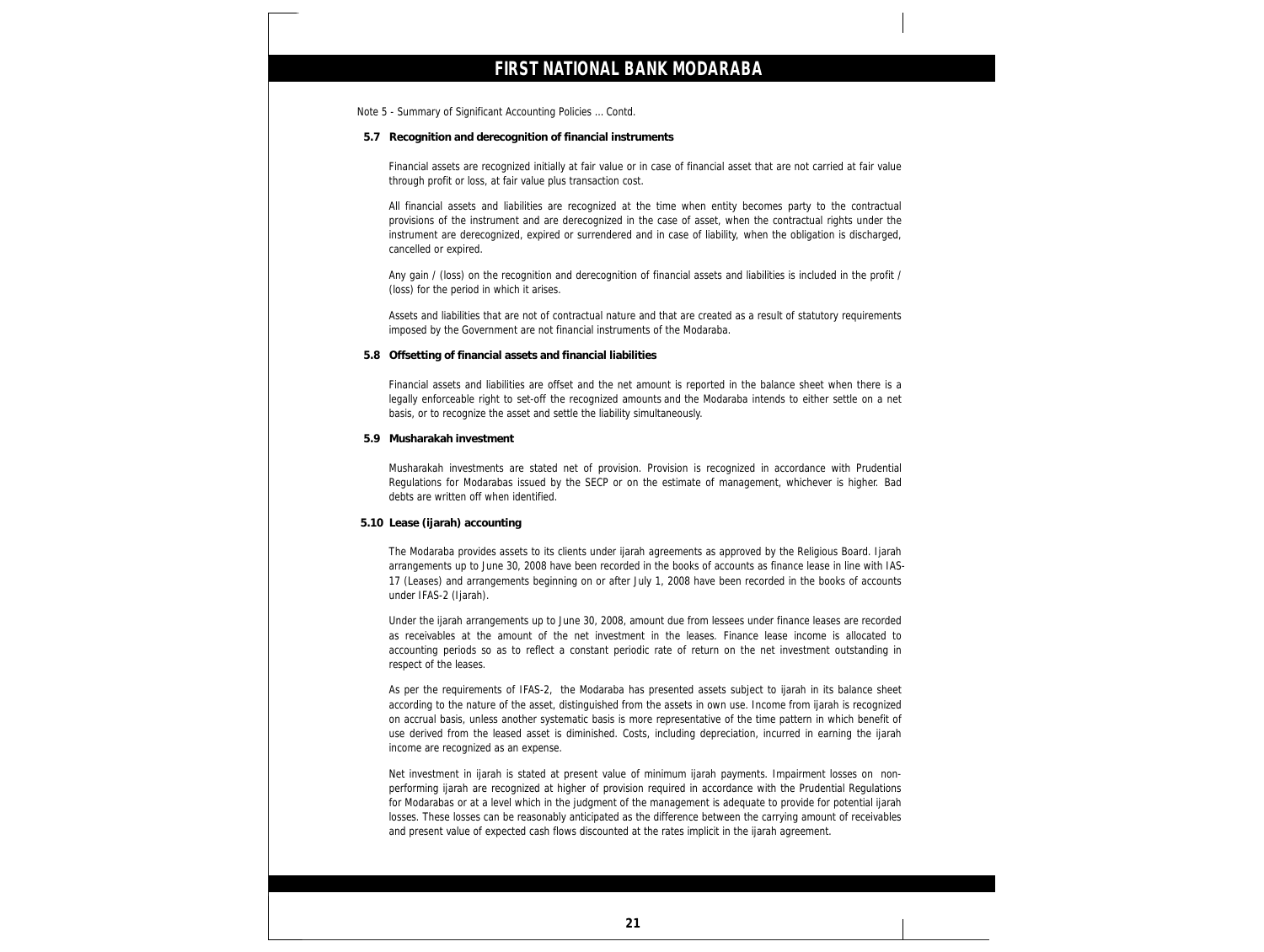Note 5 - Summary of Significant Accounting Policies ... Contd.

### 5.7 Recognition and derecognition of financial instruments

Financial assets are recognized initially at fair value or in case of financial asset that are not carried at fair value through profit or loss, at fair value plus transaction cost.

All financial assets and liabilities are recognized at the time when entity becomes party to the contractual provisions of the instrument and are derecognized in the case of asset, when the contractual rights under the instrument are derecognized, expired or surrendered and in case of liability, when the obligation is discharged, cancelled or expired.

Any gain / (loss) on the recognition and derecognition of financial assets and liabilities is included in the profit / (loss) for the period in which it arises.

Assets and liabilities that are not of contractual nature and that are created as a result of statutory requirements imposed by the Government are not financial instruments of the Modaraba.

### 5.8 Offsetting of financial assets and financial liabilities

Financial assets and liabilities are offset and the net amount is reported in the balance sheet when there is a legally enforceable right to set-off the recognized amounts and the Modaraba intends to either settle on a net basis, or to recognize the asset and settle the liability simultaneously.

### 5.9 Musharakah investment

Musharakah investments are stated net of provision. Provision is recognized in accordance with Prudential Regulations for Modarabas issued by the SECP or on the estimate of management, whichever is higher. Bad debts are written off when identified.

### 5.10 Lease (ijarah) accounting

The Modaraba provides assets to its clients under ijarah agreements as approved by the Religious Board. Ijarah arrangements up to June 30, 2008 have been recorded in the books of accounts as finance lease in line with IAS-17 (Leases) and arrangements beginning on or after July 1, 2008 have been recorded in the books of accounts under IFAS-2 (Ijarah).

Under the ijarah arrangements up to June 30, 2008, amount due from lessees under finance leases are recorded as receivables at the amount of the net investment in the leases. Finance lease income is allocated to accounting periods so as to reflect a constant periodic rate of return on the net investment outstanding in respect of the leases.

As per the requirements of IFAS-2, the Modaraba has presented assets subject to ijarah in its balance sheet according to the nature of the asset, distinguished from the assets in own use. Income from ijarah is recognized on accrual basis, unless another systematic basis is more representative of the time pattern in which benefit of use derived from the leased asset is diminished. Costs, including depreciation, incurred in earning the ijarah income are recognized as an expense.

Net investment in ijarah is stated at present value of minimum ijarah payments. Impairment losses on non-performing ijarah are recognized at higher of provision required in accordance with the Prudential Regulations for Modarabas or at a level which in the judgment of the management is adequate to provide for potential ijarah losses. These losses can be reasonably anticipated as the difference between the carrying amount of receivables and present value of expected cash flows discounted at the rates implicit in the ijarah agreement.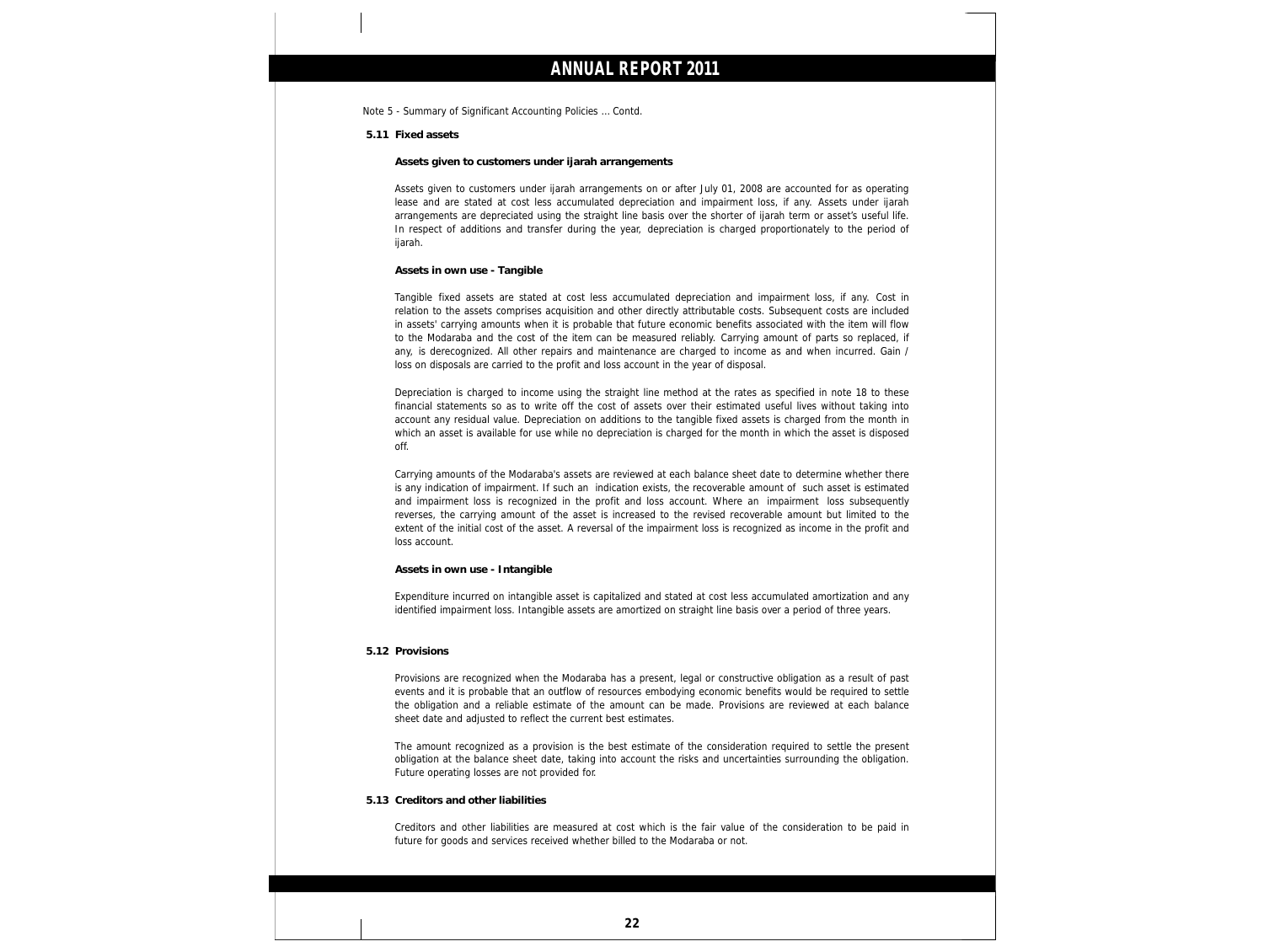Note 5 - Summary of Significant Accounting Policies ... Contd.

### 5.11 Fixed assets

**Assets given to customers under ijarah arrangements**

Assets given to customers under ijarah arrangements on or after July 01, 2008 are accounted for as operating lease and are stated at cost less accumulated depreciation and impairment loss, if any. Assets under ijarah arrangements are depreciated using the straight line basis over the shorter of ijarah term or asset's useful life. In respect of additions and transfer during the year, depreciation is charged proportionately to the period of ijarah.

**Assets in own use - Tangible**

Tangible fixed assets are stated at cost less accumulated depreciation and impairment loss, if any. Cost in relation to the assets comprises acquisition and other directly attributable costs. Subsequent costs are included in assets' carrying amounts when it is probable that future economic benefits associated with the item will flow to the Modaraba and the cost of the item can be measured reliably. Carrying amount of parts so replaced, if any, is derecognized. All other repairs and maintenance are charged to income as and when incurred. Gain / loss on disposals are carried to the profit and loss account in the year of disposal.

Depreciation is charged to income using the straight line method at the rates as specified in note 18 to these financial statements so as to write off the cost of assets over their estimated useful lives without taking into account any residual value. Depreciation on additions to the tangible fixed assets is charged from the month in which an asset is available for use while no depreciation is charged for the month in which the asset is disposed off.

Carrying amounts of the Modaraba's assets are reviewed at each balance sheet date to determine whether there is any indication of impairment. If such an indication exists, the recoverable amount of such asset is estimated and impairment loss is recognized in the profit and loss account. Where an impairment loss subsequently reverses, the carrying amount of the asset is increased to the revised recoverable amount but limited to the extent of the initial cost of the asset. A reversal of the impairment loss is recognized as income in the profit and loss account.

**Assets in own use - Intangible**

Expenditure incurred on intangible asset is capitalized and stated at cost less accumulated amortization and any identified impairment loss. Intangible assets are amortized on straight line basis over a period of three years.

### 5.12 Provisions

Provisions are recognized when the Modaraba has a present, legal or constructive obligation as a result of past events and it is probable that an outflow of resources embodying economic benefits would be required to settle the obligation and a reliable estimate of the amount can be made. Provisions are reviewed at each balance sheet date and adjusted to reflect the current best estimates.

The amount recognized as a provision is the best estimate of the consideration required to settle the present obligation at the balance sheet date, taking into account the risks and uncertainties surrounding the obligation. Future operating losses are not provided for.

### 5.13 Creditors and other liabilities

Creditors and other liabilities are measured at cost which is the fair value of the consideration to be paid in future for goods and services received whether billed to the Modaraba or not.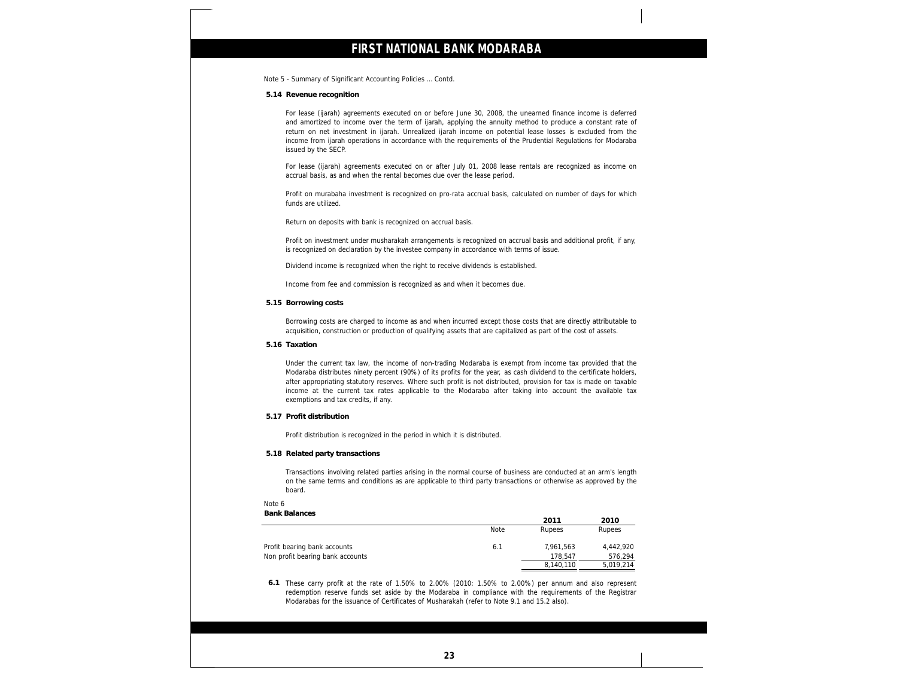Note 5 - Summary of Significant Accounting Policies ... Contd.

### 5.14 Revenue recognition

For lease (ijarah) agreements executed on or before June 30, 2008, the unearned finance income is deferred and amortized to income over the term of ijarah, applying the annuity method to produce a constant rate of return on net investment in ijarah. Unrealized ijarah income on potential lease losses is excluded from the income from ijarah operations in accordance with the requirements of the Prudential Regulations for Modaraba issued by the SECP.

For lease (ijarah) agreements executed on or after July 01, 2008 lease rentals are recognized as income on accrual basis, as and when the rental becomes due over the lease period.

Profit on murabaha investment is recognized on pro-rata accrual basis, calculated on number of days for which funds are utilized.

Return on deposits with bank is recognized on accrual basis.

Profit on investment under musharakah arrangements is recognized on accrual basis and additional profit, if any, is recognized on declaration by the investee company in accordance with terms of issue.

Dividend income is recognized when the right to receive dividends is established.

Income from fee and commission is recognized as and when it becomes due.

### 5.15 Borrowing costs

Borrowing costs are charged to income as and when incurred except those costs that are directly attributable to acquisition, construction or production of qualifying assets that are capitalized as part of the cost of assets.

### 5.16 Taxation

Under the current tax law, the income of non-trading Modaraba is exempt from income tax provided that the Modaraba distributes ninety percent (90%) of its profits for the year, as cash dividend to the certificate holders, after appropriating statutory reserves. Where such profit is not distributed, provision for tax is made on taxable income at the current tax rates applicable to the Modaraba after taking into account the available tax exemptions and tax credits, if any.

### 5.17 Profit distribution

Profit distribution is recognized in the period in which it is distributed.

### 5.18 Related party transactions

Transactions involving related parties arising in the normal course of business are conducted at an arm's length on the same terms and conditions as are applicable to third party transactions or otherwise as approved by the board.

Note 6

**Bank Balances**

| | Note | 2011<br>Rupees | 2010<br>Rupees |
|---|---|---|---|
| Profit bearing bank accounts | 6.1 | 7,961,563 | 4,442,920 |
| Non profit bearing bank accounts | | 178,547 | 576,294 |
| | | 8,140,110 | 5,019,214 |

**6.1** These carry profit at the rate of 1.50% to 2.00% (2010: 1.50% to 2.00%) per annum and also represent redemption reserve funds set aside by the Modaraba in compliance with the requirements of the Registrar Modarabas for the issuance of Certificates of Musharakah (refer to Note 9.1 and 15.2 also).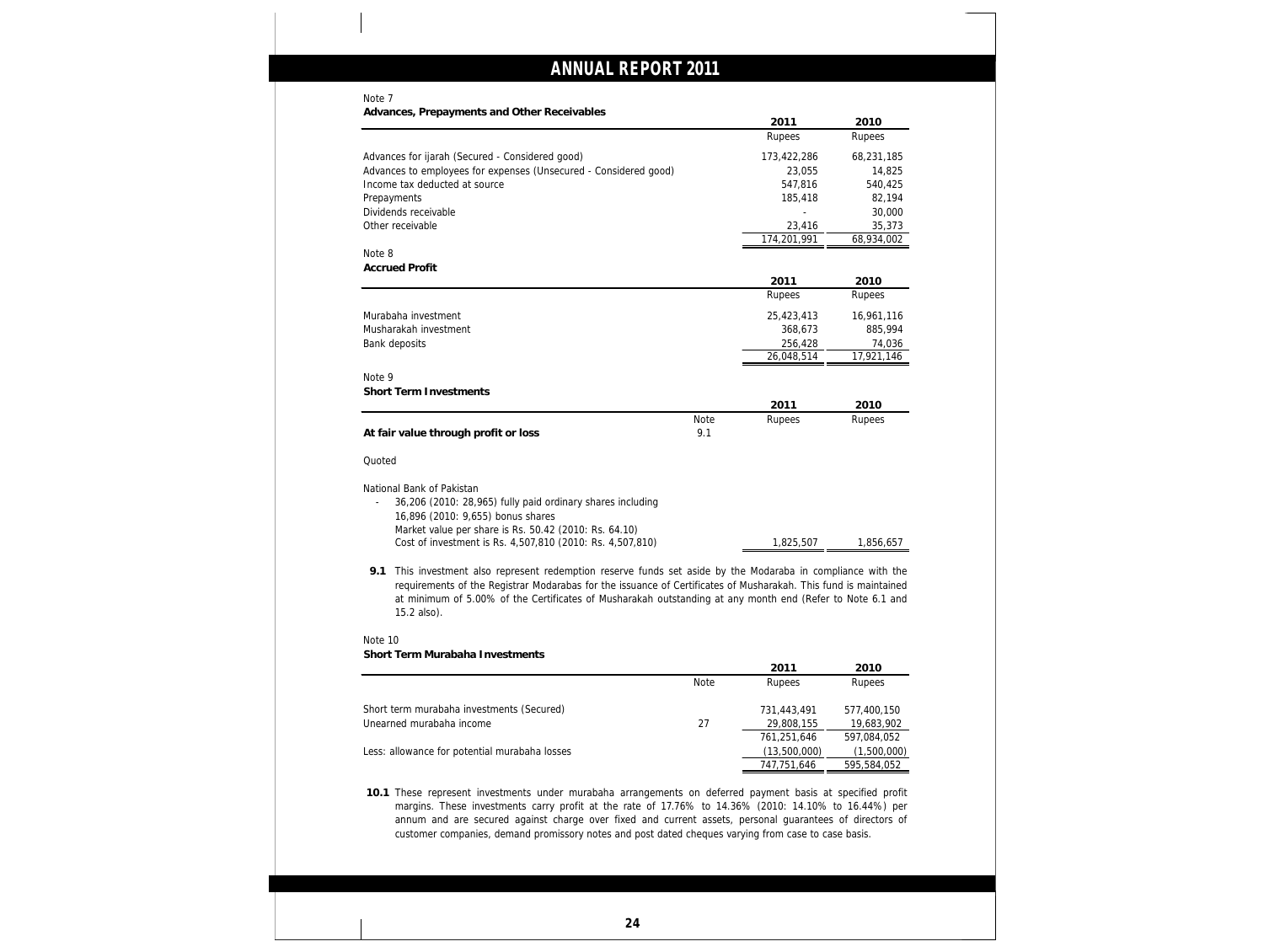Note 7

**Advances, Prepayments and Other Receivables**

| | 2011 | 2010 |
|---|---|---|
| | Rupees | Rupees |
| Advances for ijarah (Secured - Considered good) | 173,422,286 | 68,231,185 |
| Advances to employees for expenses (Unsecured - Considered good) | 23,055 | 14,825 |
| Income tax deducted at source | 547,816 | 540,425 |
| Prepayments | 185,418 | 82,194 |
| Dividends receivable | - | 30,000 |
| Other receivable | 23,416 | 35,373 |
| | 174,201,991 | 68,934,002 |

Note 8

**Accrued Profit**

| | 2011 | 2010 |
|---|---|---|
| | Rupees | Rupees |
| Murabaha investment | 25,423,413 | 16,961,116 |
| Musharakah investment | 368,673 | 885,994 |
| Bank deposits | 256,428 | 74,036 |
| | 26,048,514 | 17,921,146 |

Note 9

**Short Term Investments**

| | Note | 2011 | 2010 |
|---|---|---|---|
| | | Rupees | Rupees |
| **At fair value through profit or loss** | 9.1 | | |
| Quoted | | | |
| National Bank of Pakistan | | | |
| - 36,206 (2010: 28,965) fully paid ordinary shares including 16,896 (2010: 9,655) bonus shares Market value per share is Rs. 50.42 (2010: Rs. 64.10) Cost of investment is Rs. 4,507,810 (2010: Rs. 4,507,810) | | 1,825,507 | 1,856,657 |

**9.1** This investment also represent redemption reserve funds set aside by the Modaraba in compliance with the requirements of the Registrar Modarabas for the issuance of Certificates of Musharakah. This fund is maintained at minimum of 5.00% of the Certificates of Musharakah outstanding at any month end (Refer to Note 6.1 and 15.2 also).

Note 10

**Short Term Murabaha Investments**

| | Note | 2011 | 2010 |
|---|---|---|---|
| | | Rupees | Rupees |
| Short term murabaha investments (Secured) | | 731,443,491 | 577,400,150 |
| Unearned murabaha income | 27 | 29,808,155 | 19,683,902 |
| | | 761,251,646 | 597,084,052 |
| Less: allowance for potential murabaha losses | | (13,500,000) | (1,500,000) |
| | | 747,751,646 | 595,584,052 |

**10.1** These represent investments under murabaha arrangements on deferred payment basis at specified profit margins. These investments carry profit at the rate of 17.76% to 14.36% (2010: 14.10% to 16.44%) per annum and are secured against charge over fixed and current assets, personal guarantees of directors of customer companies, demand promissory notes and post dated cheques varying from case to case basis.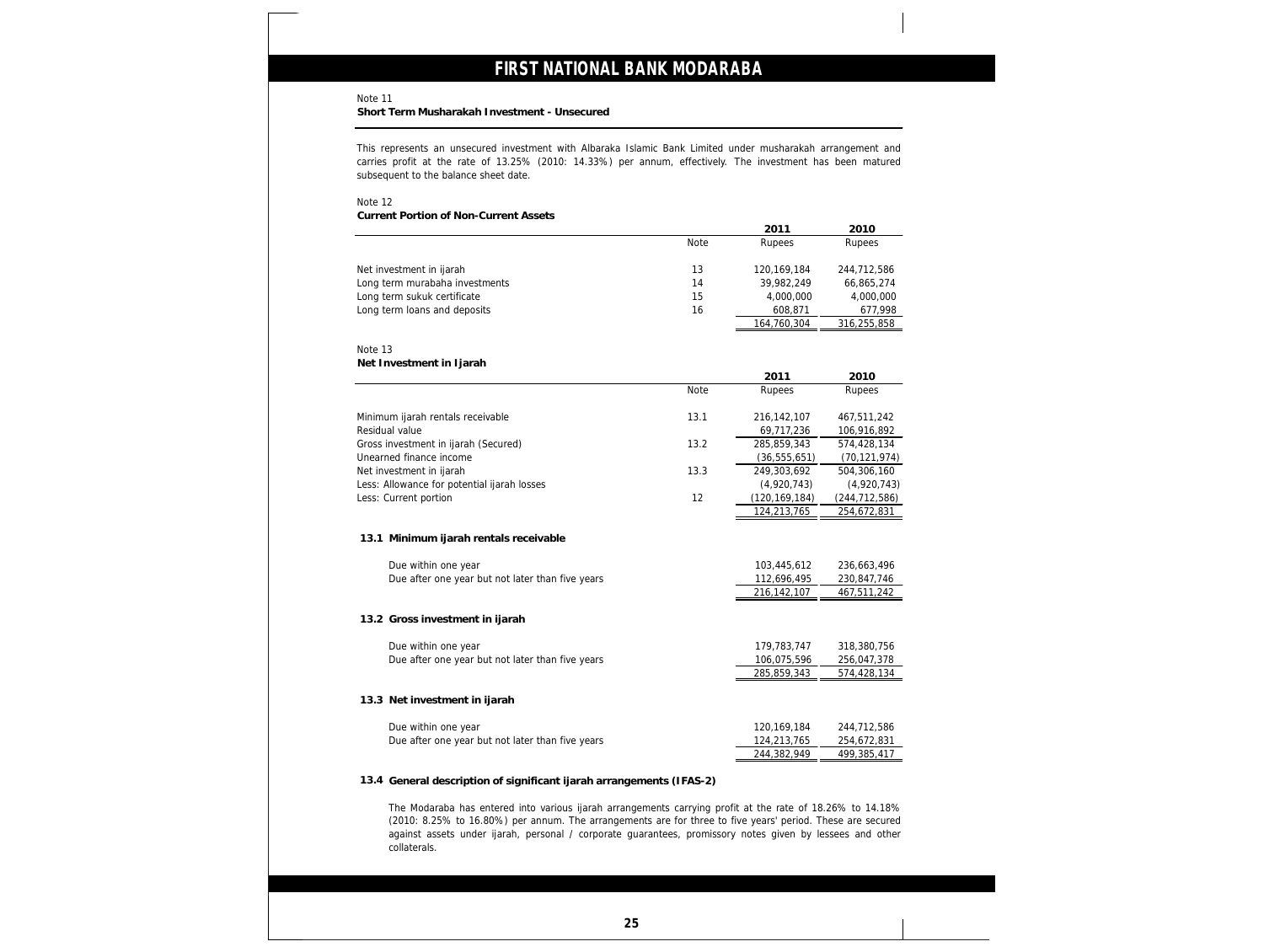## Note 11

**Short Term Musharakah Investment - Unsecured**

This represents an unsecured investment with Albaraka Islamic Bank Limited under musharakah arrangement and carries profit at the rate of 13.25% (2010: 14.33%) per annum, effectively. The investment has been matured subsequent to the balance sheet date.

## Note 12

**Current Portion of Non-Current Assets**

| | Note | 2011 Rupees | 2010 Rupees |
|---|---|---|---|
| Net investment in ijarah | 13 | 120,169,184 | 244,712,586 |
| Long term murabaha investments | 14 | 39,982,249 | 66,865,274 |
| Long term sukuk certificate | 15 | 4,000,000 | 4,000,000 |
| Long term loans and deposits | 16 | 608,871 | 677,998 |
| | | 164,760,304 | 316,255,858 |

## Note 13

**Net Investment in Ijarah**

| | Note | 2011 Rupees | 2010 Rupees |
|---|---|---|---|
| Minimum ijarah rentals receivable | 13.1 | 216,142,107 | 467,511,242 |
| Residual value | | 69,717,236 | 106,916,892 |
| Gross investment in ijarah (Secured) | 13.2 | 285,859,343 | 574,428,134 |
| Unearned finance income | | (36,555,651) | (70,121,974) |
| Net investment in ijarah | 13.3 | 249,303,692 | 504,306,160 |
| Less: Allowance for potential ijarah losses | | (4,920,743) | (4,920,743) |
| Less: Current portion | 12 | (120,169,184) | (244,712,586) |
| | | 124,213,765 | 254,672,831 |

### 13.1 Minimum ijarah rentals receivable

| | 2011 | 2010 |
|---|---|---|
| Due within one year | 103,445,612 | 236,663,496 |
| Due after one year but not later than five years | 112,696,495 | 230,847,746 |
| | 216,142,107 | 467,511,242 |

### 13.2 Gross investment in ijarah

| | 2011 | 2010 |
|---|---|---|
| Due within one year | 179,783,747 | 318,380,756 |
| Due after one year but not later than five years | 106,075,596 | 256,047,378 |
| | 285,859,343 | 574,428,134 |

### 13.3 Net investment in ijarah

| | 2011 | 2010 |
|---|---|---|
| Due within one year | 120,169,184 | 244,712,586 |
| Due after one year but not later than five years | 124,213,765 | 254,672,831 |
| | 244,382,949 | 499,385,417 |

### 13.4 General description of significant ijarah arrangements (IFAS-2)

The Modaraba has entered into various ijarah arrangements carrying profit at the rate of 18.26% to 14.18% (2010: 8.25% to 16.80%) per annum. The arrangements are for three to five years' period. These are secured against assets under ijarah, personal / corporate guarantees, promissory notes given by lessees and other collaterals.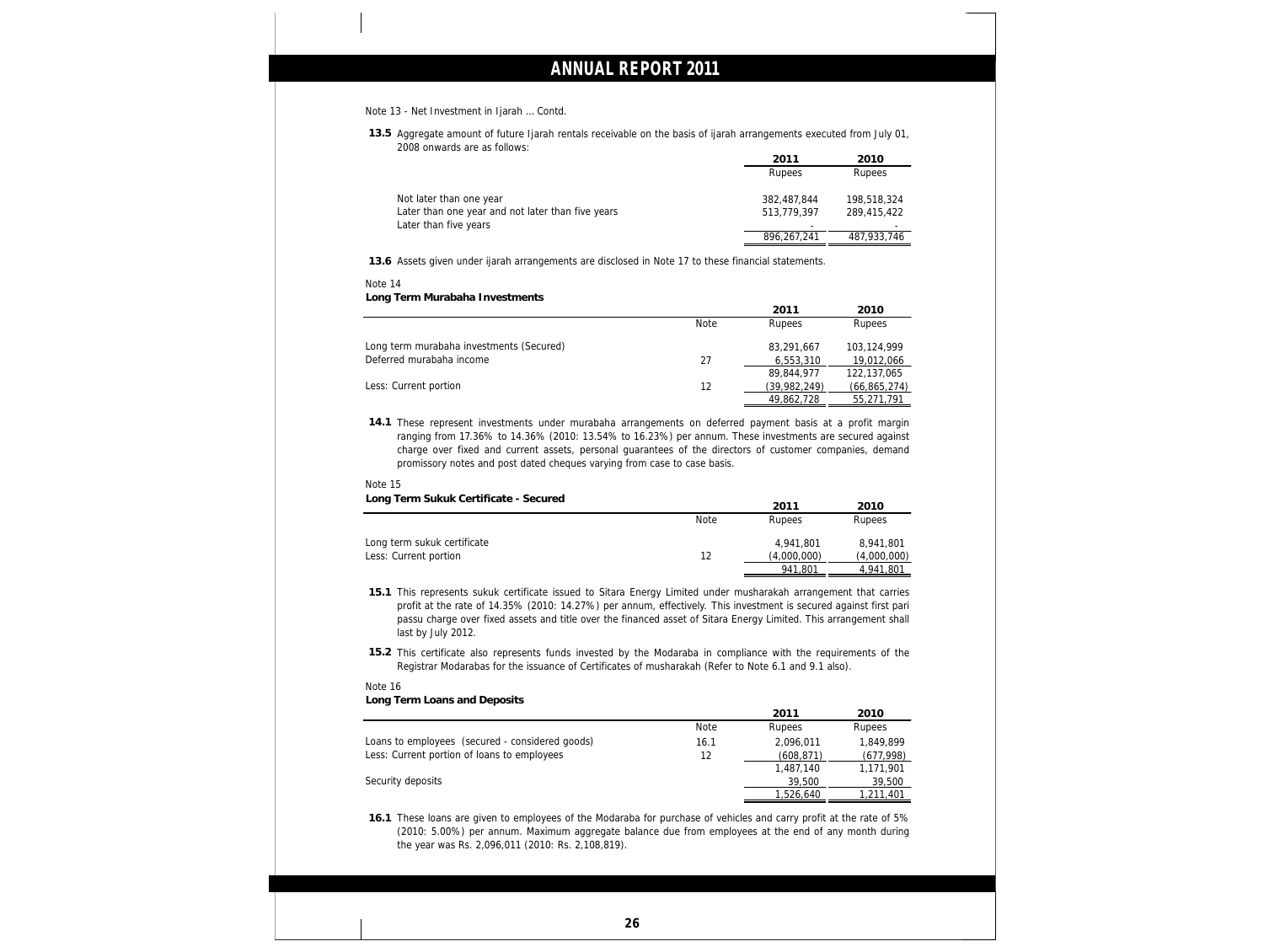Note 13 - Net Investment in Ijarah ... Contd.

**13.5** Aggregate amount of future Ijarah rentals receivable on the basis of ijarah arrangements executed from July 01, 2008 onwards are as follows:

| | 2011 | 2010 |
|---|---|---|
| | Rupees | Rupees |
| Not later than one year | 382,487,844 | 198,518,324 |
| Later than one year and not later than five years | 513,779,397 | 289,415,422 |
| Later than five years | - | - |
| | 896,267,241 | 487,933,746 |

**13.6** Assets given under ijarah arrangements are disclosed in Note 17 to these financial statements.

Note 14

**Long Term Murabaha Investments**

| | Note | 2011 Rupees | 2010 Rupees |
|---|---|---|---|
| Long term murabaha investments (Secured) | | 83,291,667 | 103,124,999 |
| Deferred murabaha income | 27 | 6,553,310 | 19,012,066 |
| | | 89,844,977 | 122,137,065 |
| Less: Current portion | 12 | (39,982,249) | (66,865,274) |
| | | 49,862,728 | 55,271,791 |

**14.1** These represent investments under murabaha arrangements on deferred payment basis at a profit margin ranging from 17.36% to 14.36% (2010: 13.54% to 16.23%) per annum. These investments are secured against charge over fixed and current assets, personal guarantees of the directors of customer companies, demand promissory notes and post dated cheques varying from case to case basis.

Note 15

**Long Term Sukuk Certificate - Secured**

| | Note | 2011 Rupees | 2010 Rupees |
|---|---|---|---|
| Long term sukuk certificate | | 4,941,801 | 8,941,801 |
| Less: Current portion | 12 | (4,000,000) | (4,000,000) |
| | | 941,801 | 4,941,801 |

**15.1** This represents sukuk certificate issued to Sitara Energy Limited under musharakah arrangement that carries profit at the rate of 14.35% (2010: 14.27%) per annum, effectively. This investment is secured against first pari passu charge over fixed assets and title over the financed asset of Sitara Energy Limited. This arrangement shall last by July 2012.

**15.2** This certificate also represents funds invested by the Modaraba in compliance with the requirements of the Registrar Modarabas for the issuance of Certificates of musharakah (Refer to Note 6.1 and 9.1 also).

Note 16

**Long Term Loans and Deposits**

| | Note | 2011 Rupees | 2010 Rupees |
|---|---|---|---|
| Loans to employees (secured - considered goods) | 16.1 | 2,096,011 | 1,849,899 |
| Less: Current portion of loans to employees | 12 | (608,871) | (677,998) |
| | | 1,487,140 | 1,171,901 |
| Security deposits | | 39,500 | 39,500 |
| | | 1,526,640 | 1,211,401 |

**16.1** These loans are given to employees of the Modaraba for purchase of vehicles and carry profit at the rate of 5% (2010: 5.00%) per annum. Maximum aggregate balance due from employees at the end of any month during the year was Rs. 2,096,011 (2010: Rs. 2,108,819).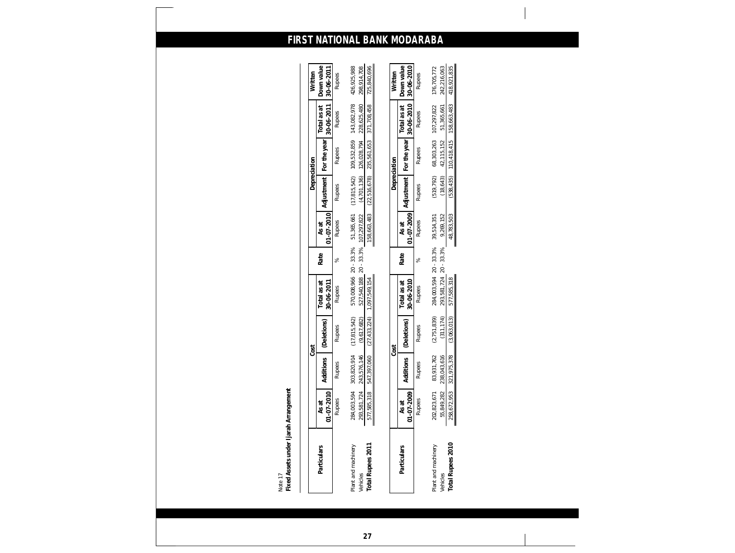Note 17

**Fixed Assets under Ijarah Arrangement**

| Particulars | Cost | | | | Rate | Depreciation | | | | Written Down value 30-06-2011 |
|---|---|---|---|---|---|---|---|---|---|---|
| | As at 01-07-2010 | Additions | (Deletions) | Total as at 30-06-2011 | | As at 01-07-2010 | Adjustment | For the year | Total as at 30-06-2011 | |
| | Rupees | Rupees | Rupees | Rupees | % | Rupees | Rupees | Rupees | Rupees | Rupees |
| Plant and machinery | 284,003,594 | 303,820,914 | (17,815,542) | 570,008,966 | 20 - 33.3% | 51,365,661 | (17,815,542) | 109,532,859 | 143,082,978 | 426,925,988 |
| Vehicles | 293,581,724 | 243,576,146 | (9,617,682) | 527,540,188 | 20 - 33.3% | 107,297,822 | (4,701,136) | 126,028,794 | 228,625,480 | 298,914,708 |
| **Total Rupees 2011** | 577,585,318 | 547,397,060 | (27,433,224) | 1,097,549,154 | | 158,663,483 | (22,516,678) | 235,561,653 | 371,708,458 | 725,840,696 |

| Particulars | Cost | | | | Rate | Depreciation | | | | Written Down value 30-06-2010 |
|---|---|---|---|---|---|---|---|---|---|---|
| | As at 01-07-2009 | Additions | (Deletions) | Total as at 30-06-2010 | | As at 01-07-2009 | Adjustment | For the year | Total as at 30-06-2010 | |
| | Rupees | Rupees | Rupees | Rupees | % | Rupees | Rupees | Rupees | Rupees | Rupees |
| Plant and machinery | 202,823,671 | 83,931,762 | (2,751,839) | 284,003,594 | 20 - 33.3% | 39,514,351 | (519,792) | 68,303,263 | 107,297,822 | 176,705,772 |
| Vehicles | 55,849,282 | 238,043,616 | (311,174) | 293,581,724 | 20 - 33.3% | 9,269,152 | (18,643) | 42,115,152 | 51,365,661 | 242,216,063 |
| **Total Rupees 2010** | 258,672,953 | 321,975,378 | (3,063,013) | 577,585,318 | | 48,783,503 | (538,435) | 110,418,415 | 158,663,483 | 418,921,835 |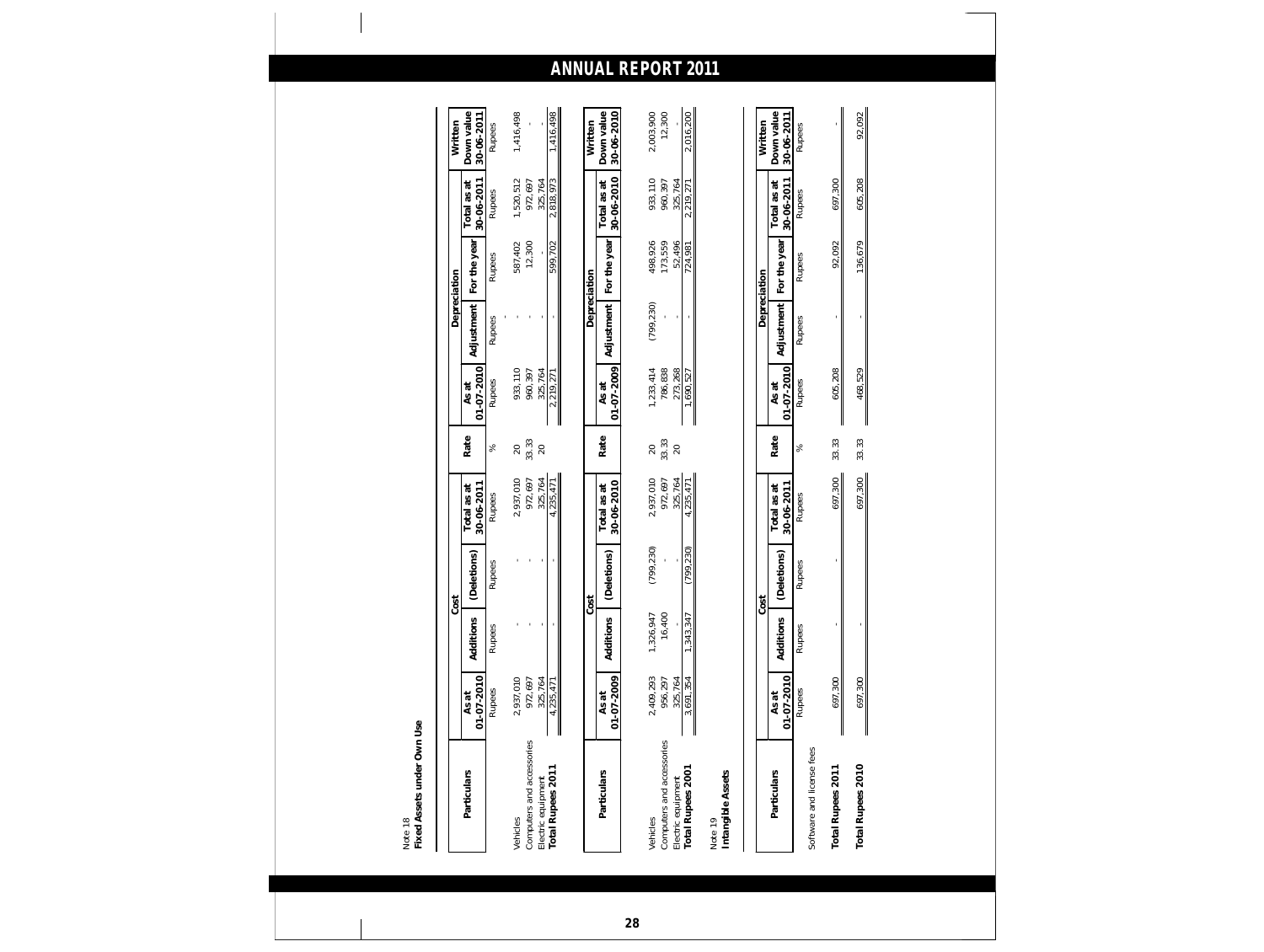Note 18

**Fixed Assets under Own Use**

| Particulars | Cost | | | | Rate | Depreciation | | | | Written Down value 30-06-2011 |
|---|---|---|---|---|---|---|---|---|---|---|
| | As at 01-07-2010 | Additions | (Deletions) | Total as at 30-06-2011 | | As at 01-07-2010 | Adjustment | For the year | Total as at 30-06-2011 | |
| | Rupees | Rupees | Rupees | Rupees | % | Rupees | Rupees | Rupees | Rupees | Rupees |
| Vehicles | 2,937,010 | - | - | 2,937,010 | 20 | 933,110 | - | 587,402 | 1,520,512 | 1,416,498 |
| Computers and accessories | 972,697 | - | - | 972,697 | 33.33 | 960,397 | - | 12,300 | 972,697 | - |
| Electric equipment | 325,764 | - | - | 325,764 | 20 | 325,764 | - | - | 325,764 | - |
| **Total Rupees 2011** | 4,235,471 | - | - | 4,235,471 | | 2,219,271 | - | 599,702 | 2,818,973 | 1,416,498 |

| Particulars | Cost | | | | Rate | Depreciation | | | | Written Down value 30-06-2010 |
|---|---|---|---|---|---|---|---|---|---|---|
| | As at 01-07-2009 | Additions | (Deletions) | Total as at 30-06-2010 | | As at 01-07-2009 | Adjustment | For the year | Total as at 30-06-2010 | |
| Vehicles | 2,409,293 | 1,326,947 | (799,230) | 2,937,010 | 20 | 1,233,414 | (799,230) | 498,926 | 933,110 | 2,003,900 |
| Computers and accessories | 956,297 | 16,400 | - | 972,697 | 33.33 | 786,838 | - | 173,559 | 960,397 | 12,300 |
| Electric equipment | 325,764 | - | - | 325,764 | 20 | 273,268 | - | 52,496 | 325,764 | - |
| **Total Rupees 2001** | 3,691,354 | 1,343,347 | (799,230) | 4,235,471 | | 1,690,527 | - | 724,981 | 2,219,271 | 2,016,200 |

Note 19

**Intangible Assets**

| Particulars | Cost | | | | Rate | Depreciation | | | | Written Down value 30-06-2011 |
|---|---|---|---|---|---|---|---|---|---|---|
| | As at 01-07-2010 | Additions | (Deletions) | Total as at 30-06-2011 | | As at 01-07-2010 | Adjustment | For the year | Total as at 30-06-2011 | |
| | Rupees | Rupees | Rupees | Rupees | % | Rupees | Rupees | Rupees | Rupees | Rupees |
| Software and license fees | | | | | | | | | | |
| **Total Rupees 2011** | 697,300 | - | - | 697,300 | 33.33 | 605,208 | - | 92,092 | 697,300 | - |
| **Total Rupees 2010** | 697,300 | - | | 697,300 | 33.33 | 468,529 | - | 136,679 | 605,208 | 92,092 |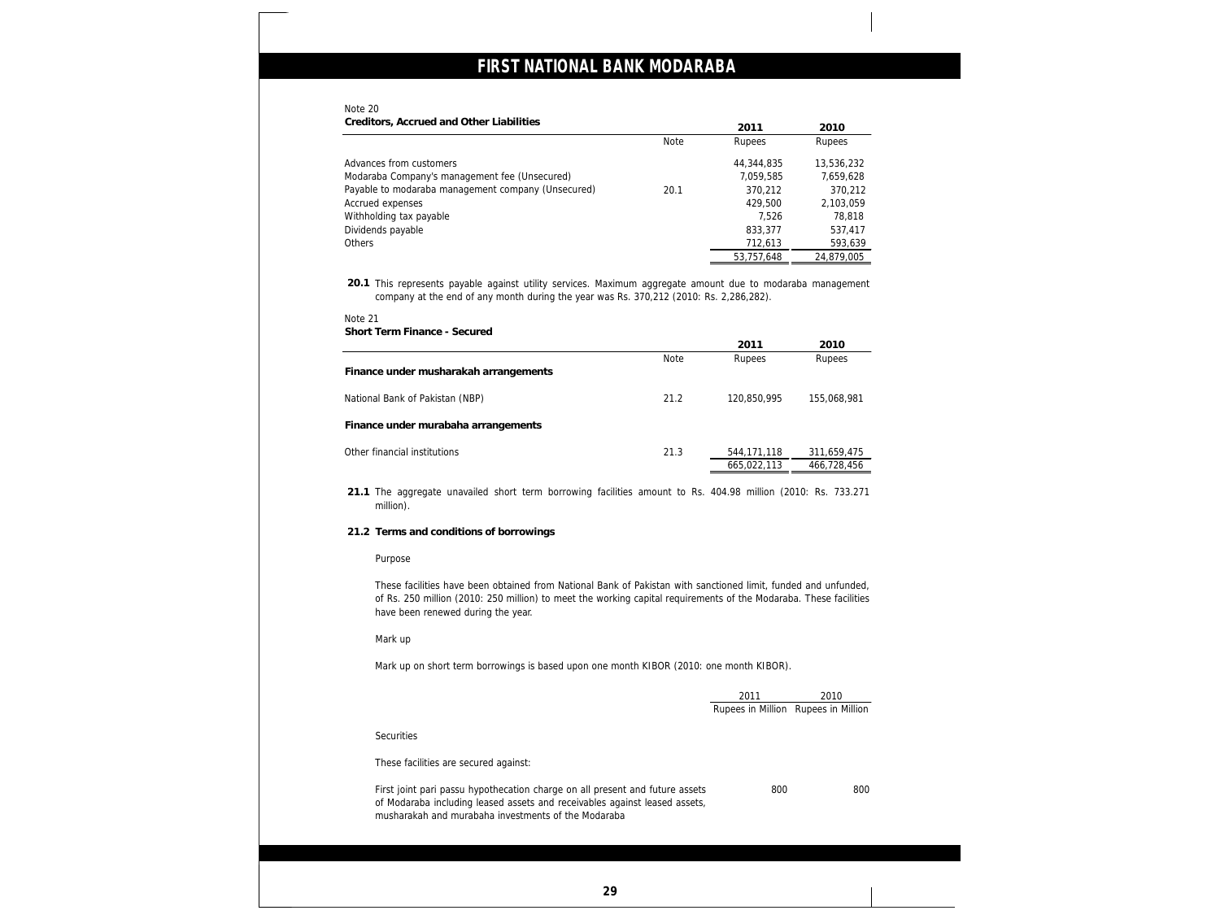Note 20

**Creditors, Accrued and Other Liabilities**

| | Note | 2011 Rupees | 2010 Rupees |
|---|---|---|---|
| Advances from customers | | 44,344,835 | 13,536,232 |
| Modaraba Company's management fee (Unsecured) | | 7,059,585 | 7,659,628 |
| Payable to modaraba management company (Unsecured) | 20.1 | 370,212 | 370,212 |
| Accrued expenses | | 429,500 | 2,103,059 |
| Withholding tax payable | | 7,526 | 78,818 |
| Dividends payable | | 833,377 | 537,417 |
| Others | | 712,613 | 593,639 |
| | | 53,757,648 | 24,879,005 |

**20.1** This represents payable against utility services. Maximum aggregate amount due to modaraba management company at the end of any month during the year was Rs. 370,212 (2010: Rs. 2,286,282).

Note 21

**Short Term Finance - Secured**

| | Note | 2011 Rupees | 2010 Rupees |
|---|---|---|---|
| **Finance under musharakah arrangements** | | | |
| National Bank of Pakistan (NBP) | 21.2 | 120,850,995 | 155,068,981 |
| **Finance under murabaha arrangements** | | | |
| Other financial institutions | 21.3 | 544,171,118 | 311,659,475 |
| | | 665,022,113 | 466,728,456 |

**21.1** The aggregate unavailed short term borrowing facilities amount to Rs. 404.98 million (2010: Rs. 733.271 million).

**21.2 Terms and conditions of borrowings**

Purpose

These facilities have been obtained from National Bank of Pakistan with sanctioned limit, funded and unfunded, of Rs. 250 million (2010: 250 million) to meet the working capital requirements of the Modaraba. These facilities have been renewed during the year.

Mark up

Mark up on short term borrowings is based upon one month KIBOR (2010: one month KIBOR).

| | 2011 Rupees in Million | 2010 Rupees in Million |
|---|---|---|
| Securities | | |
| These facilities are secured against: | | |
| First joint pari passu hypothecation charge on all present and future assets of Modaraba including leased assets and receivables against leased assets, musharakah and murabaha investments of the Modaraba | 800 | 800 |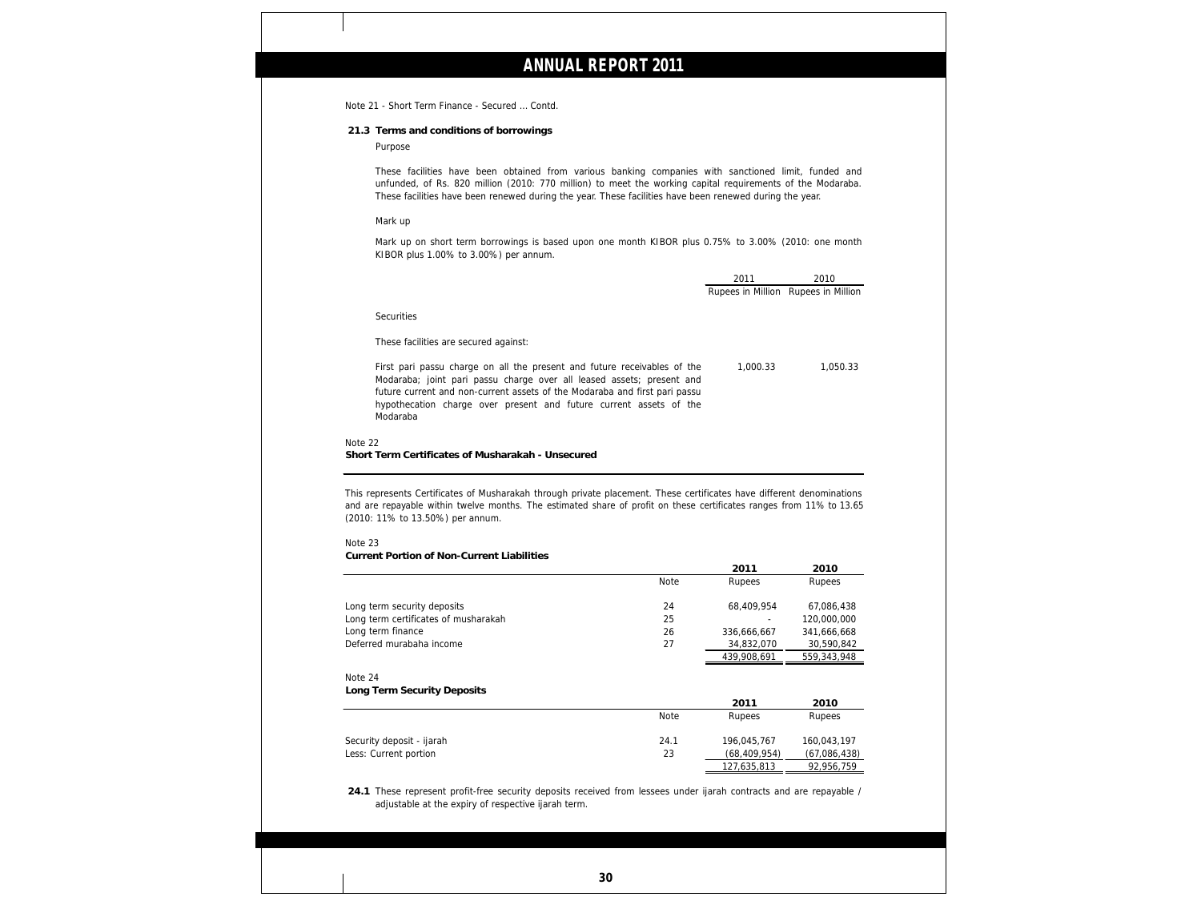Note 21 - Short Term Finance - Secured ... Contd.

**21.3 Terms and conditions of borrowings**

Purpose

These facilities have been obtained from various banking companies with sanctioned limit, funded and unfunded, of Rs. 820 million (2010: 770 million) to meet the working capital requirements of the Modaraba. These facilities have been renewed during the year. These facilities have been renewed during the year.

Mark up

Mark up on short term borrowings is based upon one month KIBOR plus 0.75% to 3.00% (2010: one month KIBOR plus 1.00% to 3.00%) per annum.

| | 2011 | 2010 |
|---|---|---|
| | Rupees in Million | Rupees in Million |
| Securities | | |
| These facilities are secured against: | | |
| First pari passu charge on all the present and future receivables of the Modaraba; joint pari passu charge over all leased assets; present and future current and non-current assets of the Modaraba and first pari passu hypothecation charge over present and future current assets of the Modaraba | 1,000.33 | 1,050.33 |

Note 22

**Short Term Certificates of Musharakah - Unsecured**

This represents Certificates of Musharakah through private placement. These certificates have different denominations and are repayable within twelve months. The estimated share of profit on these certificates ranges from 11% to 13.65 (2010: 11% to 13.50%) per annum.

Note 23

**Current Portion of Non-Current Liabilities**

| | Note | 2011 Rupees | 2010 Rupees |
|---|---|---|---|
| Long term security deposits | 24 | 68,409,954 | 67,086,438 |
| Long term certificates of musharakah | 25 | - | 120,000,000 |
| Long term finance | 26 | 336,666,667 | 341,666,668 |
| Deferred murabaha income | 27 | 34,832,070 | 30,590,842 |
| | | 439,908,691 | 559,343,948 |

Note 24

**Long Term Security Deposits**

| | Note | 2011 Rupees | 2010 Rupees |
|---|---|---|---|
| Security deposit - ijarah | 24.1 | 196,045,767 | 160,043,197 |
| Less: Current portion | 23 | (68,409,954) | (67,086,438) |
| | | 127,635,813 | 92,956,759 |

**24.1** These represent profit-free security deposits received from lessees under ijarah contracts and are repayable / adjustable at the expiry of respective ijarah term.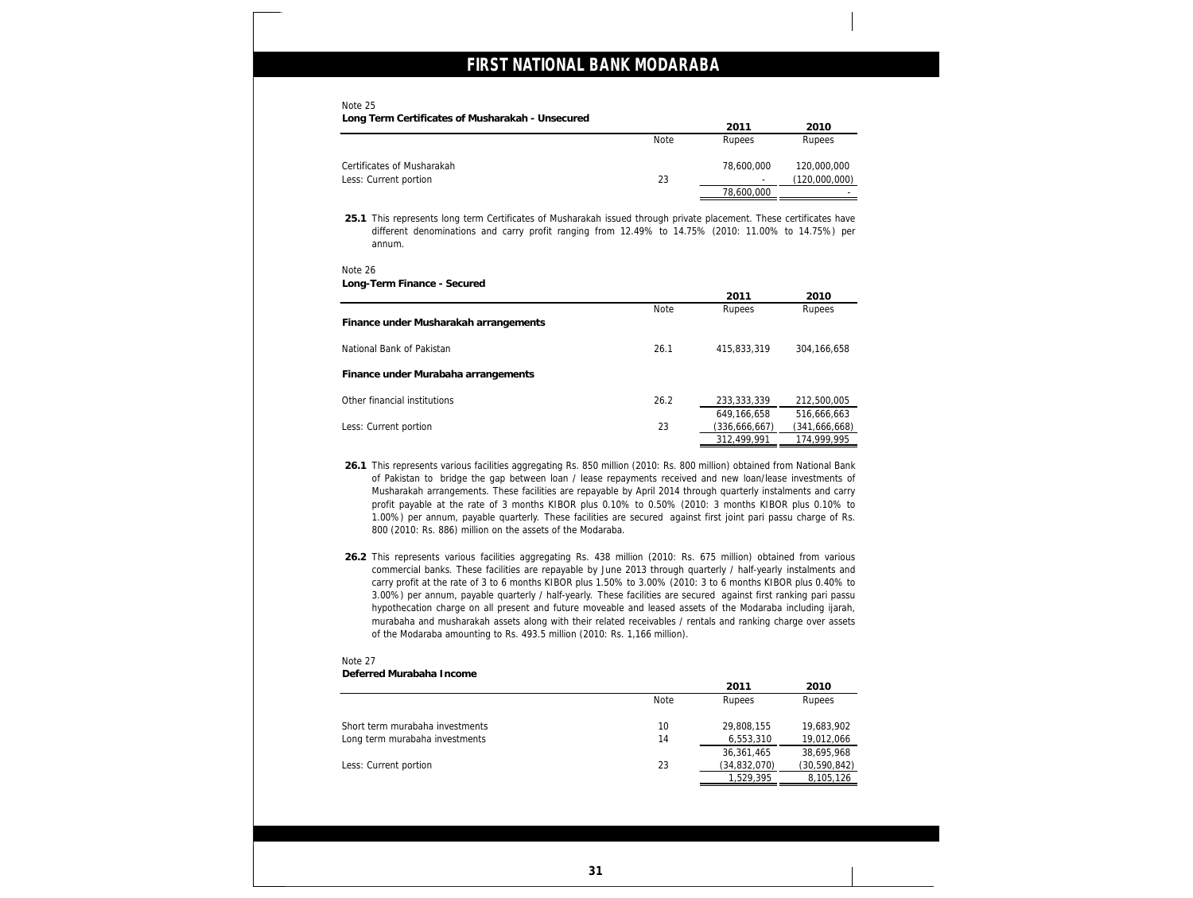Note 25

**Long Term Certificates of Musharakah - Unsecured**

| | Note | 2011<br>Rupees | 2010<br>Rupees |
|---|---|---|---|
| Certificates of Musharakah | | 78,600,000 | 120,000,000 |
| Less: Current portion | 23 | - | (120,000,000) |
| | | 78,600,000 | - |

**25.1** This represents long term Certificates of Musharakah issued through private placement. These certificates have different denominations and carry profit ranging from 12.49% to 14.75% (2010: 11.00% to 14.75%) per annum.

Note 26

**Long-Term Finance - Secured**

| | Note | 2011<br>Rupees | 2010<br>Rupees |
|---|---|---|---|
| **Finance under Musharakah arrangements** | | | |
| National Bank of Pakistan | 26.1 | 415,833,319 | 304,166,658 |
| **Finance under Murabaha arrangements** | | | |
| Other financial institutions | 26.2 | 233,333,339 | 212,500,005 |
| | | 649,166,658 | 516,666,663 |
| Less: Current portion | 23 | (336,666,667) | (341,666,668) |
| | | 312,499,991 | 174,999,995 |

**26.1** This represents various facilities aggregating Rs. 850 million (2010: Rs. 800 million) obtained from National Bank of Pakistan to bridge the gap between loan / lease repayments received and new loan/lease investments of Musharakah arrangements. These facilities are repayable by April 2014 through quarterly instalments and carry profit payable at the rate of 3 months KIBOR plus 0.10% to 0.50% (2010: 3 months KIBOR plus 0.10% to 1.00%) per annum, payable quarterly. These facilities are secured against first joint pari passu charge of Rs. 800 (2010: Rs. 886) million on the assets of the Modaraba.

**26.2** This represents various facilities aggregating Rs. 438 million (2010: Rs. 675 million) obtained from various commercial banks. These facilities are repayable by June 2013 through quarterly / half-yearly instalments and carry profit at the rate of 3 to 6 months KIBOR plus 1.50% to 3.00% (2010: 3 to 6 months KIBOR plus 0.40% to 3.00%) per annum, payable quarterly / half-yearly. These facilities are secured against first ranking pari passu hypothecation charge on all present and future moveable and leased assets of the Modaraba including ijarah, murabaha and musharakah assets along with their related receivables / rentals and ranking charge over assets of the Modaraba amounting to Rs. 493.5 million (2010: Rs. 1,166 million).

Note 27

**Deferred Murabaha Income**

| | Note | 2011<br>Rupees | 2010<br>Rupees |
|---|---|---|---|
| Short term murabaha investments | 10 | 29,808,155 | 19,683,902 |
| Long term murabaha investments | 14 | 6,553,310 | 19,012,066 |
| | | 36,361,465 | 38,695,968 |
| Less: Current portion | 23 | (34,832,070) | (30,590,842) |
| | | 1,529,395 | 8,105,126 |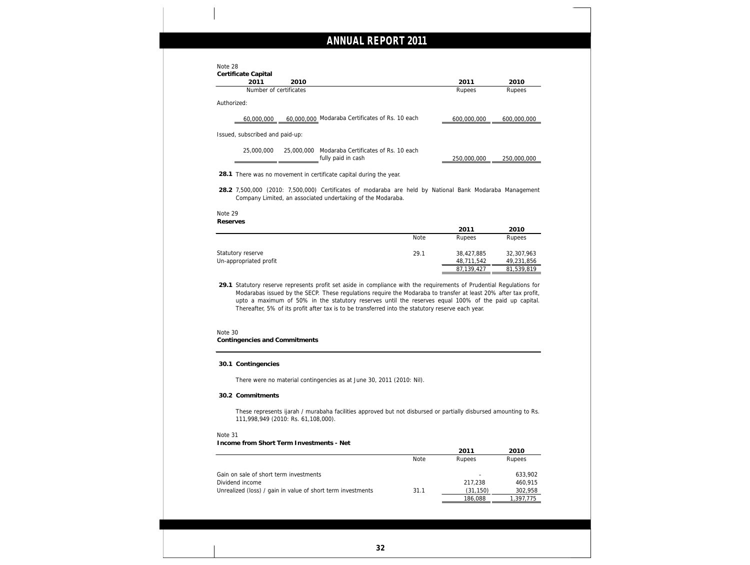Note 28

**Certificate Capital**

| 2011 | 2010 | | 2011 | 2010 |
|---|---|---|---|---|
| Number of certificates | | | Rupees | Rupees |
| Authorized: | | | | |
| 60,000,000 | 60,000,000 | Modaraba Certificates of Rs. 10 each | 600,000,000 | 600,000,000 |
| Issued, subscribed and paid-up: | | | | |
| 25,000,000 | 25,000,000 | Modaraba Certificates of Rs. 10 each fully paid in cash | 250,000,000 | 250,000,000 |

**28.1** There was no movement in certificate capital during the year.

**28.2** 7,500,000 (2010: 7,500,000) Certificates of modaraba are held by National Bank Modaraba Management Company Limited, an associated undertaking of the Modaraba.

Note 29

**Reserves**

| | Note | 2011 Rupees | 2010 Rupees |
|---|---|---|---|
| Statutory reserve | 29.1 | 38,427,885 | 32,307,963 |
| Un-appropriated profit | | 48,711,542 | 49,231,856 |
| | | 87,139,427 | 81,539,819 |

**29.1** Statutory reserve represents profit set aside in compliance with the requirements of Prudential Regulations for Modarabas issued by the SECP. These regulations require the Modaraba to transfer at least 20% after tax profit, upto a maximum of 50% in the statutory reserves until the reserves equal 100% of the paid up capital. Thereafter, 5% of its profit after tax is to be transferred into the statutory reserve each year.

Note 30

**Contingencies and Commitments**

**30.1 Contingencies**

There were no material contingencies as at June 30, 2011 (2010: Nil).

**30.2 Commitments**

These represents ijarah / murabaha facilities approved but not disbursed or partially disbursed amounting to Rs. 111,998,949 (2010: Rs. 61,108,000).

Note 31

**Income from Short Term Investments - Net**

| | Note | 2011 Rupees | 2010 Rupees |
|---|---|---|---|
| Gain on sale of short term investments | | - | 633,902 |
| Dividend income | | 217,238 | 460,915 |
| Unrealized (loss) / gain in value of short term investments | 31.1 | (31,150) | 302,958 |
| | | 186,088 | 1,397,775 |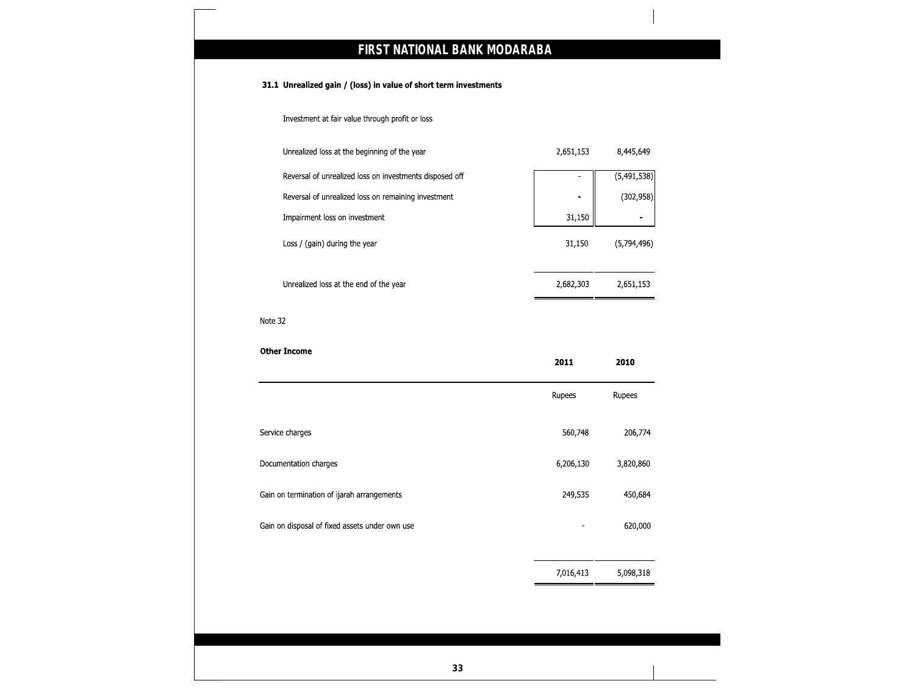#### 31.1 Unrealized gain / (loss) in value of short term investments

Investment at fair value through profit or loss

| | | |
|---|---|---|
| Unrealized loss at the beginning of the year | 2,651,153 | 8,445,649 |
| Reversal of unrealized loss on investments disposed off | - | (5,491,538) |
| Reversal of unrealized loss on remaining investment | - | (302,958) |
| Impairment loss on investment | 31,150 | - |
| Loss / (gain) during the year | 31,150 | (5,794,496) |
| Unrealized loss at the end of the year | 2,682,303 | 2,651,153 |

Note 32

**Other Income**

| | 2011 | 2010 |
|---|---|---|
| | Rupees | Rupees |
| Service charges | 560,748 | 206,774 |
| Documentation charges | 6,206,130 | 3,820,860 |
| Gain on termination of ijarah arrangements | 249,535 | 450,684 |
| Gain on disposal of fixed assets under own use | - | 620,000 |
| | 7,016,413 | 5,098,318 |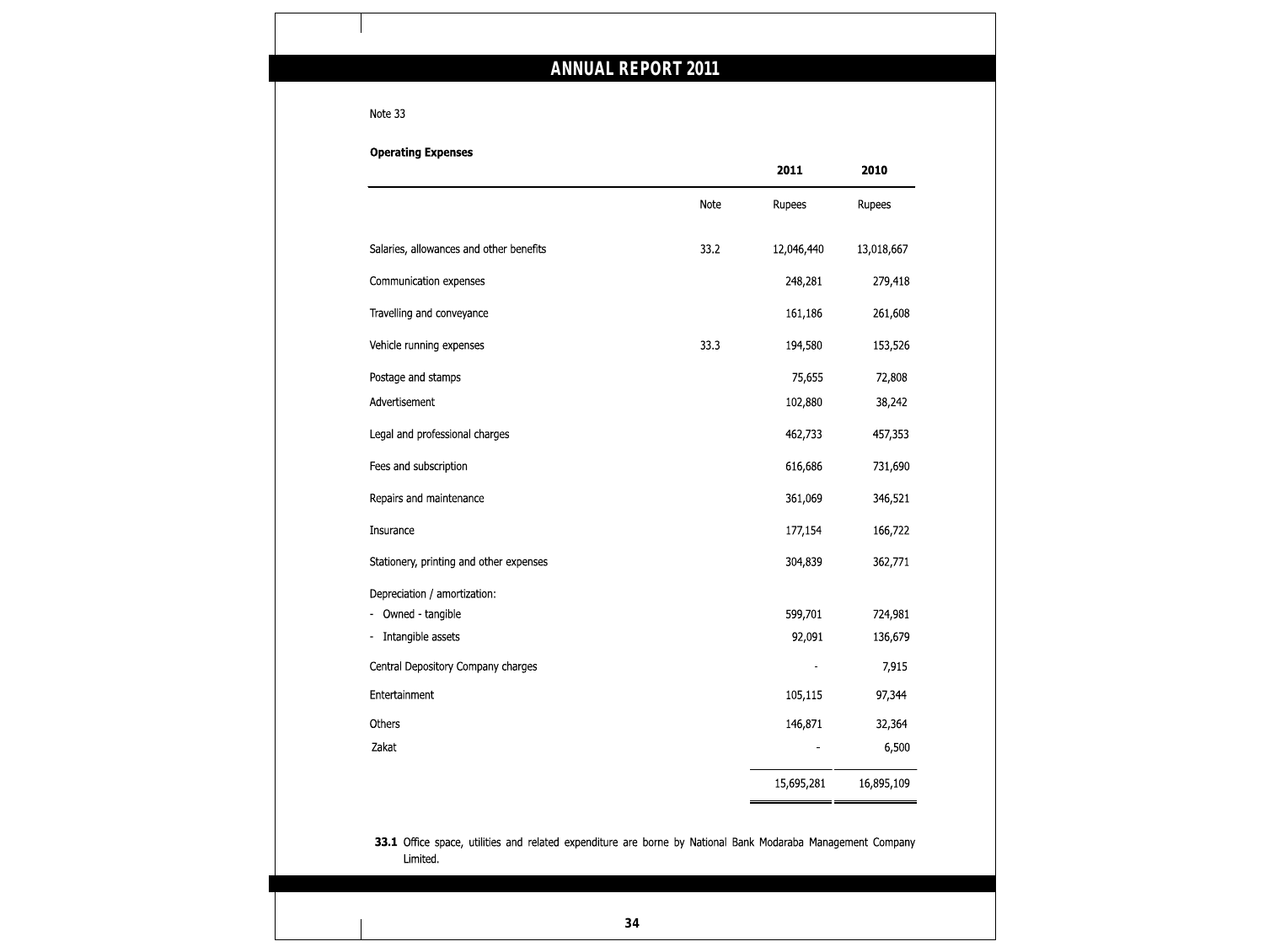Note 33

**Operating Expenses**

| | Note | 2011<br>Rupees | 2010<br>Rupees |
|---|---|---|---|
| Salaries, allowances and other benefits | 33.2 | 12,046,440 | 13,018,667 |
| Communication expenses | | 248,281 | 279,418 |
| Travelling and conveyance | | 161,186 | 261,608 |
| Vehicle running expenses | 33.3 | 194,580 | 153,526 |
| Postage and stamps | | 75,655 | 72,808 |
| Advertisement | | 102,880 | 38,242 |
| Legal and professional charges | | 462,733 | 457,353 |
| Fees and subscription | | 616,686 | 731,690 |
| Repairs and maintenance | | 361,069 | 346,521 |
| Insurance | | 177,154 | 166,722 |
| Stationery, printing and other expenses | | 304,839 | 362,771 |
| Depreciation / amortization: | | | |
| - Owned - tangible | | 599,701 | 724,981 |
| - Intangible assets | | 92,091 | 136,679 |
| Central Depository Company charges | | - | 7,915 |
| Entertainment | | 105,115 | 97,344 |
| Others | | 146,871 | 32,364 |
| Zakat | | - | 6,500 |
| | | 15,695,281 | 16,895,109 |

**33.1** Office space, utilities and related expenditure are borne by National Bank Modaraba Management Company Limited.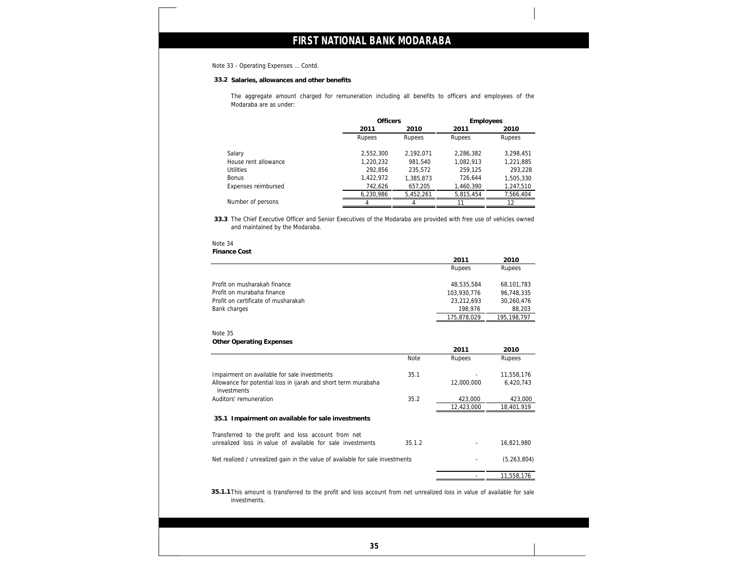# FIRST NATIONAL BANK MODARABA

Note 33 - Operating Expenses ... Contd.

**33.2 Salaries, allowances and other benefits**

The aggregate amount charged for remuneration including all benefits to officers and employees of the Modaraba are as under:

| | Officers | | Employees | |
|---|---|---|---|---|
| | 2011 | 2010 | 2011 | 2010 |
| | Rupees | Rupees | Rupees | Rupees |
| Salary | 2,552,300 | 2,192,071 | 2,286,382 | 3,298,451 |
| House rent allowance | 1,220,232 | 981,540 | 1,082,913 | 1,221,885 |
| Utilities | 292,856 | 235,572 | 259,125 | 293,228 |
| Bonus | 1,422,972 | 1,385,873 | 726,644 | 1,505,330 |
| Expenses reimbursed | 742,626 | 657,205 | 1,460,390 | 1,247,510 |
| | 6,230,986 | 5,452,261 | 5,815,454 | 7,566,404 |
| Number of persons | 4 | 4 | 11 | 12 |

**33.3** The Chief Executive Officer and Senior Executives of the Modaraba are provided with free use of vehicles owned and maintained by the Modaraba.

Note 34

**Finance Cost**

| | 2011 | 2010 |
|---|---|---|
| | Rupees | Rupees |
| Profit on musharakah finance | 48,535,584 | 68,101,783 |
| Profit on murabaha finance | 103,930,776 | 96,748,335 |
| Profit on certificate of musharakah | 23,212,693 | 30,260,476 |
| Bank charges | 198,976 | 88,203 |
| | 175,878,029 | 195,198,797 |

Note 35

**Other Operating Expenses**

| | Note | 2011 | 2010 |
|---|---|---|---|
| | | Rupees | Rupees |
| Impairment on available for sale investments | 35.1 | - | 11,558,176 |
| Allowance for potential loss in ijarah and short term murabaha investments | | 12,000,000 | 6,420,743 |
| Auditors' remuneration | 35.2 | 423,000 | 423,000 |
| | | 12,423,000 | 18,401,919 |

**35.1 Impairment on available for sale investments**

| | | | |
|---|---|---|---|
| Transferred to the profit and loss account from net unrealized loss in value of available for sale investments | 35.1.2 | - | 16,821,980 |
| Net realized / unrealized gain in the value of available for sale investments | | - | (5,263,804) |
| | | - | 11,558,176 |

**35.1.1** This amount is transferred to the profit and loss account from net unrealized loss in value of available for sale investments.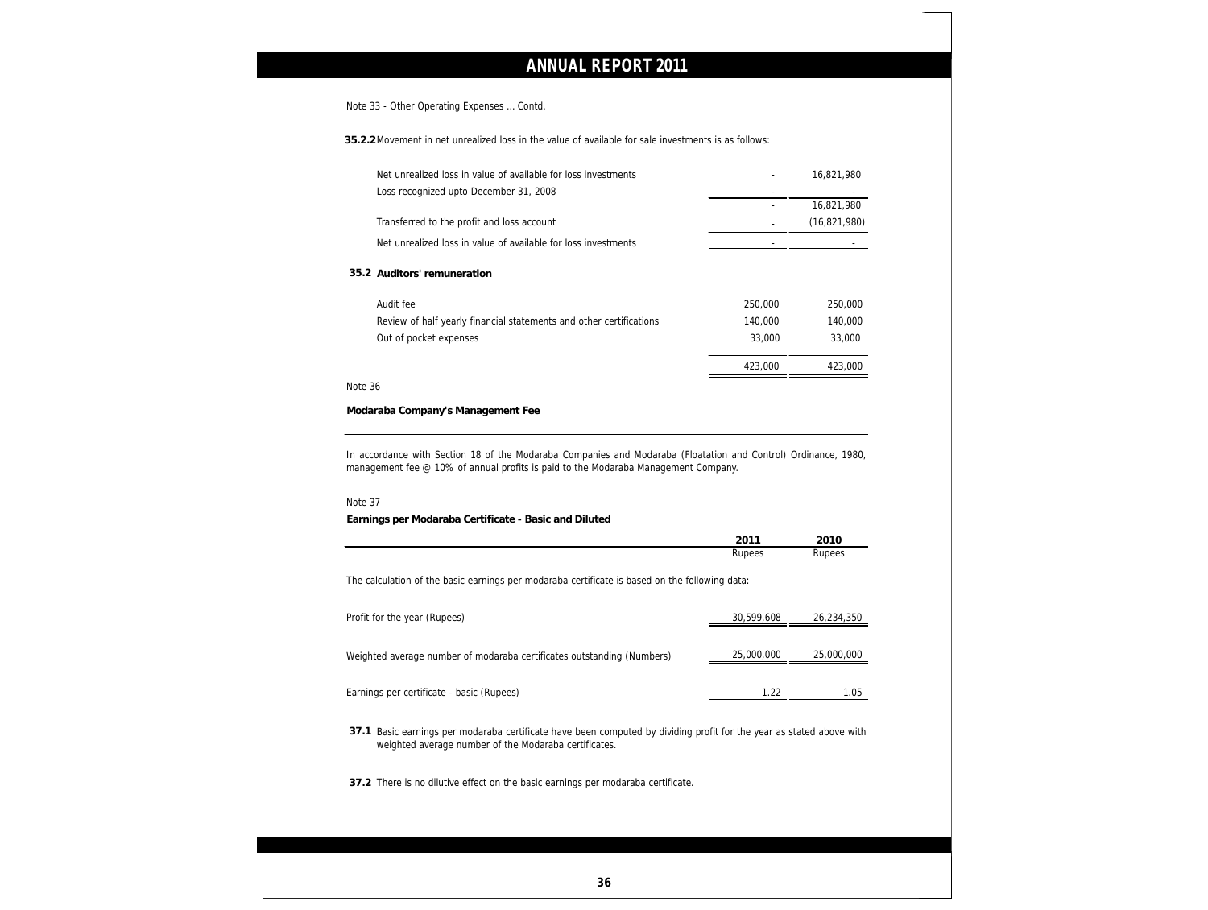Note 33 - Other Operating Expenses ... Contd.

**35.2.2** Movement in net unrealized loss in the value of available for sale investments is as follows:

| | | |
|---|---|---|
| Net unrealized loss in value of available for loss investments | - | 16,821,980 |
| Loss recognized upto December 31, 2008 | - | - |
| | - | 16,821,980 |
| Transferred to the profit and loss account | - | (16,821,980) |
| Net unrealized loss in value of available for loss investments | - | - |

**35.2 Auditors' remuneration**

| | | |
|---|---|---|
| Audit fee | 250,000 | 250,000 |
| Review of half yearly financial statements and other certifications | 140,000 | 140,000 |
| Out of pocket expenses | 33,000 | 33,000 |
| | 423,000 | 423,000 |

Note 36

**Modaraba Company's Management Fee**

In accordance with Section 18 of the Modaraba Companies and Modaraba (Floatation and Control) Ordinance, 1980, management fee @ 10% of annual profits is paid to the Modaraba Management Company.

Note 37

**Earnings per Modaraba Certificate - Basic and Diluted**

| | 2011 Rupees | 2010 Rupees |
|---|---|---|
| The calculation of the basic earnings per modaraba certificate is based on the following data: | | |
| Profit for the year (Rupees) | 30,599,608 | 26,234,350 |
| Weighted average number of modaraba certificates outstanding (Numbers) | 25,000,000 | 25,000,000 |
| Earnings per certificate - basic (Rupees) | 1.22 | 1.05 |

**37.1** Basic earnings per modaraba certificate have been computed by dividing profit for the year as stated above with weighted average number of the Modaraba certificates.

**37.2** There is no dilutive effect on the basic earnings per modaraba certificate.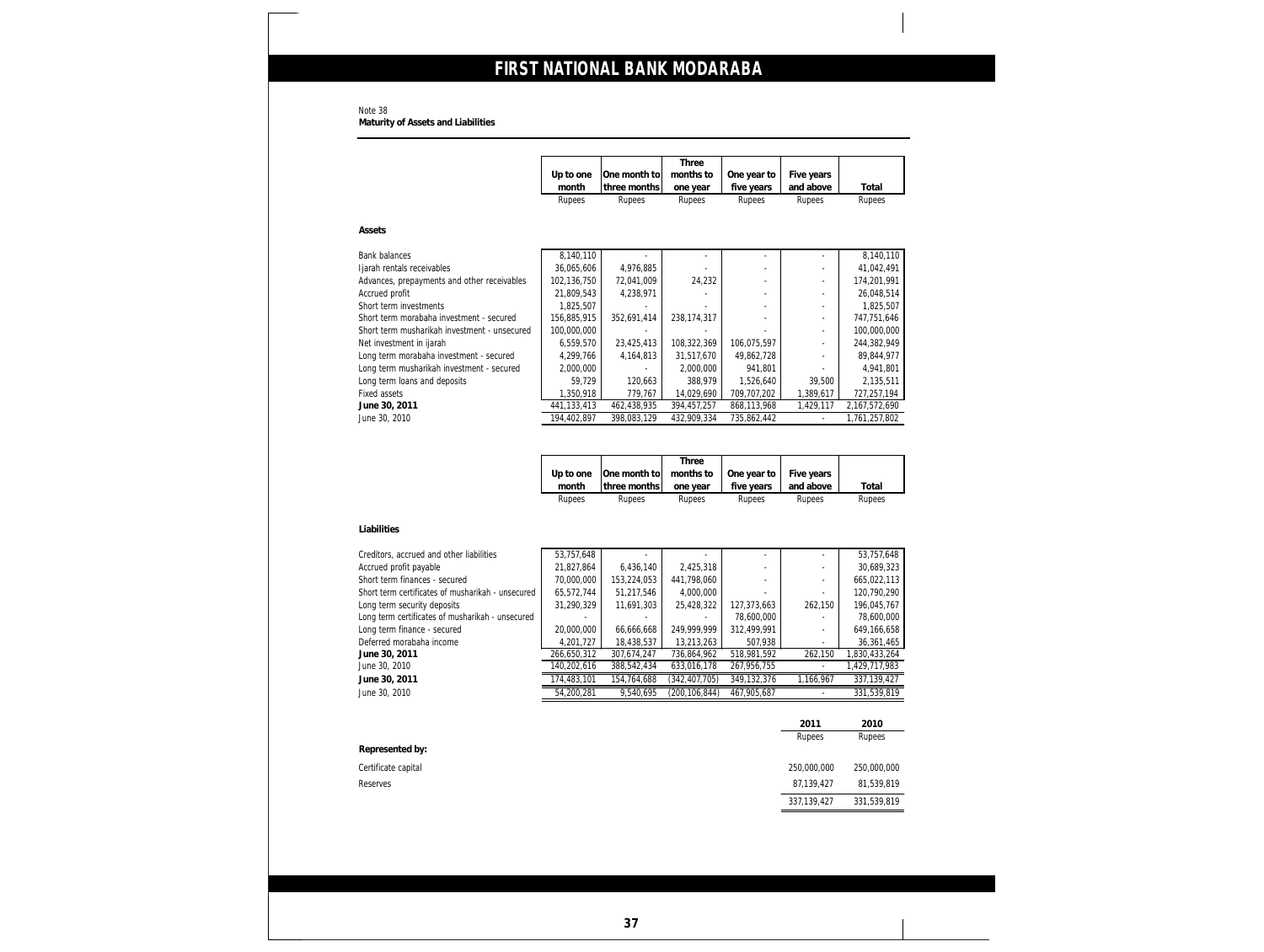Note 38

**Maturity of Assets and Liabilities**

| | Up to one month | One month to three months | Three months to one year | One year to five years | Five years and above | Total |
|---|---|---|---|---|---|---|
| | Rupees | Rupees | Rupees | Rupees | Rupees | Rupees |
| **Assets** | | | | | | |
| Bank balances | 8,140,110 | - | - | - | - | 8,140,110 |
| Ijarah rentals receivables | 36,065,606 | 4,976,885 | - | - | - | 41,042,491 |
| Advances, prepayments and other receivables | 102,136,750 | 72,041,009 | 24,232 | - | - | 174,201,991 |
| Accrued profit | 21,809,543 | 4,238,971 | - | - | - | 26,048,514 |
| Short term investments | 1,825,507 | - | - | - | - | 1,825,507 |
| Short term morabaha investment - secured | 156,885,915 | 352,691,414 | 238,174,317 | - | - | 747,751,646 |
| Short term musharikah investment - unsecured | 100,000,000 | - | - | - | - | 100,000,000 |
| Net investment in ijarah | 6,559,570 | 23,425,413 | 108,322,369 | 106,075,597 | - | 244,382,949 |
| Long term morabaha investment - secured | 4,299,766 | 4,164,813 | 31,517,670 | 49,862,728 | - | 89,844,977 |
| Long term musharikah investment - secured | 2,000,000 | - | 2,000,000 | 941,801 | - | 4,941,801 |
| Long term loans and deposits | 59,729 | 120,663 | 388,979 | 1,526,640 | 39,500 | 2,135,511 |
| Fixed assets | 1,350,918 | 779,767 | 14,029,690 | 709,707,202 | 1,389,617 | 727,257,194 |
| **June 30, 2011** | 441,133,413 | 462,438,935 | 394,457,257 | 868,113,968 | 1,429,117 | 2,167,572,690 |
| June 30, 2010 | 194,402,897 | 398,083,129 | 432,909,334 | 735,862,442 | - | 1,761,257,802 |

| | Up to one month | One month to three months | Three months to one year | One year to five years | Five years and above | Total |
|---|---|---|---|---|---|---|
| | Rupees | Rupees | Rupees | Rupees | Rupees | Rupees |
| **Liabilities** | | | | | | |
| Creditors, accrued and other liabilities | 53,757,648 | - | - | - | - | 53,757,648 |
| Accrued profit payable | 21,827,864 | 6,436,140 | 2,425,318 | - | - | 30,689,323 |
| Short term finances - secured | 70,000,000 | 153,224,053 | 441,798,060 | - | - | 665,022,113 |
| Short term certificates of musharikah - unsecured | 65,572,744 | 51,217,546 | 4,000,000 | - | - | 120,790,290 |
| Long term security deposits | 31,290,329 | 11,691,303 | 25,428,322 | 127,373,663 | 262,150 | 196,045,767 |
| Long term certificates of musharikah - unsecured | - | - | - | 78,600,000 | - | 78,600,000 |
| Long term finance - secured | 20,000,000 | 66,666,668 | 249,999,999 | 312,499,991 | - | 649,166,658 |
| Deferred morabaha income | 4,201,727 | 18,438,537 | 13,213,263 | 507,938 | - | 36,361,465 |
| **June 30, 2011** | 266,650,312 | 307,674,247 | 736,864,962 | 518,981,592 | 262,150 | 1,830,433,264 |
| June 30, 2010 | 140,202,616 | 388,542,434 | 633,016,178 | 267,956,755 | - | 1,429,717,983 |
| **June 30, 2011** | 174,483,101 | 154,764,688 | (342,407,705) | 349,132,376 | 1,166,967 | 337,139,427 |
| June 30, 2010 | 54,200,281 | 9,540,695 | (200,106,844) | 467,905,687 | - | 331,539,819 |

| | 2011 | 2010 |
|---|---|---|
| | Rupees | Rupees |
| **Represented by:** | | |
| Certificate capital | 250,000,000 | 250,000,000 |
| Reserves | 87,139,427 | 81,539,819 |
| | 337,139,427 | 331,539,819 |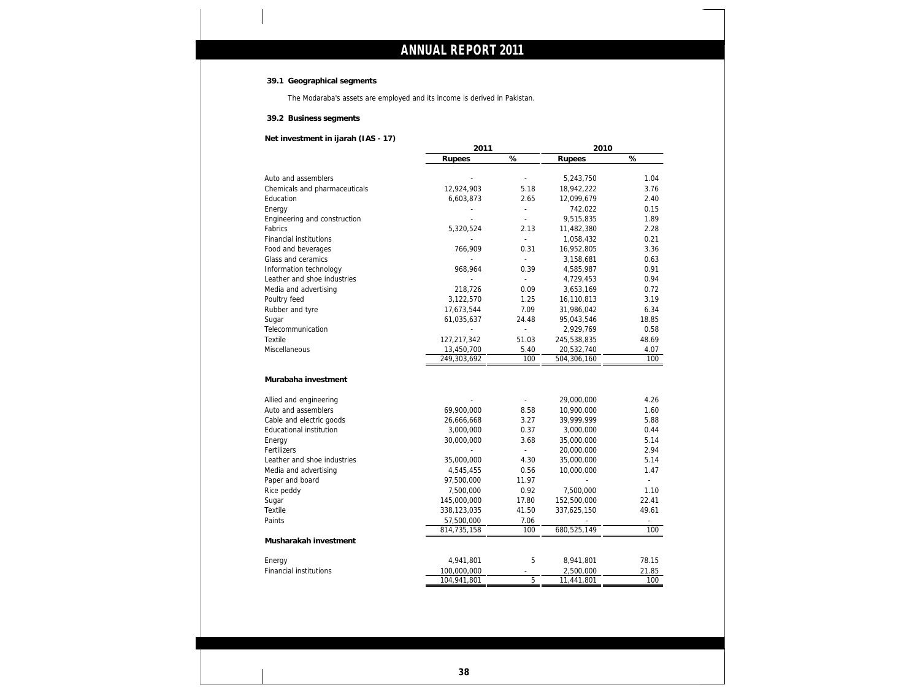### 39.1 Geographical segments

The Modaraba's assets are employed and its income is derived in Pakistan.

### 39.2 Business segments

**Net investment in ijarah (IAS - 17)**

| | 2011 | | 2010 | |
|---|---|---|---|---|
| | **Rupees** | **%** | **Rupees** | **%** |
| Auto and assemblers | - | - | 5,243,750 | 1.04 |
| Chemicals and pharmaceuticals | 12,924,903 | 5.18 | 18,942,222 | 3.76 |
| Education | 6,603,873 | 2.65 | 12,099,679 | 2.40 |
| Energy | - | - | 742,022 | 0.15 |
| Engineering and construction | - | - | 9,515,835 | 1.89 |
| Fabrics | 5,320,524 | 2.13 | 11,482,380 | 2.28 |
| Financial institutions | - | - | 1,058,432 | 0.21 |
| Food and beverages | 766,909 | 0.31 | 16,952,805 | 3.36 |
| Glass and ceramics | - | - | 3,158,681 | 0.63 |
| Information technology | 968,964 | 0.39 | 4,585,987 | 0.91 |
| Leather and shoe industries | - | - | 4,729,453 | 0.94 |
| Media and advertising | 218,726 | 0.09 | 3,653,169 | 0.72 |
| Poultry feed | 3,122,570 | 1.25 | 16,110,813 | 3.19 |
| Rubber and tyre | 17,673,544 | 7.09 | 31,986,042 | 6.34 |
| Sugar | 61,035,637 | 24.48 | 95,043,546 | 18.85 |
| Telecommunication | - | - | 2,929,769 | 0.58 |
| Textile | 127,217,342 | 51.03 | 245,538,835 | 48.69 |
| Miscellaneous | 13,450,700 | 5.40 | 20,532,740 | 4.07 |
| | 249,303,692 | 100 | 504,306,160 | 100 |

**Murabaha investment**

| | 2011 | | 2010 | |
|---|---|---|---|---|
| | **Rupees** | **%** | **Rupees** | **%** |
| Allied and engineering | - | - | 29,000,000 | 4.26 |
| Auto and assemblers | 69,900,000 | 8.58 | 10,900,000 | 1.60 |
| Cable and electric goods | 26,666,668 | 3.27 | 39,999,999 | 5.88 |
| Educational institution | 3,000,000 | 0.37 | 3,000,000 | 0.44 |
| Energy | 30,000,000 | 3.68 | 35,000,000 | 5.14 |
| Fertilizers | - | - | 20,000,000 | 2.94 |
| Leather and shoe industries | 35,000,000 | 4.30 | 35,000,000 | 5.14 |
| Media and advertising | 4,545,455 | 0.56 | 10,000,000 | 1.47 |
| Paper and board | 97,500,000 | 11.97 | - | - |
| Rice peddy | 7,500,000 | 0.92 | 7,500,000 | 1.10 |
| Sugar | 145,000,000 | 17.80 | 152,500,000 | 22.41 |
| Textile | 338,123,035 | 41.50 | 337,625,150 | 49.61 |
| Paints | 57,500,000 | 7.06 | - | - |
| | 814,735,158 | 100 | 680,525,149 | 100 |

**Musharakah investment**

| | 2011 | | 2010 | |
|---|---|---|---|---|
| | **Rupees** | **%** | **Rupees** | **%** |
| Energy | 4,941,801 | 5 | 8,941,801 | 78.15 |
| Financial institutions | 100,000,000 | - | 2,500,000 | 21.85 |
| | 104,941,801 | 5 | 11,441,801 | 100 |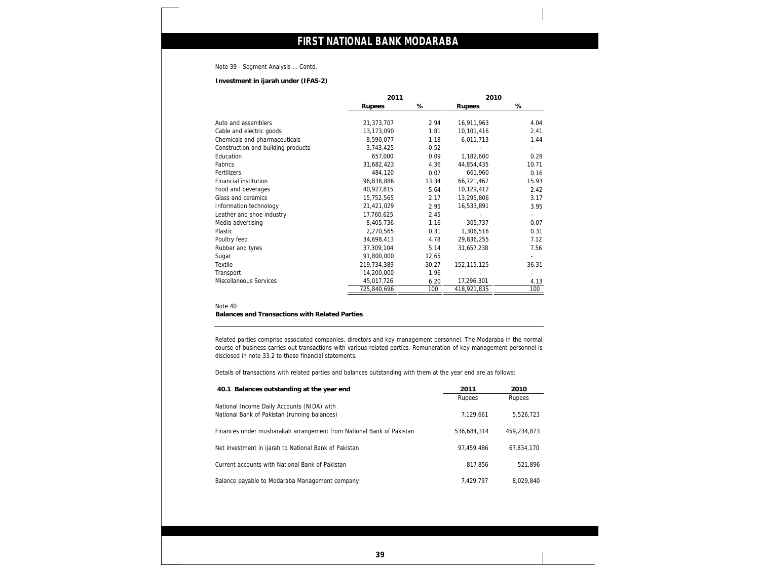Note 39 - Segment Analysis ... Contd.

**Investment in ijarah under (IFAS-2)**

| | 2011 | | 2010 | |
|---|---|---|---|---|
| | **Rupees** | **%** | **Rupees** | **%** |
| Auto and assemblers | 21,373,707 | 2.94 | 16,911,963 | 4.04 |
| Cable and electric goods | 13,173,090 | 1.81 | 10,101,416 | 2.41 |
| Chemicals and pharmaceuticals | 8,590,077 | 1.18 | 6,011,713 | 1.44 |
| Construction and building products | 3,743,425 | 0.52 | - | - |
| Education | 657,000 | 0.09 | 1,182,600 | 0.28 |
| Fabrics | 31,682,423 | 4.36 | 44,854,435 | 10.71 |
| Fertilizers | 484,120 | 0.07 | 661,960 | 0.16 |
| Financial institution | 96,838,886 | 13.34 | 66,721,467 | 15.93 |
| Food and beverages | 40,927,815 | 5.64 | 10,129,412 | 2.42 |
| Glass and ceramics | 15,752,565 | 2.17 | 13,295,806 | 3.17 |
| Information technology | 21,421,029 | 2.95 | 16,533,891 | 3.95 |
| Leather and shoe industry | 17,760,625 | 2.45 | - | - |
| Media advertising | 8,405,736 | 1.16 | 305,737 | 0.07 |
| Plastic | 2,270,565 | 0.31 | 1,306,516 | 0.31 |
| Poultry feed | 34,698,413 | 4.78 | 29,836,255 | 7.12 |
| Rubber and tyres | 37,309,104 | 5.14 | 31,657,238 | 7.56 |
| Sugar | 91,800,000 | 12.65 | | - |
| Textile | 219,734,389 | 30.27 | 152,115,125 | 36.31 |
| Transport | 14,200,000 | 1.96 | - | - |
| Miscellaneous Services | 45,017,726 | 6.20 | 17,296,301 | 4.13 |
| | 725,840,696 | 100 | 418,921,835 | 100 |

Note 40

**Balances and Transactions with Related Parties**

Related parties comprise associated companies, directors and key management personnel. The Modaraba in the normal course of business carries out transactions with various related parties. Remuneration of key management personnel is disclosed in note 33.2 to these financial statements.

Details of transactions with related parties and balances outstanding with them at the year end are as follows:

| **40.1 Balances outstanding at the year end** | **2011** | **2010** |
|---|---|---|
| | Rupees | Rupees |
| National Income Daily Accounts (NIDA) with National Bank of Pakistan (running balances) | 7,129,661 | 5,526,723 |
| Finances under musharakah arrangement from National Bank of Pakistan | 536,684,314 | 459,234,873 |
| Net investment in ijarah to National Bank of Pakistan | 97,459,486 | 67,834,170 |
| Current accounts with National Bank of Pakistan | 817,856 | 521,896 |
| Balance payable to Modaraba Management company | 7,429,797 | 8,029,840 |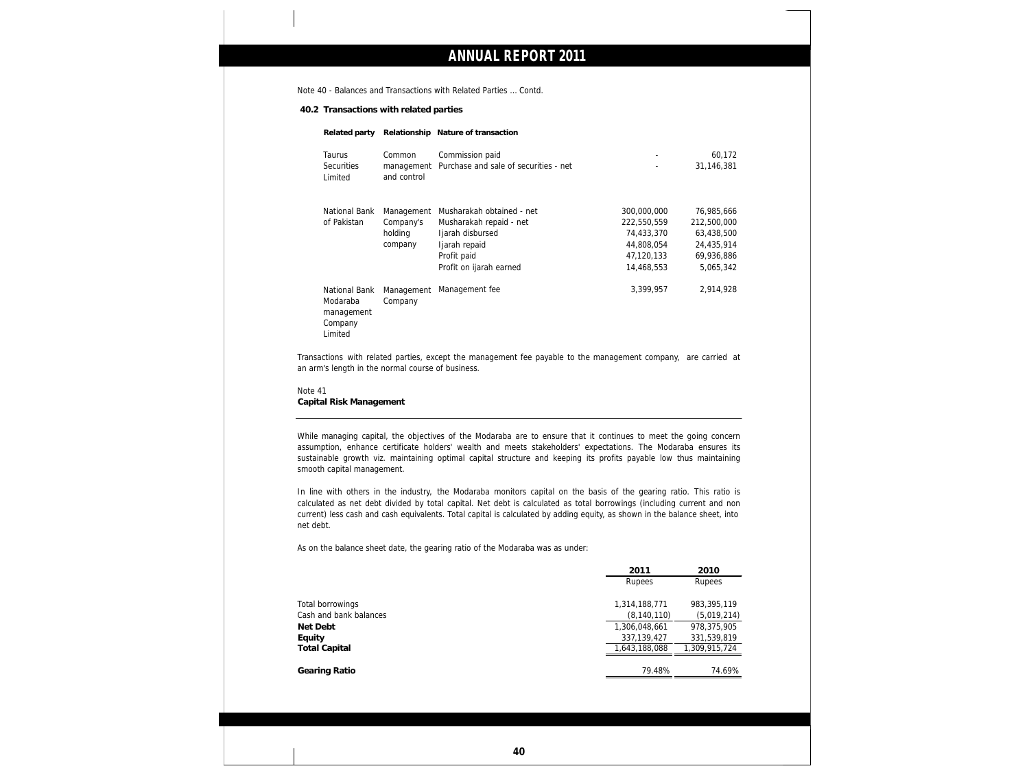Note 40 - Balances and Transactions with Related Parties ... Contd.

**40.2 Transactions with related parties**

| Related party | Relationship | Nature of transaction | | |
|---|---|---|---|---|
| Taurus Securities Limited | Common management and control | Commission paid | - | 60,172 |
| | | Purchase and sale of securities - net | - | 31,146,381 |
| National Bank of Pakistan | Management Company's holding company | Musharakah obtained - net | 300,000,000 | 76,985,666 |
| | | Musharakah repaid - net | 222,550,559 | 212,500,000 |
| | | Ijarah disbursed | 74,433,370 | 63,438,500 |
| | | Ijarah repaid | 44,808,054 | 24,435,914 |
| | | Profit paid | 47,120,133 | 69,936,886 |
| | | Profit on ijarah earned | 14,468,553 | 5,065,342 |
| National Bank Modaraba management Company Limited | Management Company | Management fee | 3,399,957 | 2,914,928 |

Transactions with related parties, except the management fee payable to the management company, are carried at an arm's length in the normal course of business.

Note 41

**Capital Risk Management**

While managing capital, the objectives of the Modaraba are to ensure that it continues to meet the going concern assumption, enhance certificate holders' wealth and meets stakeholders' expectations. The Modaraba ensures its sustainable growth viz. maintaining optimal capital structure and keeping its profits payable low thus maintaining smooth capital management.

In line with others in the industry, the Modaraba monitors capital on the basis of the gearing ratio. This ratio is calculated as net debt divided by total capital. Net debt is calculated as total borrowings (including current and non current) less cash and cash equivalents. Total capital is calculated by adding equity, as shown in the balance sheet, into net debt.

As on the balance sheet date, the gearing ratio of the Modaraba was as under:

| | 2011 | 2010 |
|---|---|---|
| | Rupees | Rupees |
| Total borrowings | 1,314,188,771 | 983,395,119 |
| Cash and bank balances | (8,140,110) | (5,019,214) |
| **Net Debt** | 1,306,048,661 | 978,375,905 |
| **Equity** | 337,139,427 | 331,539,819 |
| **Total Capital** | 1,643,188,088 | 1,309,915,724 |
| **Gearing Ratio** | 79.48% | 74.69% |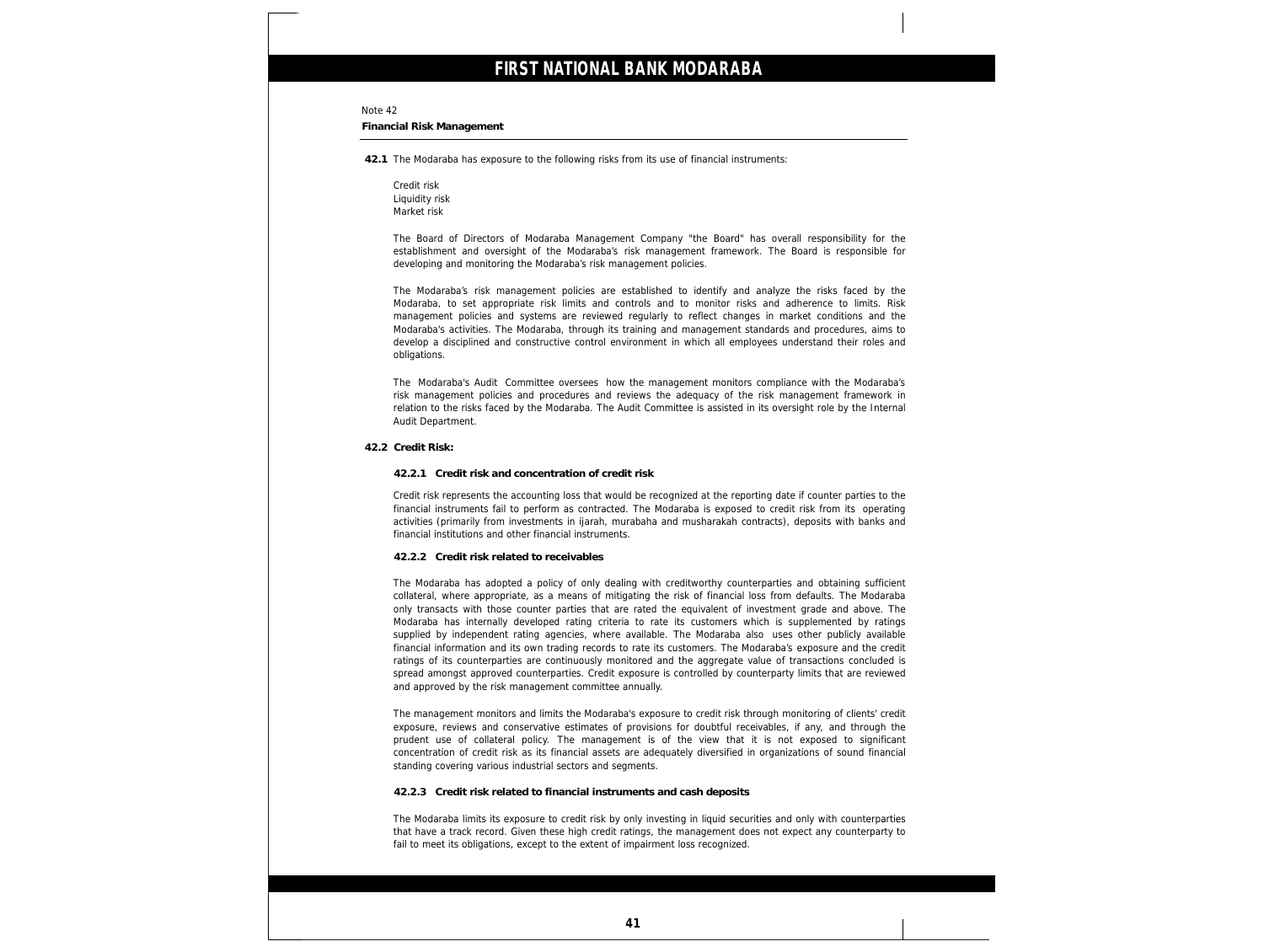Note 42

**Financial Risk Management**

**42.1** The Modaraba has exposure to the following risks from its use of financial instruments:

Credit risk
Liquidity risk
Market risk

The Board of Directors of Modaraba Management Company "the Board" has overall responsibility for the establishment and oversight of the Modaraba's risk management framework. The Board is responsible for developing and monitoring the Modaraba's risk management policies.

The Modaraba's risk management policies are established to identify and analyze the risks faced by the Modaraba, to set appropriate risk limits and controls and to monitor risks and adherence to limits. Risk management policies and systems are reviewed regularly to reflect changes in market conditions and the Modaraba's activities. The Modaraba, through its training and management standards and procedures, aims to develop a disciplined and constructive control environment in which all employees understand their roles and obligations.

The Modaraba's Audit Committee oversees how the management monitors compliance with the Modaraba's risk management policies and procedures and reviews the adequacy of the risk management framework in relation to the risks faced by the Modaraba. The Audit Committee is assisted in its oversight role by the Internal Audit Department.

**42.2 Credit Risk:**

**42.2.1 Credit risk and concentration of credit risk**

Credit risk represents the accounting loss that would be recognized at the reporting date if counter parties to the financial instruments fail to perform as contracted. The Modaraba is exposed to credit risk from its operating activities (primarily from investments in ijarah, murabaha and musharakah contracts), deposits with banks and financial institutions and other financial instruments.

**42.2.2 Credit risk related to receivables**

The Modaraba has adopted a policy of only dealing with creditworthy counterparties and obtaining sufficient collateral, where appropriate, as a means of mitigating the risk of financial loss from defaults. The Modaraba only transacts with those counter parties that are rated the equivalent of investment grade and above. The Modaraba has internally developed rating criteria to rate its customers which is supplemented by ratings supplied by independent rating agencies, where available. The Modaraba also uses other publicly available financial information and its own trading records to rate its customers. The Modaraba's exposure and the credit ratings of its counterparties are continuously monitored and the aggregate value of transactions concluded is spread amongst approved counterparties. Credit exposure is controlled by counterparty limits that are reviewed and approved by the risk management committee annually.

The management monitors and limits the Modaraba's exposure to credit risk through monitoring of clients' credit exposure, reviews and conservative estimates of provisions for doubtful receivables, if any, and through the prudent use of collateral policy. The management is of the view that it is not exposed to significant concentration of credit risk as its financial assets are adequately diversified in organizations of sound financial standing covering various industrial sectors and segments.

**42.2.3 Credit risk related to financial instruments and cash deposits**

The Modaraba limits its exposure to credit risk by only investing in liquid securities and only with counterparties that have a track record. Given these high credit ratings, the management does not expect any counterparty to fail to meet its obligations, except to the extent of impairment loss recognized.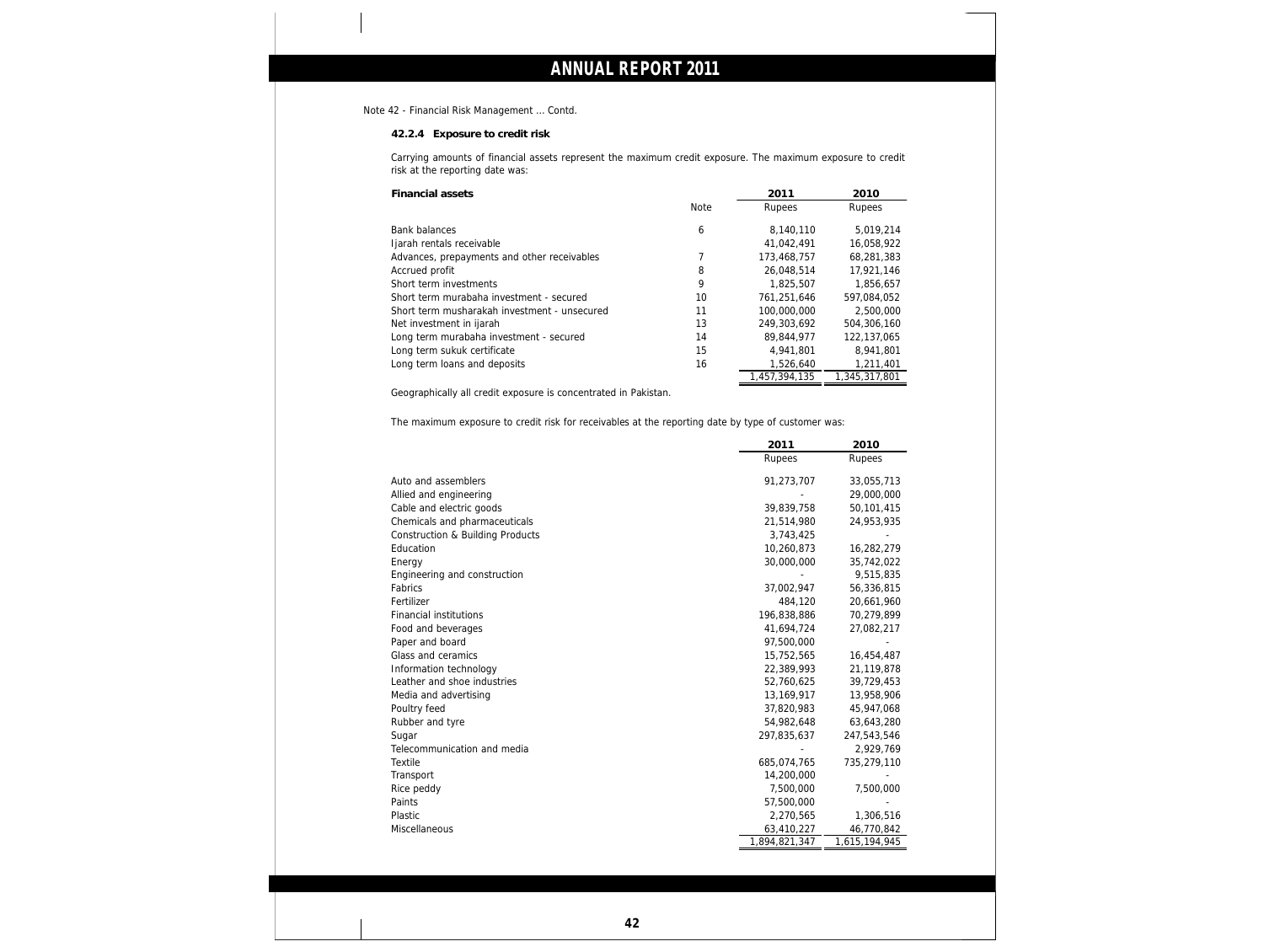Note 42 - Financial Risk Management ... Contd.

### 42.2.4 Exposure to credit risk

Carrying amounts of financial assets represent the maximum credit exposure. The maximum exposure to credit risk at the reporting date was:

| Financial assets | Note | 2011 | 2010 |
|---|---|---|---|
| | | Rupees | Rupees |
| Bank balances | 6 | 8,140,110 | 5,019,214 |
| Ijarah rentals receivable | | 41,042,491 | 16,058,922 |
| Advances, prepayments and other receivables | 7 | 173,468,757 | 68,281,383 |
| Accrued profit | 8 | 26,048,514 | 17,921,146 |
| Short term investments | 9 | 1,825,507 | 1,856,657 |
| Short term murabaha investment - secured | 10 | 761,251,646 | 597,084,052 |
| Short term musharakah investment - unsecured | 11 | 100,000,000 | 2,500,000 |
| Net investment in ijarah | 13 | 249,303,692 | 504,306,160 |
| Long term murabaha investment - secured | 14 | 89,844,977 | 122,137,065 |
| Long term sukuk certificate | 15 | 4,941,801 | 8,941,801 |
| Long term loans and deposits | 16 | 1,526,640 | 1,211,401 |
| | | 1,457,394,135 | 1,345,317,801 |

Geographically all credit exposure is concentrated in Pakistan.

The maximum exposure to credit risk for receivables at the reporting date by type of customer was:

| | 2011 | 2010 |
|---|---|---|
| | Rupees | Rupees |
| Auto and assemblers | 91,273,707 | 33,055,713 |
| Allied and engineering | - | 29,000,000 |
| Cable and electric goods | 39,839,758 | 50,101,415 |
| Chemicals and pharmaceuticals | 21,514,980 | 24,953,935 |
| Construction & Building Products | 3,743,425 | - |
| Education | 10,260,873 | 16,282,279 |
| Energy | 30,000,000 | 35,742,022 |
| Engineering and construction | - | 9,515,835 |
| Fabrics | 37,002,947 | 56,336,815 |
| Fertilizer | 484,120 | 20,661,960 |
| Financial institutions | 196,838,886 | 70,279,899 |
| Food and beverages | 41,694,724 | 27,082,217 |
| Paper and board | 97,500,000 | - |
| Glass and ceramics | 15,752,565 | 16,454,487 |
| Information technology | 22,389,993 | 21,119,878 |
| Leather and shoe industries | 52,760,625 | 39,729,453 |
| Media and advertising | 13,169,917 | 13,958,906 |
| Poultry feed | 37,820,983 | 45,947,068 |
| Rubber and tyre | 54,982,648 | 63,643,280 |
| Sugar | 297,835,637 | 247,543,546 |
| Telecommunication and media | - | 2,929,769 |
| Textile | 685,074,765 | 735,279,110 |
| Transport | 14,200,000 | - |
| Rice peddy | 7,500,000 | 7,500,000 |
| Paints | 57,500,000 | - |
| Plastic | 2,270,565 | 1,306,516 |
| Miscellaneous | 63,410,227 | 46,770,842 |
| | 1,894,821,347 | 1,615,194,945 |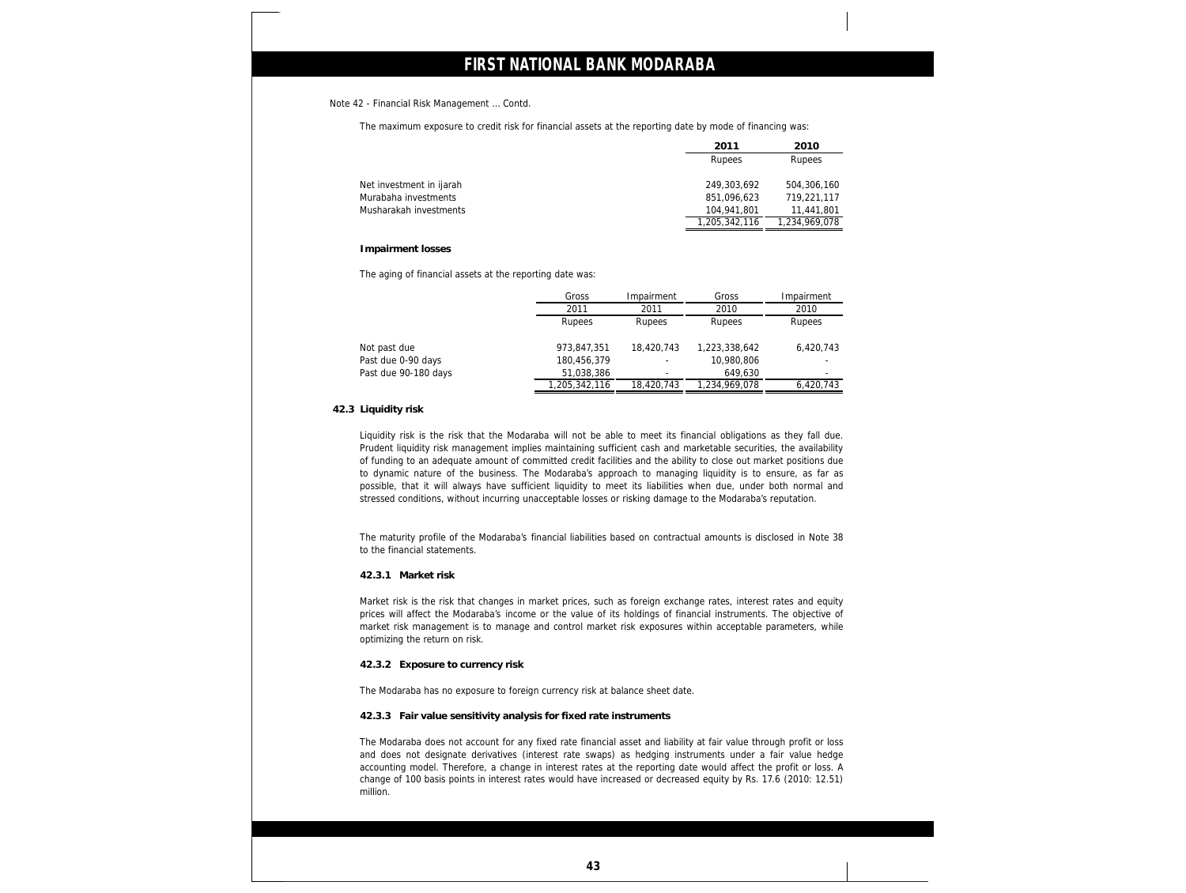Note 42 - Financial Risk Management ... Contd.

The maximum exposure to credit risk for financial assets at the reporting date by mode of financing was:

| | 2011 | 2010 |
|---|---|---|
| | Rupees | Rupees |
| Net investment in ijarah | 249,303,692 | 504,306,160 |
| Murabaha investments | 851,096,623 | 719,221,117 |
| Musharakah investments | 104,941,801 | 11,441,801 |
| | 1,205,342,116 | 1,234,969,078 |

**Impairment losses**

The aging of financial assets at the reporting date was:

| | Gross | Impairment | Gross | Impairment |
|---|---|---|---|---|
| | 2011 | 2011 | 2010 | 2010 |
| | Rupees | Rupees | Rupees | Rupees |
| Not past due | 973,847,351 | 18,420,743 | 1,223,338,642 | 6,420,743 |
| Past due 0-90 days | 180,456,379 | - | 10,980,806 | - |
| Past due 90-180 days | 51,038,386 | - | 649,630 | - |
| | 1,205,342,116 | 18,420,743 | 1,234,969,078 | 6,420,743 |

**42.3 Liquidity risk**

Liquidity risk is the risk that the Modaraba will not be able to meet its financial obligations as they fall due. Prudent liquidity risk management implies maintaining sufficient cash and marketable securities, the availability of funding to an adequate amount of committed credit facilities and the ability to close out market positions due to dynamic nature of the business. The Modaraba's approach to managing liquidity is to ensure, as far as possible, that it will always have sufficient liquidity to meet its liabilities when due, under both normal and stressed conditions, without incurring unacceptable losses or risking damage to the Modaraba's reputation.

The maturity profile of the Modaraba's financial liabilities based on contractual amounts is disclosed in Note 38 to the financial statements.

**42.3.1 Market risk**

Market risk is the risk that changes in market prices, such as foreign exchange rates, interest rates and equity prices will affect the Modaraba's income or the value of its holdings of financial instruments. The objective of market risk management is to manage and control market risk exposures within acceptable parameters, while optimizing the return on risk.

**42.3.2 Exposure to currency risk**

The Modaraba has no exposure to foreign currency risk at balance sheet date.

**42.3.3 Fair value sensitivity analysis for fixed rate instruments**

The Modaraba does not account for any fixed rate financial asset and liability at fair value through profit or loss and does not designate derivatives (interest rate swaps) as hedging instruments under a fair value hedge accounting model. Therefore, a change in interest rates at the reporting date would affect the profit or loss. A change of 100 basis points in interest rates would have increased or decreased equity by Rs. 17.6 (2010: 12.51) million.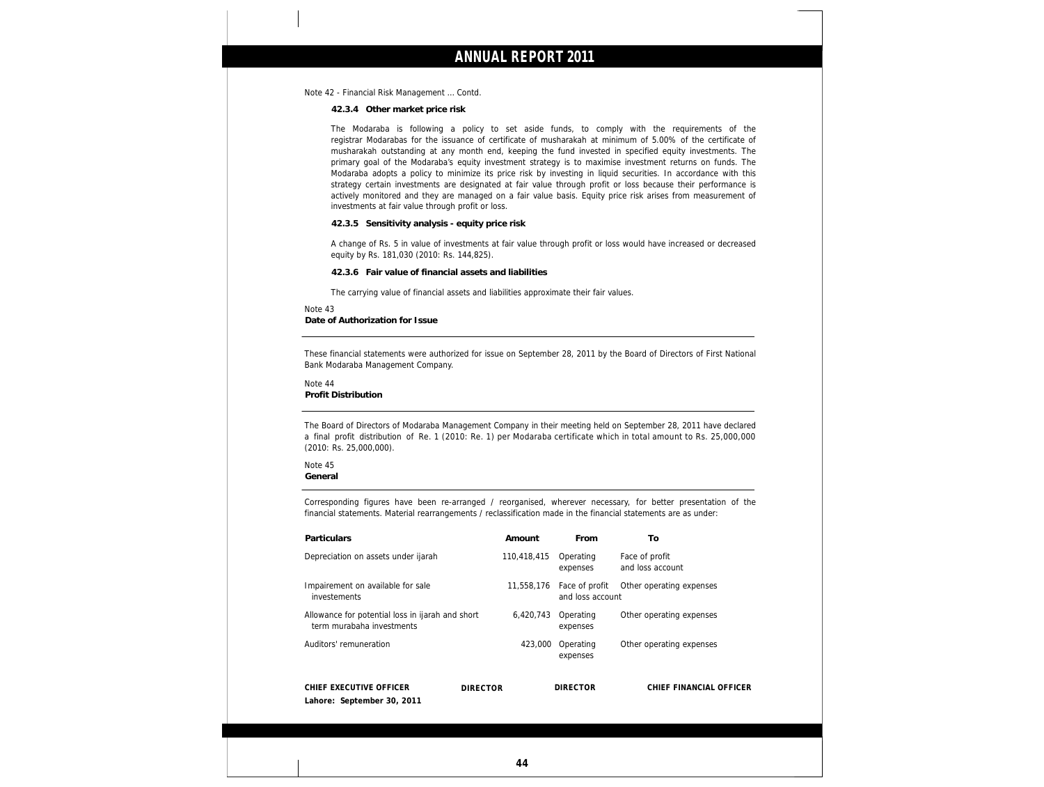Note 42 - Financial Risk Management ... Contd.

#### 42.3.4 Other market price risk

The Modaraba is following a policy to set aside funds, to comply with the requirements of the registrar Modarabas for the issuance of certificate of musharakah at minimum of 5.00% of the certificate of musharakah outstanding at any month end, keeping the fund invested in specified equity investments. The primary goal of the Modaraba's equity investment strategy is to maximise investment returns on funds. The Modaraba adopts a policy to minimize its price risk by investing in liquid securities. In accordance with this strategy certain investments are designated at fair value through profit or loss because their performance is actively monitored and they are managed on a fair value basis. Equity price risk arises from measurement of investments at fair value through profit or loss.

#### 42.3.5 Sensitivity analysis - equity price risk

A change of Rs. 5 in value of investments at fair value through profit or loss would have increased or decreased equity by Rs. 181,030 (2010: Rs. 144,825).

#### 42.3.6 Fair value of financial assets and liabilities

The carrying value of financial assets and liabilities approximate their fair values.

Note 43

**Date of Authorization for Issue**

These financial statements were authorized for issue on September 28, 2011 by the Board of Directors of First National Bank Modaraba Management Company.

Note 44

**Profit Distribution**

The Board of Directors of Modaraba Management Company in their meeting held on September 28, 2011 have declared a final profit distribution of Re. 1 (2010: Re. 1) per Modaraba certificate which in total amount to Rs. 25,000,000 (2010: Rs. 25,000,000).

Note 45

**General**

Corresponding figures have been re-arranged / reorganised, wherever necessary, for better presentation of the financial statements. Material rearrangements / reclassification made in the financial statements are as under:

| Particulars | Amount | From | To |
|---|---|---|---|
| Depreciation on assets under ijarah | 110,418,415 | Operating expenses | Face of profit and loss account |
| Impairement on available for sale investements | 11,558,176 | Face of profit and loss account | Other operating expenses |
| Allowance for potential loss in ijarah and short term murabaha investments | 6,420,743 | Operating expenses | Other operating expenses |
| Auditors' remuneration | 423,000 | Operating expenses | Other operating expenses |

**CHIEF EXECUTIVE OFFICER** **DIRECTOR** **DIRECTOR** **CHIEF FINANCIAL OFFICER**

**Lahore: September 30, 2011**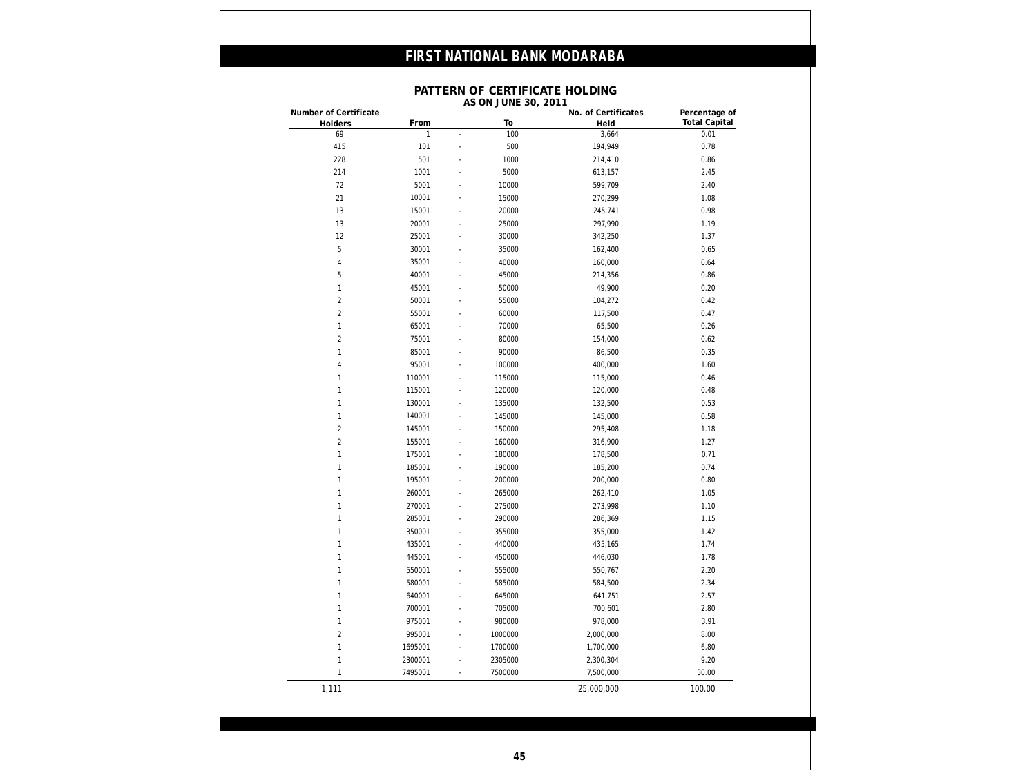# FIRST NATIONAL BANK MODARABA

## PATTERN OF CERTIFICATE HOLDING
### AS ON JUNE 30, 2011

| Number of Certificate Holders | From | | To | No. of Certificates Held | Percentage of Total Capital |
|---|---|---|---|---|---|
| 69 | 1 | - | 100 | 3,664 | 0.01 |
| 415 | 101 | - | 500 | 194,949 | 0.78 |
| 228 | 501 | - | 1000 | 214,410 | 0.86 |
| 214 | 1001 | - | 5000 | 613,157 | 2.45 |
| 72 | 5001 | - | 10000 | 599,709 | 2.40 |
| 21 | 10001 | - | 15000 | 270,299 | 1.08 |
| 13 | 15001 | - | 20000 | 245,741 | 0.98 |
| 13 | 20001 | - | 25000 | 297,990 | 1.19 |
| 12 | 25001 | - | 30000 | 342,250 | 1.37 |
| 5 | 30001 | - | 35000 | 162,400 | 0.65 |
| 4 | 35001 | - | 40000 | 160,000 | 0.64 |
| 5 | 40001 | - | 45000 | 214,356 | 0.86 |
| 1 | 45001 | - | 50000 | 49,900 | 0.20 |
| 2 | 50001 | - | 55000 | 104,272 | 0.42 |
| 2 | 55001 | - | 60000 | 117,500 | 0.47 |
| 1 | 65001 | - | 70000 | 65,500 | 0.26 |
| 2 | 75001 | - | 80000 | 154,000 | 0.62 |
| 1 | 85001 | - | 90000 | 86,500 | 0.35 |
| 4 | 95001 | - | 100000 | 400,000 | 1.60 |
| 1 | 110001 | - | 115000 | 115,000 | 0.46 |
| 1 | 115001 | - | 120000 | 120,000 | 0.48 |
| 1 | 130001 | - | 135000 | 132,500 | 0.53 |
| 1 | 140001 | - | 145000 | 145,000 | 0.58 |
| 2 | 145001 | - | 150000 | 295,408 | 1.18 |
| 2 | 155001 | - | 160000 | 316,900 | 1.27 |
| 1 | 175001 | - | 180000 | 178,500 | 0.71 |
| 1 | 185001 | - | 190000 | 185,200 | 0.74 |
| 1 | 195001 | - | 200000 | 200,000 | 0.80 |
| 1 | 260001 | - | 265000 | 262,410 | 1.05 |
| 1 | 270001 | - | 275000 | 273,998 | 1.10 |
| 1 | 285001 | - | 290000 | 286,369 | 1.15 |
| 1 | 350001 | - | 355000 | 355,000 | 1.42 |
| 1 | 435001 | - | 440000 | 435,165 | 1.74 |
| 1 | 445001 | - | 450000 | 446,030 | 1.78 |
| 1 | 550001 | - | 555000 | 550,767 | 2.20 |
| 1 | 580001 | - | 585000 | 584,500 | 2.34 |
| 1 | 640001 | - | 645000 | 641,751 | 2.57 |
| 1 | 700001 | - | 705000 | 700,601 | 2.80 |
| 1 | 975001 | - | 980000 | 978,000 | 3.91 |
| 2 | 995001 | - | 1000000 | 2,000,000 | 8.00 |
| 1 | 1695001 | - | 1700000 | 1,700,000 | 6.80 |
| 1 | 2300001 | - | 2305000 | 2,300,304 | 9.20 |
| 1 | 7495001 | - | 7500000 | 7,500,000 | 30.00 |
| 1,111 | | | | 25,000,000 | 100.00 |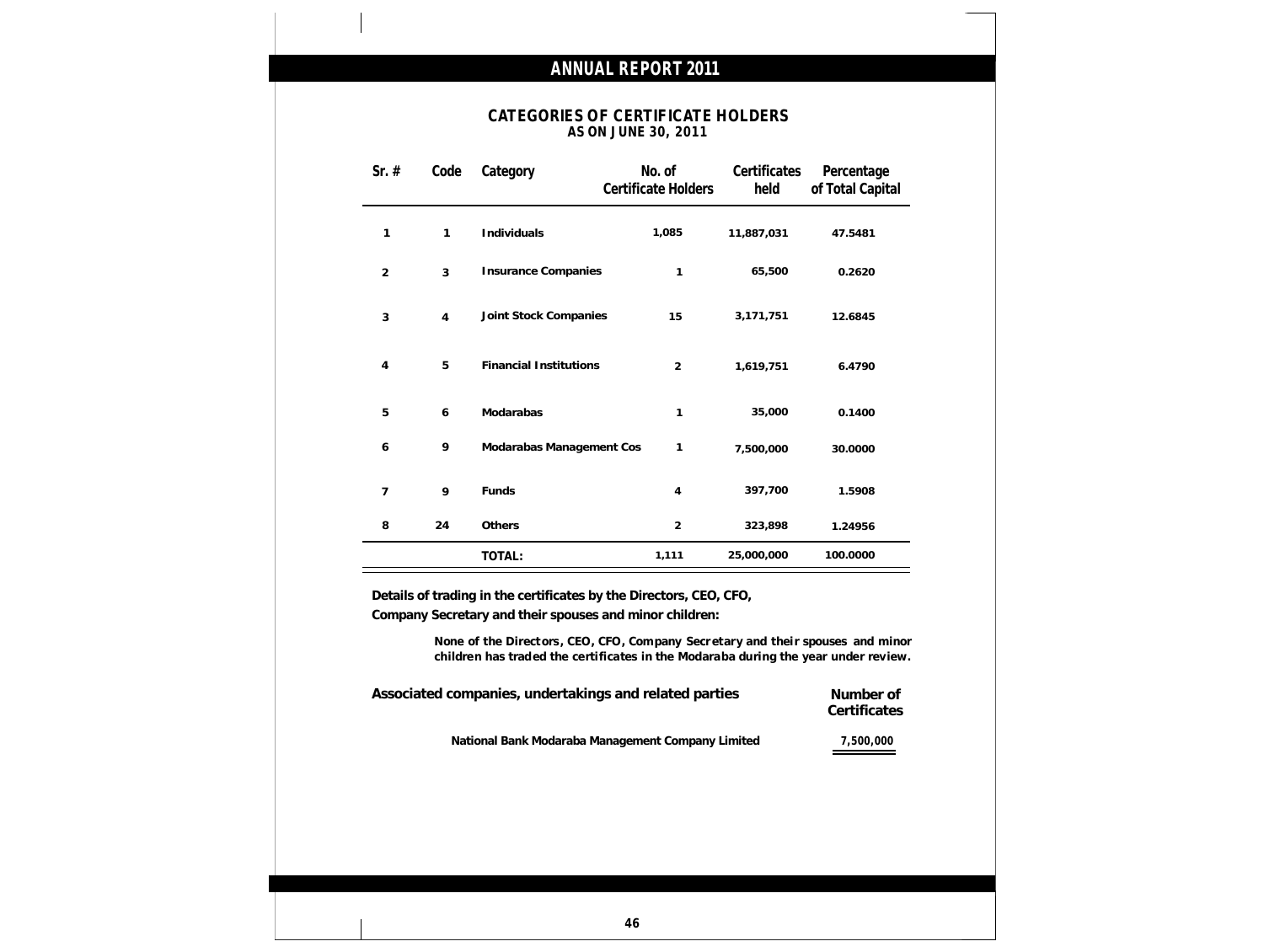## CATEGORIES OF CERTIFICATE HOLDERS
### AS ON JUNE 30, 2011

| Sr. # | Code | Category | No. of Certificate Holders | Certificates held | Percentage of Total Capital |
|---|---|---|---|---|---|
| 1 | 1 | Individuals | 1,085 | 11,887,031 | 47.5481 |
| 2 | 3 | Insurance Companies | 1 | 65,500 | 0.2620 |
| 3 | 4 | Joint Stock Companies | 15 | 3,171,751 | 12.6845 |
| 4 | 5 | Financial Institutions | 2 | 1,619,751 | 6.4790 |
| 5 | 6 | Modarabas | 1 | 35,000 | 0.1400 |
| 6 | 9 | Modarabas Management Cos | 1 | 7,500,000 | 30.0000 |
| 7 | 9 | Funds | 4 | 397,700 | 1.5908 |
| 8 | 24 | Others | 2 | 323,898 | 1.24956 |
| | | TOTAL: | 1,111 | 25,000,000 | 100.0000 |

**Details of trading in the certificates by the Directors, CEO, CFO, Company Secretary and their spouses and minor children:**

None of the Directors, CEO, CFO, Company Secretary and their spouses and minor children has traded the certificates in the Modaraba during the year under review.

| Associated companies, undertakings and related parties | Number of Certificates |
|---|---|
| National Bank Modaraba Management Company Limited | 7,500,000 |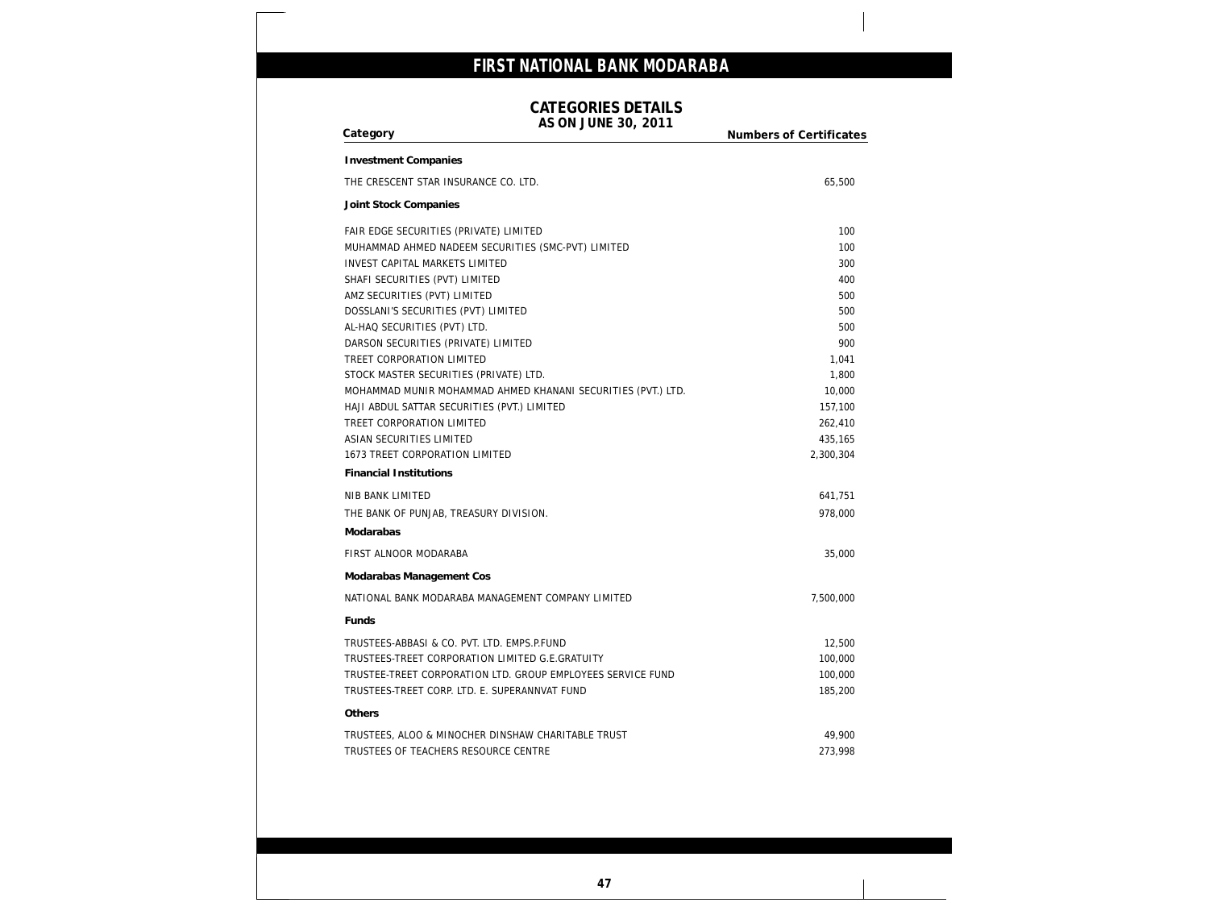# FIRST NATIONAL BANK MODARABA

## CATEGORIES DETAILS
### AS ON JUNE 30, 2011

| Category | Numbers of Certificates |
|---|---|
| **Investment Companies** | |
| THE CRESCENT STAR INSURANCE CO. LTD. | 65,500 |
| **Joint Stock Companies** | |
| FAIR EDGE SECURITIES (PRIVATE) LIMITED | 100 |
| MUHAMMAD AHMED NADEEM SECURITIES (SMC-PVT) LIMITED | 100 |
| INVEST CAPITAL MARKETS LIMITED | 300 |
| SHAFI SECURITIES (PVT) LIMITED | 400 |
| AMZ SECURITIES (PVT) LIMITED | 500 |
| DOSSLANI'S SECURITIES (PVT) LIMITED | 500 |
| AL-HAQ SECURITIES (PVT) LTD. | 500 |
| DARSON SECURITIES (PRIVATE) LIMITED | 900 |
| TREET CORPORATION LIMITED | 1,041 |
| STOCK MASTER SECURITIES (PRIVATE) LTD. | 1,800 |
| MOHAMMAD MUNIR MOHAMMAD AHMED KHANANI SECURITIES (PVT.) LTD. | 10,000 |
| HAJI ABDUL SATTAR SECURITIES (PVT.) LIMITED | 157,100 |
| TREET CORPORATION LIMITED | 262,410 |
| ASIAN SECURITIES LIMITED | 435,165 |
| 1673 TREET CORPORATION LIMITED | 2,300,304 |
| **Financial Institutions** | |
| NIB BANK LIMITED | 641,751 |
| THE BANK OF PUNJAB, TREASURY DIVISION. | 978,000 |
| **Modarabas** | |
| FIRST ALNOOR MODARABA | 35,000 |
| **Modarabas Management Cos** | |
| NATIONAL BANK MODARABA MANAGEMENT COMPANY LIMITED | 7,500,000 |
| **Funds** | |
| TRUSTEES-ABBASI & CO. PVT. LTD. EMPS.P.FUND | 12,500 |
| TRUSTEES-TREET CORPORATION LIMITED G.E.GRATUITY | 100,000 |
| TRUSTEE-TREET CORPORATION LTD. GROUP EMPLOYEES SERVICE FUND | 100,000 |
| TRUSTEES-TREET CORP. LTD. E. SUPERANNVAT FUND | 185,200 |
| **Others** | |
| TRUSTEES, ALOO & MINOCHER DINSHAW CHARITABLE TRUST | 49,900 |
| TRUSTEES OF TEACHERS RESOURCE CENTRE | 273,998 |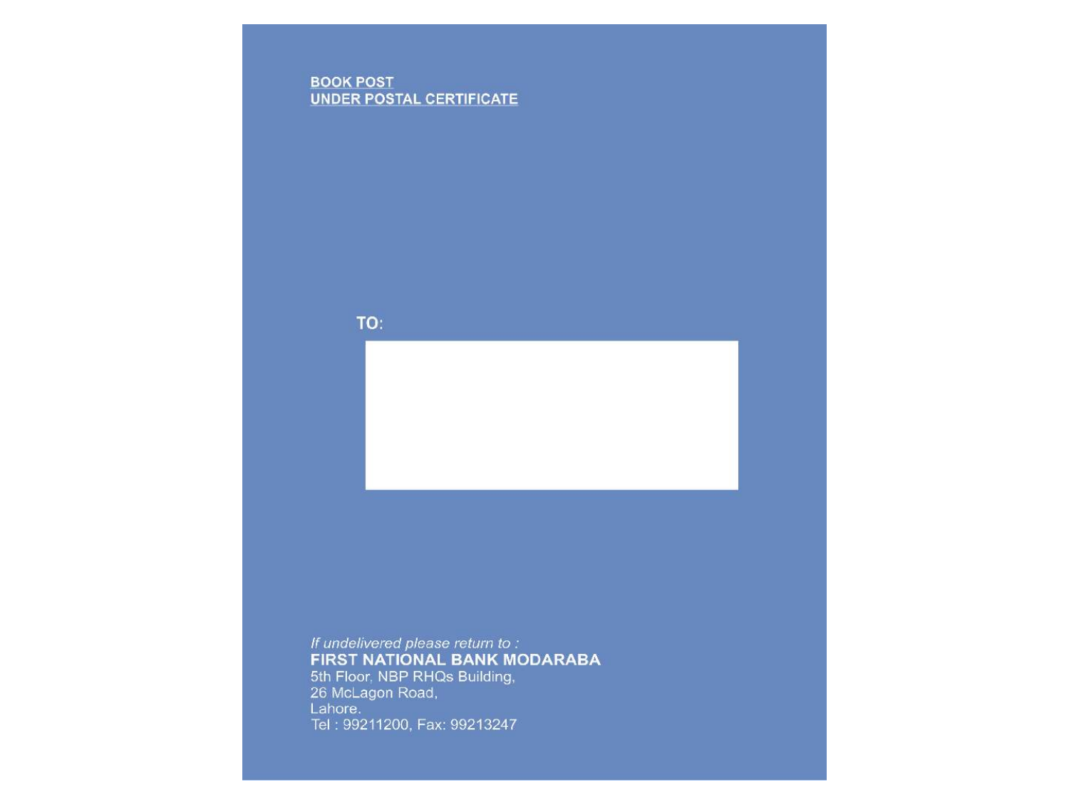**BOOK POST**
**UNDER POSTAL CERTIFICATE**

**TO:**

*If undelivered please return to :*

**FIRST NATIONAL BANK MODARABA**

5th Floor, NBP RHQs Building,
26 McLagon Road,
Lahore.
Tel : 99211200, Fax: 99213247